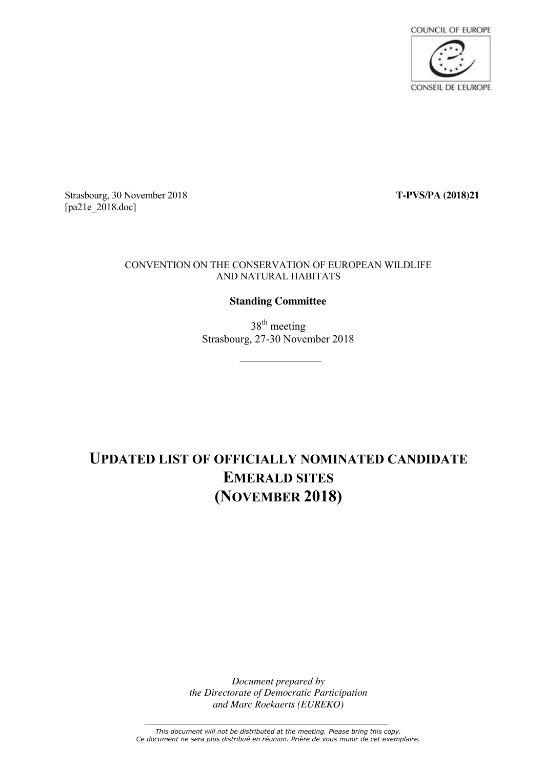COUNCIL OF EUROPE

CONSEIL DE L'EUROPE

Strasbourg, 30 November 2018 **T-PVS/PA (2018)21**
[pa21e_2018.doc]

CONVENTION ON THE CONSERVATION OF EUROPEAN WILDLIFE AND NATURAL HABITATS

**Standing Committee**

38th meeting
Strasbourg, 27-30 November 2018

---

# UPDATED LIST OF OFFICIALLY NOMINATED CANDIDATE EMERALD SITES (NOVEMBER 2018)

*Document prepared by*
*the Directorate of Democratic Participation*
*and Marc Roekaerts (EUREKO)*

---

*This document will not be distributed at the meeting. Please bring this copy.*
*Ce document ne sera plus distribué en réunion. Prière de vous munir de cet exemplaire.*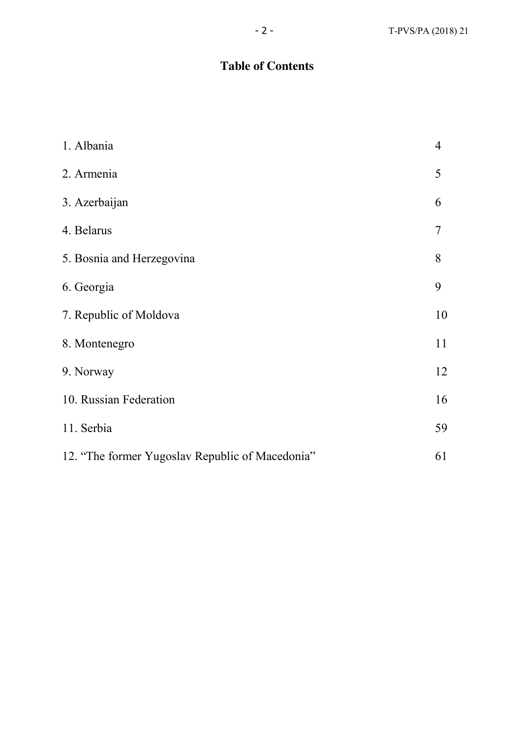# Table of Contents

| | |
|---|---|
| 1. Albania | 4 |
| 2. Armenia | 5 |
| 3. Azerbaijan | 6 |
| 4. Belarus | 7 |
| 5. Bosnia and Herzegovina | 8 |
| 6. Georgia | 9 |
| 7. Republic of Moldova | 10 |
| 8. Montenegro | 11 |
| 9. Norway | 12 |
| 10. Russian Federation | 16 |
| 11. Serbia | 59 |
| 12. "The former Yugoslav Republic of Macedonia" | 61 |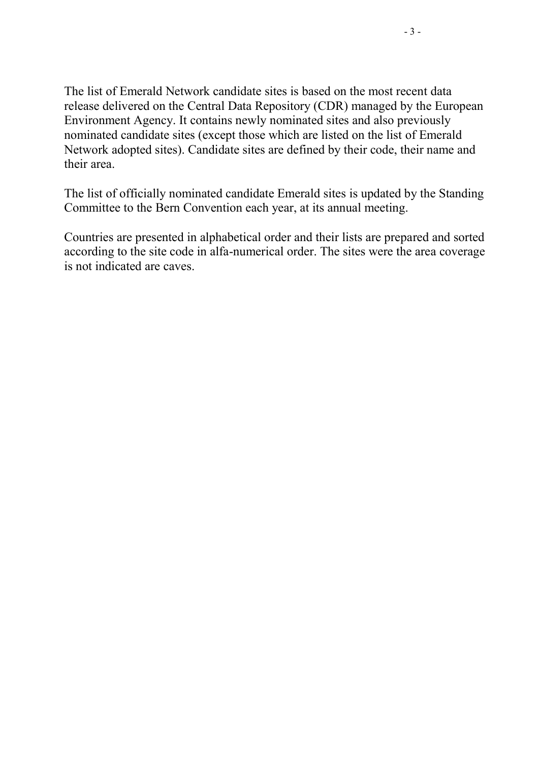The list of Emerald Network candidate sites is based on the most recent data release delivered on the Central Data Repository (CDR) managed by the European Environment Agency. It contains newly nominated sites and also previously nominated candidate sites (except those which are listed on the list of Emerald Network adopted sites). Candidate sites are defined by their code, their name and their area.

The list of officially nominated candidate Emerald sites is updated by the Standing Committee to the Bern Convention each year, at its annual meeting.

Countries are presented in alphabetical order and their lists are prepared and sorted according to the site code in alfa-numerical order. The sites were the area coverage is not indicated are caves.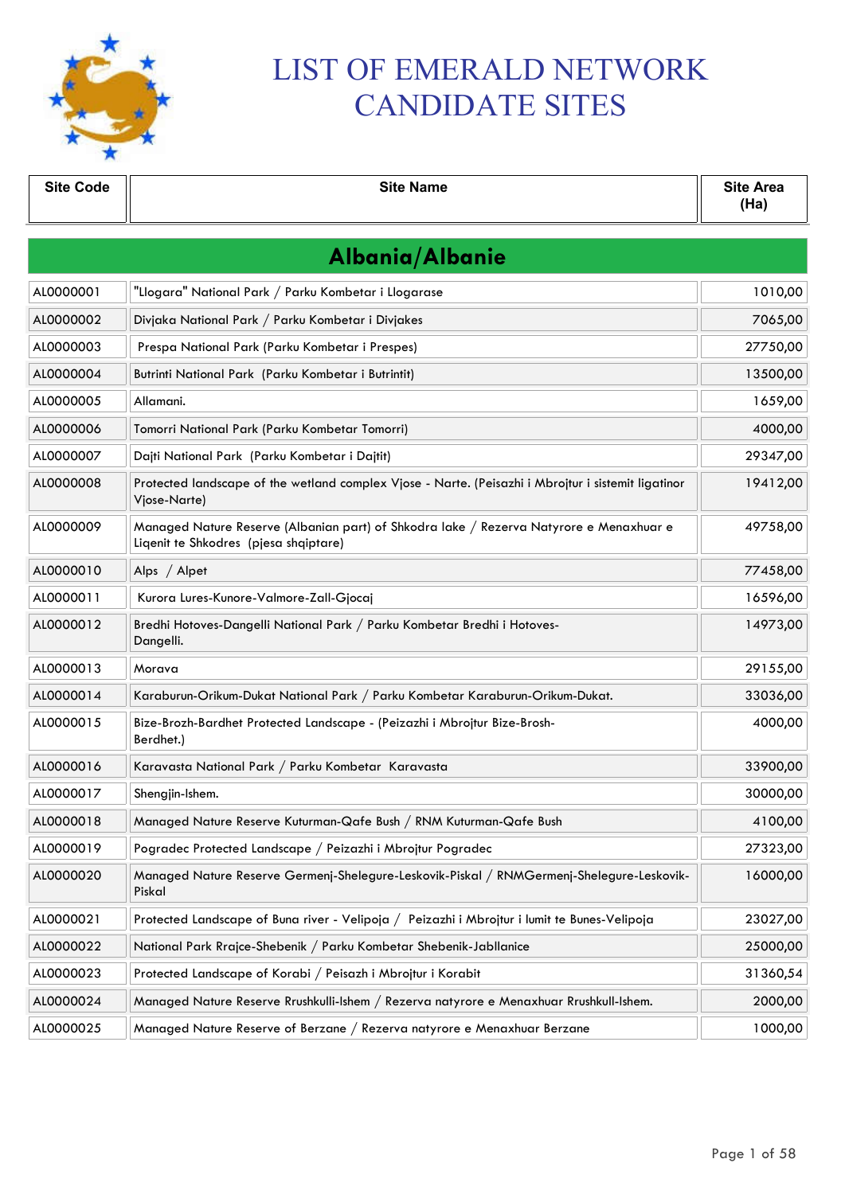# LIST OF EMERALD NETWORK CANDIDATE SITES

| Site Code | Site Name | Site Area (Ha) |
|---|---|---|
| | **Albania/Albanie** | |
| AL0000001 | "Llogara" National Park / Parku Kombetar i Llogarase | 1010,00 |
| AL0000002 | Divjaka National Park / Parku Kombetar i Divjakes | 7065,00 |
| AL0000003 | Prespa National Park (Parku Kombetar i Prespes) | 27750,00 |
| AL0000004 | Butrinti National Park (Parku Kombetar i Butrintit) | 13500,00 |
| AL0000005 | Allamani. | 1659,00 |
| AL0000006 | Tomorri National Park (Parku Kombetar Tomorri) | 4000,00 |
| AL0000007 | Dajti National Park (Parku Kombetar i Dajtit) | 29347,00 |
| AL0000008 | Protected landscape of the wetland complex Vjose - Narte. (Peisazhi i Mbrojtur i sistemit ligatinor Vjose-Narte) | 19412,00 |
| AL0000009 | Managed Nature Reserve (Albanian part) of Shkodra lake / Rezerva Natyrore e Menaxhuar e Liqenit te Shkodres (pjesa shqiptare) | 49758,00 |
| AL0000010 | Alps / Alpet | 77458,00 |
| AL0000011 | Kurora Lures-Kunore-Valmore-Zall-Gjocaj | 16596,00 |
| AL0000012 | Bredhi Hotoves-Dangelli National Park / Parku Kombetar Bredhi i Hotoves-Dangelli. | 14973,00 |
| AL0000013 | Morava | 29155,00 |
| AL0000014 | Karaburun-Orikum-Dukat National Park / Parku Kombetar Karaburun-Orikum-Dukat. | 33036,00 |
| AL0000015 | Bize-Brozh-Bardhet Protected Landscape - (Peizazhi i Mbrojtur Bize-Brosh-Berdhet.) | 4000,00 |
| AL0000016 | Karavasta National Park / Parku Kombetar Karavasta | 33900,00 |
| AL0000017 | Shengjin-Ishem. | 30000,00 |
| AL0000018 | Managed Nature Reserve Kuturman-Qafe Bush / RNM Kuturman-Qafe Bush | 4100,00 |
| AL0000019 | Pogradec Protected Landscape / Peizazhi i Mbrojtur Pogradec | 27323,00 |
| AL0000020 | Managed Nature Reserve Germenj-Shelegure-Leskovik-Piskal / RNMGermenj-Shelegure-Leskovik-Piskal | 16000,00 |
| AL0000021 | Protected Landscape of Buna river - Velipoja / Peizazhi i Mbrojtur i lumit te Bunes-Velipoja | 23027,00 |
| AL0000022 | National Park Rrajce-Shebenik / Parku Kombetar Shebenik-Jabllanice | 25000,00 |
| AL0000023 | Protected Landscape of Korabi / Peisazh i Mbrojtur i Korabit | 31360,54 |
| AL0000024 | Managed Nature Reserve Rrushkulli-Ishem / Rezerva natyrore e Menaxhuar Rrushkull-Ishem. | 2000,00 |
| AL0000025 | Managed Nature Reserve of Berzane / Rezerva natyrore e Menaxhuar Berzane | 1000,00 |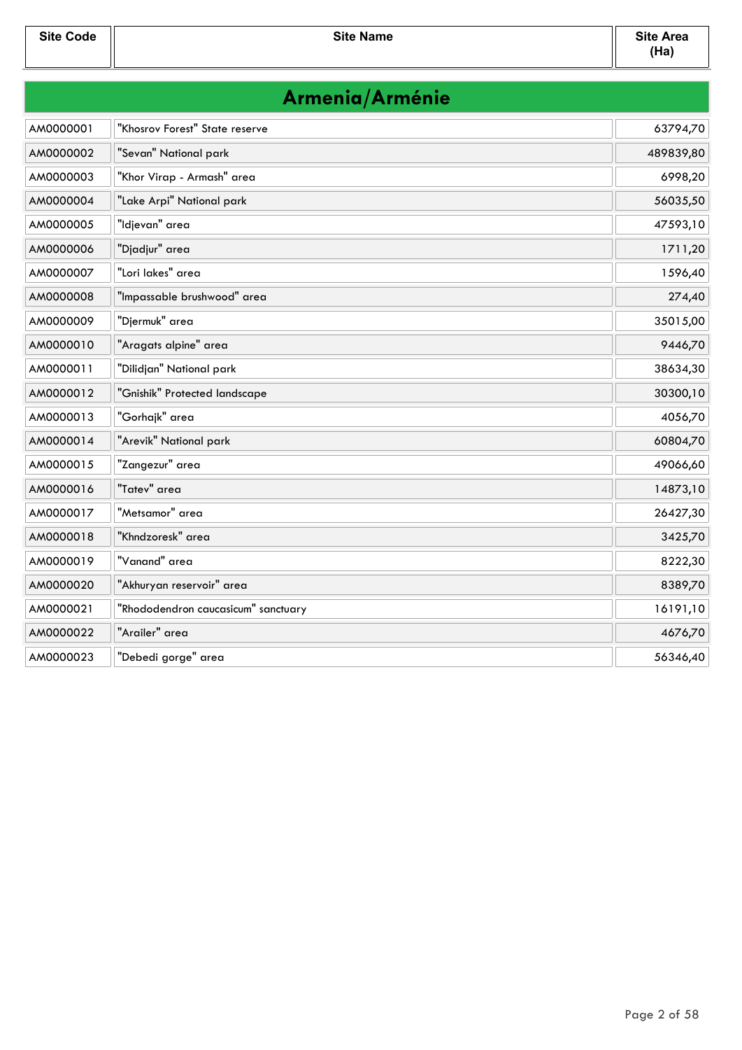| Site Code | Site Name | Site Area (Ha) |
|---|---|---|

## Armenia/Arménie

| Site Code | Site Name | Site Area (Ha) |
|---|---|---|
| AM0000001 | "Khosrov Forest" State reserve | 63794,70 |
| AM0000002 | "Sevan" National park | 489839,80 |
| AM0000003 | "Khor Virap - Armash" area | 6998,20 |
| AM0000004 | "Lake Arpi" National park | 56035,50 |
| AM0000005 | "Idjevan" area | 47593,10 |
| AM0000006 | "Djadjur" area | 1711,20 |
| AM0000007 | "Lori lakes" area | 1596,40 |
| AM0000008 | "Impassable brushwood" area | 274,40 |
| AM0000009 | "Djermuk" area | 35015,00 |
| AM0000010 | "Aragats alpine" area | 9446,70 |
| AM0000011 | "Dilidjan" National park | 38634,30 |
| AM0000012 | "Gnishik" Protected landscape | 30300,10 |
| AM0000013 | "Gorhajk" area | 4056,70 |
| AM0000014 | "Arevik" National park | 60804,70 |
| AM0000015 | "Zangezur" area | 49066,60 |
| AM0000016 | "Tatev" area | 14873,10 |
| AM0000017 | "Metsamor" area | 26427,30 |
| AM0000018 | "Khndzoresk" area | 3425,70 |
| AM0000019 | "Vanand" area | 8222,30 |
| AM0000020 | "Akhuryan reservoir" area | 8389,70 |
| AM0000021 | "Rhododendron caucasicum" sanctuary | 16191,10 |
| AM0000022 | "Arailer" area | 4676,70 |
| AM0000023 | "Debedi gorge" area | 56346,40 |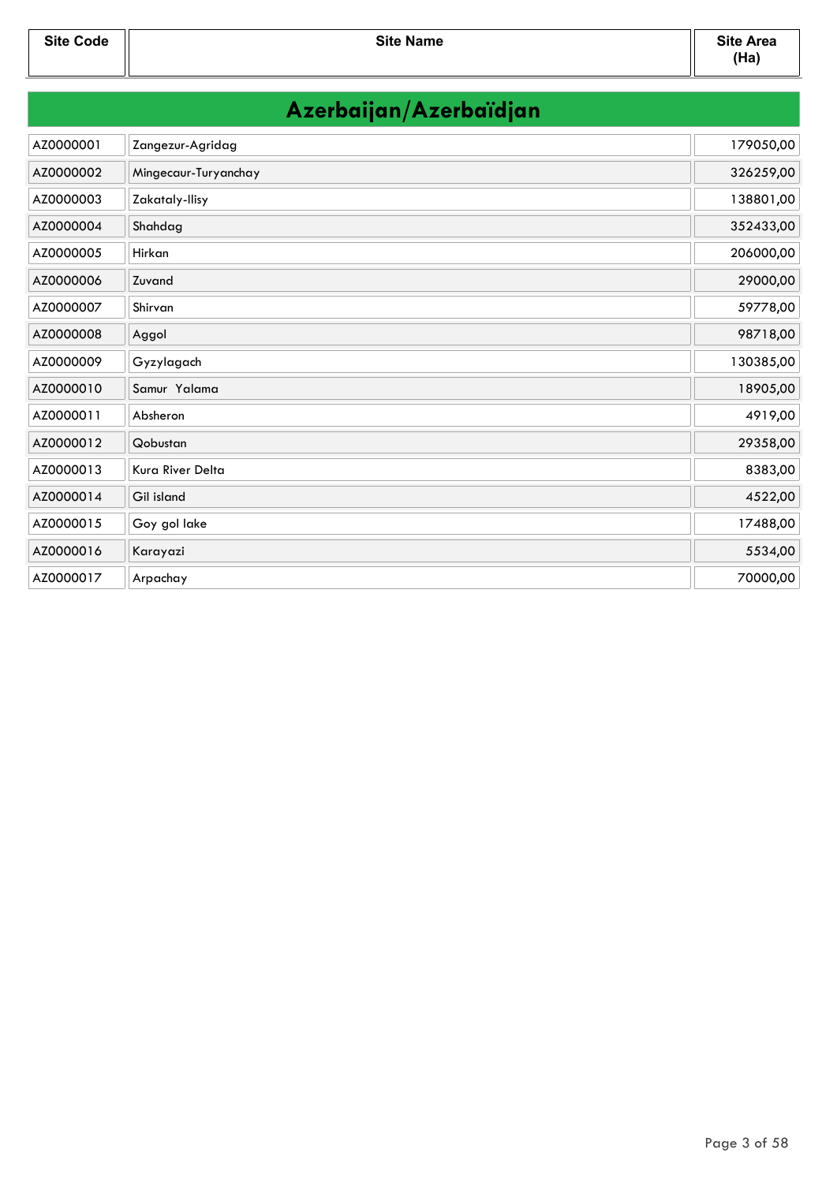| Site Code | Site Name | Site Area (Ha) |
|---|---|---|

## Azerbaijan/Azerbaïdjan

| Site Code | Site Name | Site Area (Ha) |
|---|---|---|
| AZ0000001 | Zangezur-Agridag | 179050,00 |
| AZ0000002 | Mingecaur-Turyanchay | 326259,00 |
| AZ0000003 | Zakataly-Ilisy | 138801,00 |
| AZ0000004 | Shahdag | 352433,00 |
| AZ0000005 | Hirkan | 206000,00 |
| AZ0000006 | Zuvand | 29000,00 |
| AZ0000007 | Shirvan | 59778,00 |
| AZ0000008 | Aggol | 98718,00 |
| AZ0000009 | Gyzylagach | 130385,00 |
| AZ0000010 | Samur Yalama | 18905,00 |
| AZ0000011 | Absheron | 4919,00 |
| AZ0000012 | Qobustan | 29358,00 |
| AZ0000013 | Kura River Delta | 8383,00 |
| AZ0000014 | Gil island | 4522,00 |
| AZ0000015 | Goy gol lake | 17488,00 |
| AZ0000016 | Karayazi | 5534,00 |
| AZ0000017 | Arpachay | 70000,00 |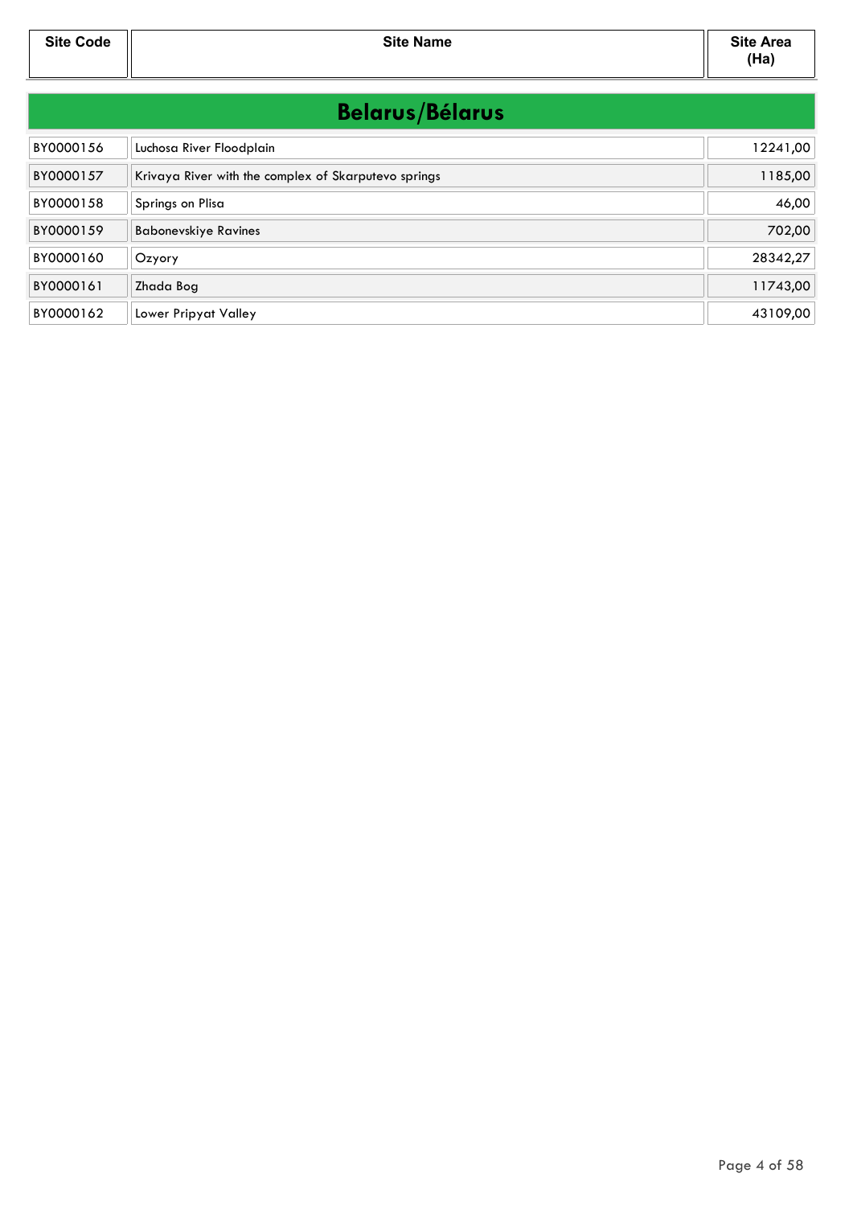| Site Code | Site Name | Site Area (Ha) |
|---|---|---|

## Belarus/Bélarus

| Site Code | Site Name | Site Area (Ha) |
|---|---|---|
| BY0000156 | Luchosa River Floodplain | 12241,00 |
| BY0000157 | Krivaya River with the complex of Skarputevo springs | 1185,00 |
| BY0000158 | Springs on Plisa | 46,00 |
| BY0000159 | Babonevskiye Ravines | 702,00 |
| BY0000160 | Ozyory | 28342,27 |
| BY0000161 | Zhada Bog | 11743,00 |
| BY0000162 | Lower Pripyat Valley | 43109,00 |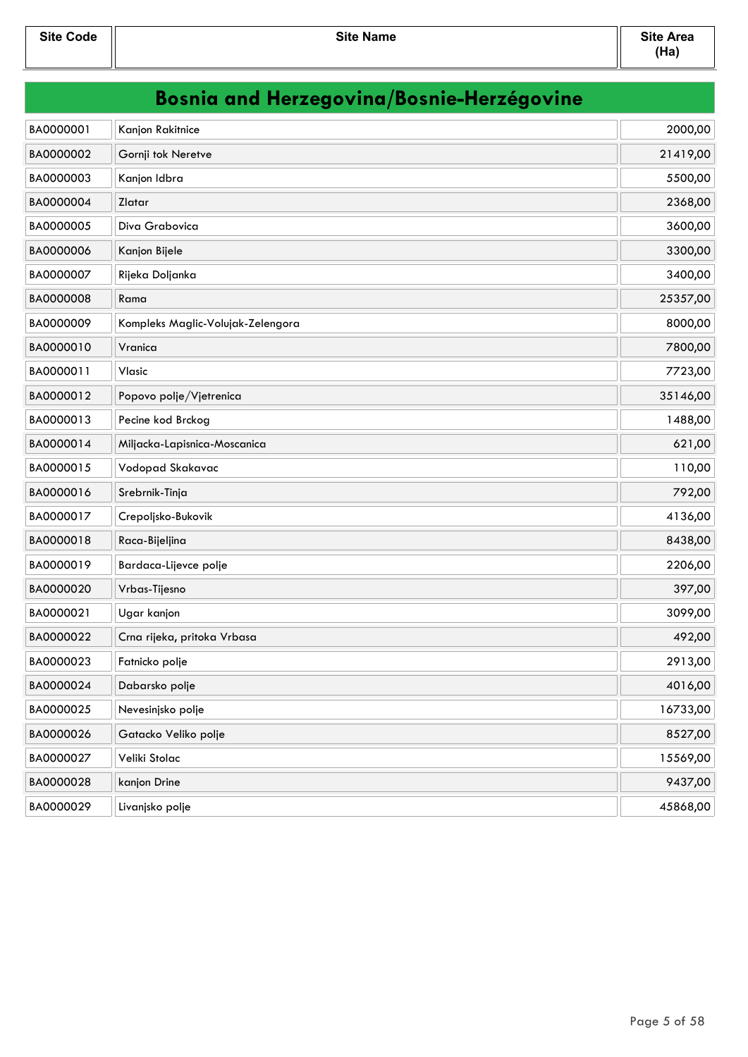| Site Code | Site Name | Site Area (Ha) |
|---|---|---|
| **Bosnia and Herzegovina/Bosnie-Herzégovine** | | |
| BA0000001 | Kanjon Rakitnice | 2000,00 |
| BA0000002 | Gornji tok Neretve | 21419,00 |
| BA0000003 | Kanjon Idbra | 5500,00 |
| BA0000004 | Zlatar | 2368,00 |
| BA0000005 | Diva Grabovica | 3600,00 |
| BA0000006 | Kanjon Bijele | 3300,00 |
| BA0000007 | Rijeka Doljanka | 3400,00 |
| BA0000008 | Rama | 25357,00 |
| BA0000009 | Kompleks Maglic-Volujak-Zelengora | 8000,00 |
| BA0000010 | Vranica | 7800,00 |
| BA0000011 | Vlasic | 7723,00 |
| BA0000012 | Popovo polje/Vjetrenica | 35146,00 |
| BA0000013 | Pecine kod Brckog | 1488,00 |
| BA0000014 | Miljacka-Lapisnica-Moscanica | 621,00 |
| BA0000015 | Vodopad Skakavac | 110,00 |
| BA0000016 | Srebrnik-Tinja | 792,00 |
| BA0000017 | Crepoljsko-Bukovik | 4136,00 |
| BA0000018 | Raca-Bijeljina | 8438,00 |
| BA0000019 | Bardaca-Lijevce polje | 2206,00 |
| BA0000020 | Vrbas-Tijesno | 397,00 |
| BA0000021 | Ugar kanjon | 3099,00 |
| BA0000022 | Crna rijeka, pritoka Vrbasa | 492,00 |
| BA0000023 | Fatnicko polje | 2913,00 |
| BA0000024 | Dabarsko polje | 4016,00 |
| BA0000025 | Nevesinjsko polje | 16733,00 |
| BA0000026 | Gatacko Veliko polje | 8527,00 |
| BA0000027 | Veliki Stolac | 15569,00 |
| BA0000028 | kanjon Drine | 9437,00 |
| BA0000029 | Livanjsko polje | 45868,00 |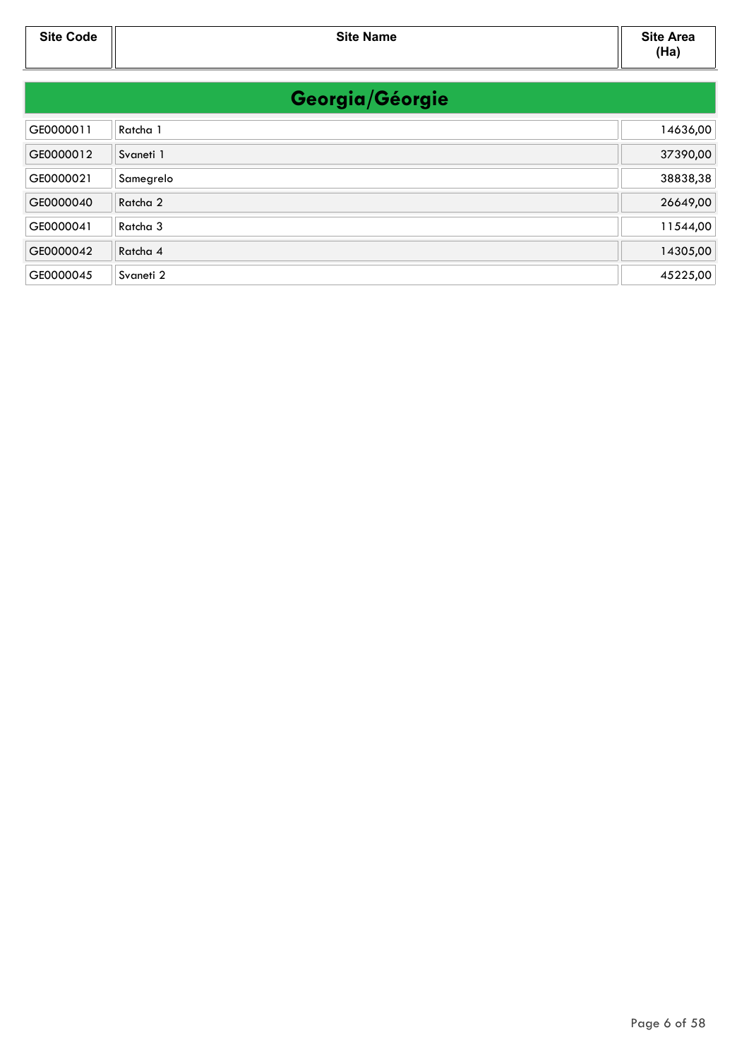| Site Code | Site Name | Site Area (Ha) |
|---|---|---|

## Georgia/Géorgie

| Site Code | Site Name | Site Area (Ha) |
|---|---|---|
| GE0000011 | Ratcha 1 | 14636,00 |
| GE0000012 | Svaneti 1 | 37390,00 |
| GE0000021 | Samegrelo | 38838,38 |
| GE0000040 | Ratcha 2 | 26649,00 |
| GE0000041 | Ratcha 3 | 11544,00 |
| GE0000042 | Ratcha 4 | 14305,00 |
| GE0000045 | Svaneti 2 | 45225,00 |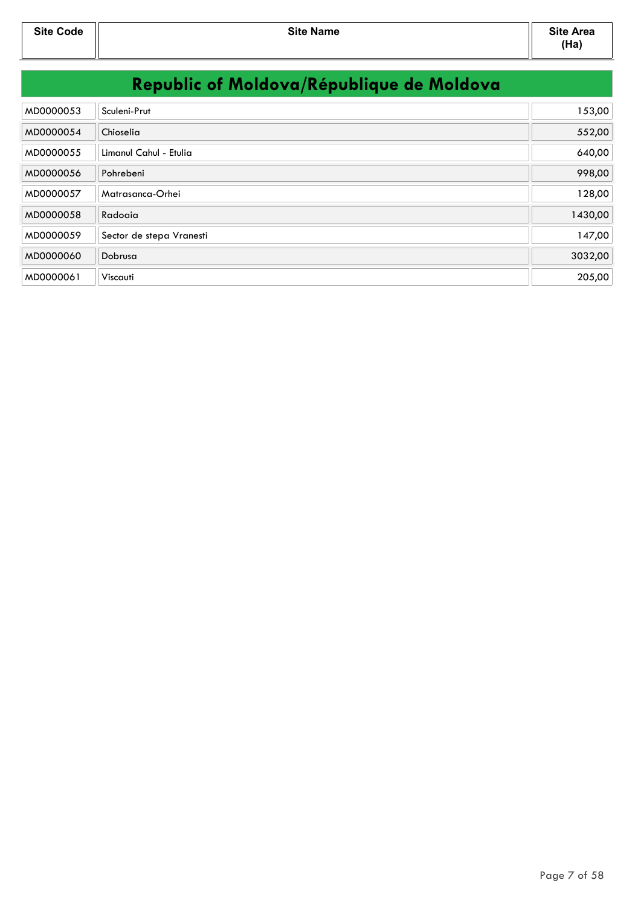| Site Code | Site Name | Site Area (Ha) |
|---|---|---|

## Republic of Moldova/République de Moldova

| Site Code | Site Name | Site Area (Ha) |
|---|---|---|
| MD0000053 | Sculeni-Prut | 153,00 |
| MD0000054 | Chioselia | 552,00 |
| MD0000055 | Limanul Cahul - Etulia | 640,00 |
| MD0000056 | Pohrebeni | 998,00 |
| MD0000057 | Matrasanca-Orhei | 128,00 |
| MD0000058 | Radoaia | 1430,00 |
| MD0000059 | Sector de stepa Vranesti | 147,00 |
| MD0000060 | Dobrusa | 3032,00 |
| MD0000061 | Viscauti | 205,00 |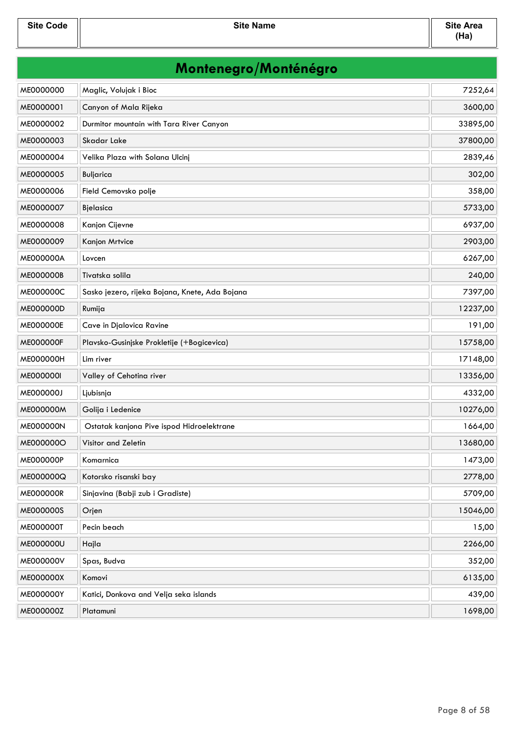| Site Code | Site Name | Site Area (Ha) |
|---|---|---|

# Montenegro/Monténégro

| Site Code | Site Name | Site Area (Ha) |
|---|---|---|
| ME0000000 | Maglic, Volujak i Bioc | 7252,64 |
| ME0000001 | Canyon of Mala Rijeka | 3600,00 |
| ME0000002 | Durmitor mountain with Tara River Canyon | 33895,00 |
| ME0000003 | Skadar Lake | 37800,00 |
| ME0000004 | Velika Plaza with Solana Ulcinj | 2839,46 |
| ME0000005 | Buljarica | 302,00 |
| ME0000006 | Field Cemovsko polje | 358,00 |
| ME0000007 | Bjelasica | 5733,00 |
| ME0000008 | Kanjon Cijevne | 6937,00 |
| ME0000009 | Kanjon Mrtvice | 2903,00 |
| ME000000A | Lovcen | 6267,00 |
| ME000000B | Tivatska solila | 240,00 |
| ME000000C | Sasko jezero, rijeka Bojana, Knete, Ada Bojana | 7397,00 |
| ME000000D | Rumija | 12237,00 |
| ME000000E | Cave in Djalovica Ravine | 191,00 |
| ME000000F | Plavsko-Gusinjske Prokletije (+Bogicevica) | 15758,00 |
| ME000000H | Lim river | 17148,00 |
| ME000000I | Valley of Cehotina river | 13356,00 |
| ME000000J | Ljubisnja | 4332,00 |
| ME000000M | Golija i Ledenice | 10276,00 |
| ME000000N | Ostatak kanjona Pive ispod Hidroelektrane | 1664,00 |
| ME000000O | Visitor and Zeletin | 13680,00 |
| ME000000P | Komarnica | 1473,00 |
| ME000000Q | Kotorsko risanski bay | 2778,00 |
| ME000000R | Sinjavina (Babji zub i Gradiste) | 5709,00 |
| ME000000S | Orjen | 15046,00 |
| ME000000T | Pecin beach | 15,00 |
| ME000000U | Hajla | 2266,00 |
| ME000000V | Spas, Budva | 352,00 |
| ME000000X | Komovi | 6135,00 |
| ME000000Y | Katici, Donkova and Velja seka islands | 439,00 |
| ME000000Z | Platamuni | 1698,00 |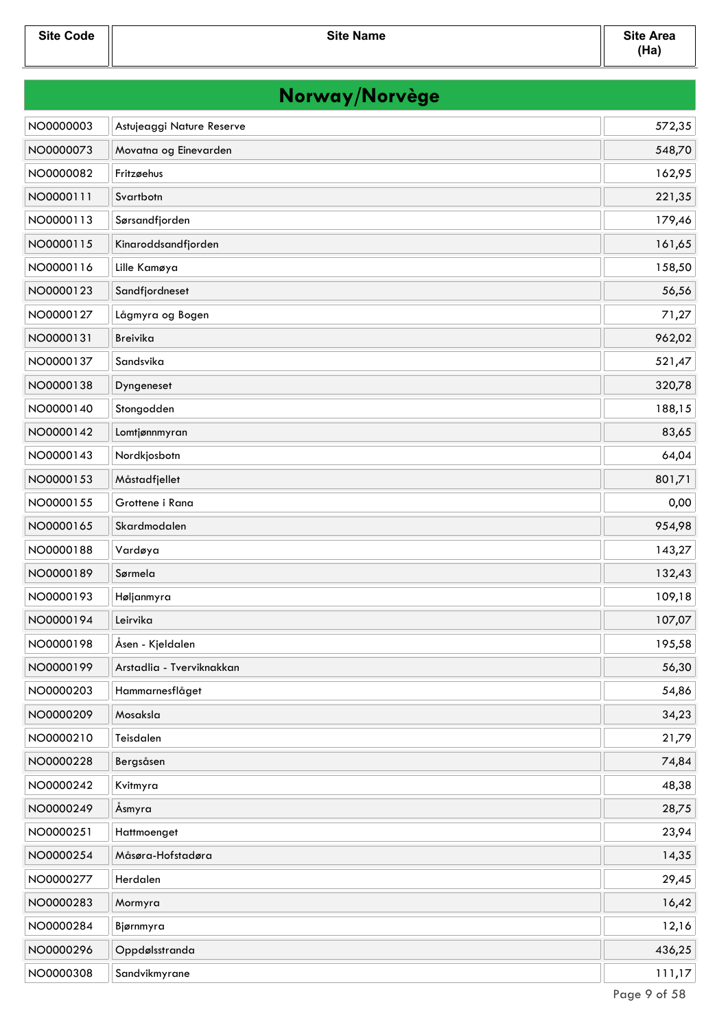| Site Code | Site Name | Site Area (Ha) |
|---|---|---|

## Norway/Norvège

| Site Code | Site Name | Site Area (Ha) |
|---|---|---|
| NO0000003 | Astujeaggi Nature Reserve | 572,35 |
| NO0000073 | Movatna og Einevarden | 548,70 |
| NO0000082 | Fritzøehus | 162,95 |
| NO0000111 | Svartbotn | 221,35 |
| NO0000113 | Sørsandfjorden | 179,46 |
| NO0000115 | Kinaroddsandfjorden | 161,65 |
| NO0000116 | Lille Kamøya | 158,50 |
| NO0000123 | Sandfjordneset | 56,56 |
| NO0000127 | Lågmyra og Bogen | 71,27 |
| NO0000131 | Breivika | 962,02 |
| NO0000137 | Sandsvika | 521,47 |
| NO0000138 | Dyngeneset | 320,78 |
| NO0000140 | Stongodden | 188,15 |
| NO0000142 | Lomtjønnmyran | 83,65 |
| NO0000143 | Nordkjosbotn | 64,04 |
| NO0000153 | Måstadfjellet | 801,71 |
| NO0000155 | Grottene i Rana | 0,00 |
| NO0000165 | Skardmodalen | 954,98 |
| NO0000188 | Vardøya | 143,27 |
| NO0000189 | Sørmela | 132,43 |
| NO0000193 | Høljanmyra | 109,18 |
| NO0000194 | Leirvika | 107,07 |
| NO0000198 | Åsen - Kjeldalen | 195,58 |
| NO0000199 | Arstadlia - Tverviknakkan | 56,30 |
| NO0000203 | Hammarnesflåget | 54,86 |
| NO0000209 | Mosaksla | 34,23 |
| NO0000210 | Teisdalen | 21,79 |
| NO0000228 | Bergsåsen | 74,84 |
| NO0000242 | Kvitmyra | 48,38 |
| NO0000249 | Åsmyra | 28,75 |
| NO0000251 | Hattmoenget | 23,94 |
| NO0000254 | Måsøra-Hofstadøra | 14,35 |
| NO0000277 | Herdalen | 29,45 |
| NO0000283 | Mormyra | 16,42 |
| NO0000284 | Bjørnmyra | 12,16 |
| NO0000296 | Oppdølsstranda | 436,25 |
| NO0000308 | Sandvikmyrane | 111,17 |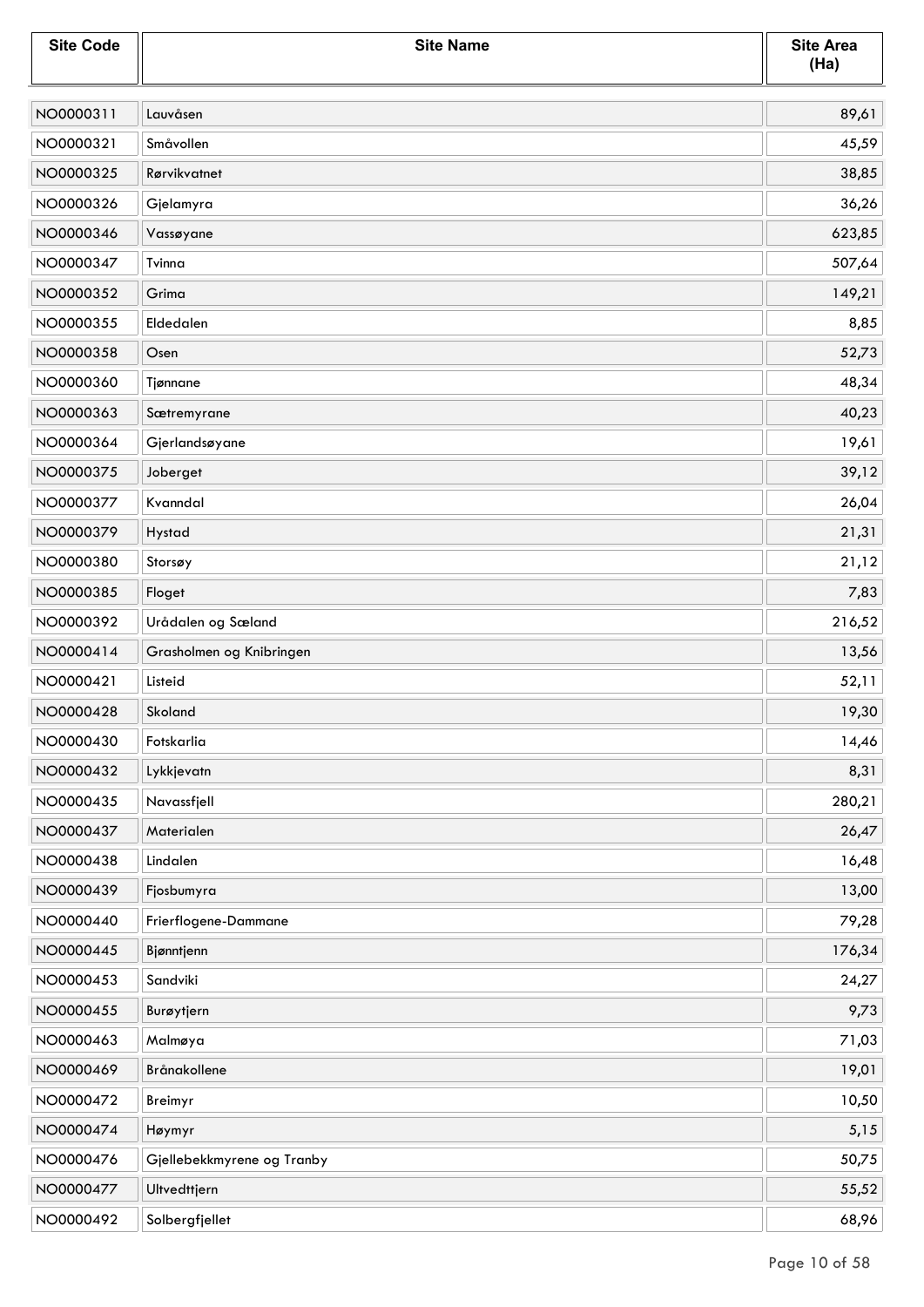| Site Code | Site Name | Site Area (Ha) |
|---|---|---|
| NO0000311 | Lauvåsen | 89,61 |
| NO0000321 | Småvollen | 45,59 |
| NO0000325 | Rørvikvatnet | 38,85 |
| NO0000326 | Gjelamyra | 36,26 |
| NO0000346 | Vassøyane | 623,85 |
| NO0000347 | Tvinna | 507,64 |
| NO0000352 | Grima | 149,21 |
| NO0000355 | Eldedalen | 8,85 |
| NO0000358 | Osen | 52,73 |
| NO0000360 | Tjønnane | 48,34 |
| NO0000363 | Sætremyrane | 40,23 |
| NO0000364 | Gjerlandsøyane | 19,61 |
| NO0000375 | Joberget | 39,12 |
| NO0000377 | Kvanndal | 26,04 |
| NO0000379 | Hystad | 21,31 |
| NO0000380 | Storsøy | 21,12 |
| NO0000385 | Floget | 7,83 |
| NO0000392 | Urådalen og Sæland | 216,52 |
| NO0000414 | Grasholmen og Knibringen | 13,56 |
| NO0000421 | Listeid | 52,11 |
| NO0000428 | Skoland | 19,30 |
| NO0000430 | Fotskarlia | 14,46 |
| NO0000432 | Lykkjevatn | 8,31 |
| NO0000435 | Navassfjell | 280,21 |
| NO0000437 | Materialen | 26,47 |
| NO0000438 | Lindalen | 16,48 |
| NO0000439 | Fjosbumyra | 13,00 |
| NO0000440 | Frierflogene-Dammane | 79,28 |
| NO0000445 | Bjønntjenn | 176,34 |
| NO0000453 | Sandviki | 24,27 |
| NO0000455 | Burøytjern | 9,73 |
| NO0000463 | Malmøya | 71,03 |
| NO0000469 | Brånakollene | 19,01 |
| NO0000472 | Breimyr | 10,50 |
| NO0000474 | Høymyr | 5,15 |
| NO0000476 | Gjellebekkmyrene og Tranby | 50,75 |
| NO0000477 | Ultvedttjern | 55,52 |
| NO0000492 | Solbergfjellet | 68,96 |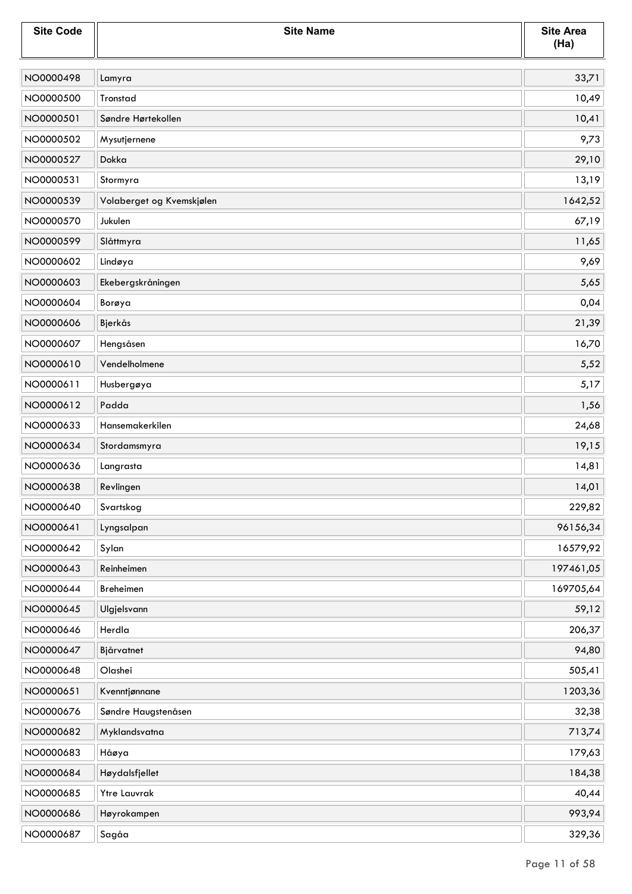| Site Code | Site Name | Site Area (Ha) |
|---|---|---|
| NO0000498 | Lamyra | 33,71 |
| NO0000500 | Tronstad | 10,49 |
| NO0000501 | Søndre Hørtekollen | 10,41 |
| NO0000502 | Mysutjernene | 9,73 |
| NO0000527 | Dokka | 29,10 |
| NO0000531 | Stormyra | 13,19 |
| NO0000539 | Volaberget og Kvemskjølen | 1642,52 |
| NO0000570 | Jukulen | 67,19 |
| NO0000599 | Slåttmyra | 11,65 |
| NO0000602 | Lindøya | 9,69 |
| NO0000603 | Ekebergskråningen | 5,65 |
| NO0000604 | Borøya | 0,04 |
| NO0000606 | Bjerkås | 21,39 |
| NO0000607 | Hengsåsen | 16,70 |
| NO0000610 | Vendelholmene | 5,52 |
| NO0000611 | Husbergøya | 5,17 |
| NO0000612 | Padda | 1,56 |
| NO0000633 | Hansemakerkilen | 24,68 |
| NO0000634 | Stordamsmyra | 19,15 |
| NO0000636 | Langrasta | 14,81 |
| NO0000638 | Revlingen | 14,01 |
| NO0000640 | Svartskog | 229,82 |
| NO0000641 | Lyngsalpan | 96156,34 |
| NO0000642 | Sylan | 16579,92 |
| NO0000643 | Reinheimen | 197461,05 |
| NO0000644 | Breheimen | 169705,64 |
| NO0000645 | Ulgjelsvann | 59,12 |
| NO0000646 | Herdla | 206,37 |
| NO0000647 | Bjårvatnet | 94,80 |
| NO0000648 | Olashei | 505,41 |
| NO0000651 | Kvenntjønnane | 1203,36 |
| NO0000676 | Søndre Haugstenåsen | 32,38 |
| NO0000682 | Myklandsvatna | 713,74 |
| NO0000683 | Håøya | 179,63 |
| NO0000684 | Høydalsfjellet | 184,38 |
| NO0000685 | Ytre Lauvrak | 40,44 |
| NO0000686 | Høyrokampen | 993,94 |
| NO0000687 | Sagåa | 329,36 |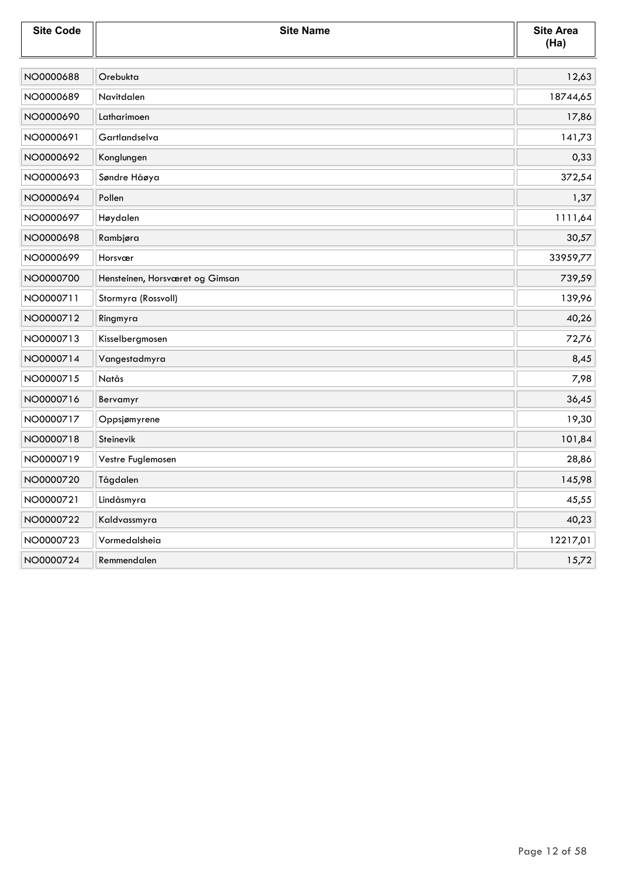| Site Code | Site Name | Site Area (Ha) |
|---|---|---|
| NO0000688 | Orebukta | 12,63 |
| NO0000689 | Navitdalen | 18744,65 |
| NO0000690 | Latharimoen | 17,86 |
| NO0000691 | Gartlandselva | 141,73 |
| NO0000692 | Konglungen | 0,33 |
| NO0000693 | Søndre Håøya | 372,54 |
| NO0000694 | Pollen | 1,37 |
| NO0000697 | Høydalen | 1111,64 |
| NO0000698 | Rambjøra | 30,57 |
| NO0000699 | Horsvær | 33959,77 |
| NO0000700 | Hensteinen, Horsværet og Gimsan | 739,59 |
| NO0000711 | Stormyra (Rossvoll) | 139,96 |
| NO0000712 | Ringmyra | 40,26 |
| NO0000713 | Kisselbergmosen | 72,76 |
| NO0000714 | Vangestadmyra | 8,45 |
| NO0000715 | Natås | 7,98 |
| NO0000716 | Bervamyr | 36,45 |
| NO0000717 | Oppsjømyrene | 19,30 |
| NO0000718 | Steinevik | 101,84 |
| NO0000719 | Vestre Fuglemosen | 28,86 |
| NO0000720 | Tågdalen | 145,98 |
| NO0000721 | Lindåsmyra | 45,55 |
| NO0000722 | Kaldvassmyra | 40,23 |
| NO0000723 | Vormedalsheia | 12217,01 |
| NO0000724 | Remmendalen | 15,72 |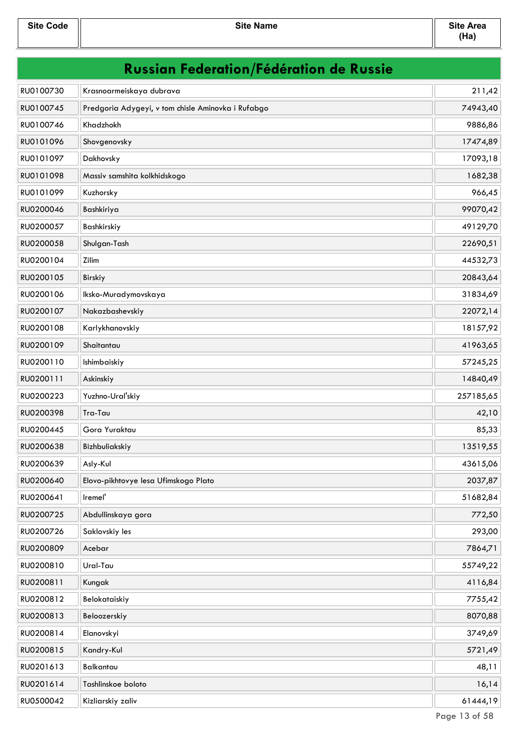| Site Code | Site Name | Site Area (Ha) |
|---|---|---|

## Russian Federation/Fédération de Russie

| Site Code | Site Name | Site Area (Ha) |
|---|---|---|
| RU0100730 | Krasnoarmeiskaya dubrava | 211,42 |
| RU0100745 | Predgoria Adygeyi, v tom chisle Aminovka i Rufabgo | 74943,40 |
| RU0100746 | Khadzhokh | 9886,86 |
| RU0101096 | Shovgenovsky | 17474,89 |
| RU0101097 | Dakhovsky | 17093,18 |
| RU0101098 | Massiv samshita kolkhidskogo | 1682,38 |
| RU0101099 | Kuzhorsky | 966,45 |
| RU0200046 | Bashkiriya | 99070,42 |
| RU0200057 | Bashkirskiy | 49129,70 |
| RU0200058 | Shulgan-Tash | 22690,51 |
| RU0200104 | Zilim | 44532,73 |
| RU0200105 | Birskiy | 20843,64 |
| RU0200106 | Iksko-Muradymovskaya | 31834,69 |
| RU0200107 | Nakazbashevskiy | 22072,14 |
| RU0200108 | Karlykhanovskiy | 18157,92 |
| RU0200109 | Shaitantau | 41963,65 |
| RU0200110 | Ishimbaiskiy | 57245,25 |
| RU0200111 | Askinskiy | 14840,49 |
| RU0200223 | Yuzhno-Ural'skiy | 257185,65 |
| RU0200398 | Tra-Tau | 42,10 |
| RU0200445 | Gora Yuraktau | 85,33 |
| RU0200638 | Bizhbuliakskiy | 13519,55 |
| RU0200639 | Asly-Kul | 43615,06 |
| RU0200640 | Elovo-pikhtovye lesa Ufimskogo Plato | 2037,87 |
| RU0200641 | Iremel' | 51682,84 |
| RU0200725 | Abdullinskaya gora | 772,50 |
| RU0200726 | Saklovskiy les | 293,00 |
| RU0200809 | Acebar | 7864,71 |
| RU0200810 | Ural-Tau | 55749,22 |
| RU0200811 | Kungak | 4116,84 |
| RU0200812 | Belokataiskiy | 7755,42 |
| RU0200813 | Beloozerskiy | 8070,88 |
| RU0200814 | Elanovskyi | 3749,69 |
| RU0200815 | Kandry-Kul | 5721,49 |
| RU0201613 | Balkantau | 48,11 |
| RU0201614 | Tashlinskoe boloto | 16,14 |
| RU0500042 | Kizliarskiy zaliv | 61444,19 |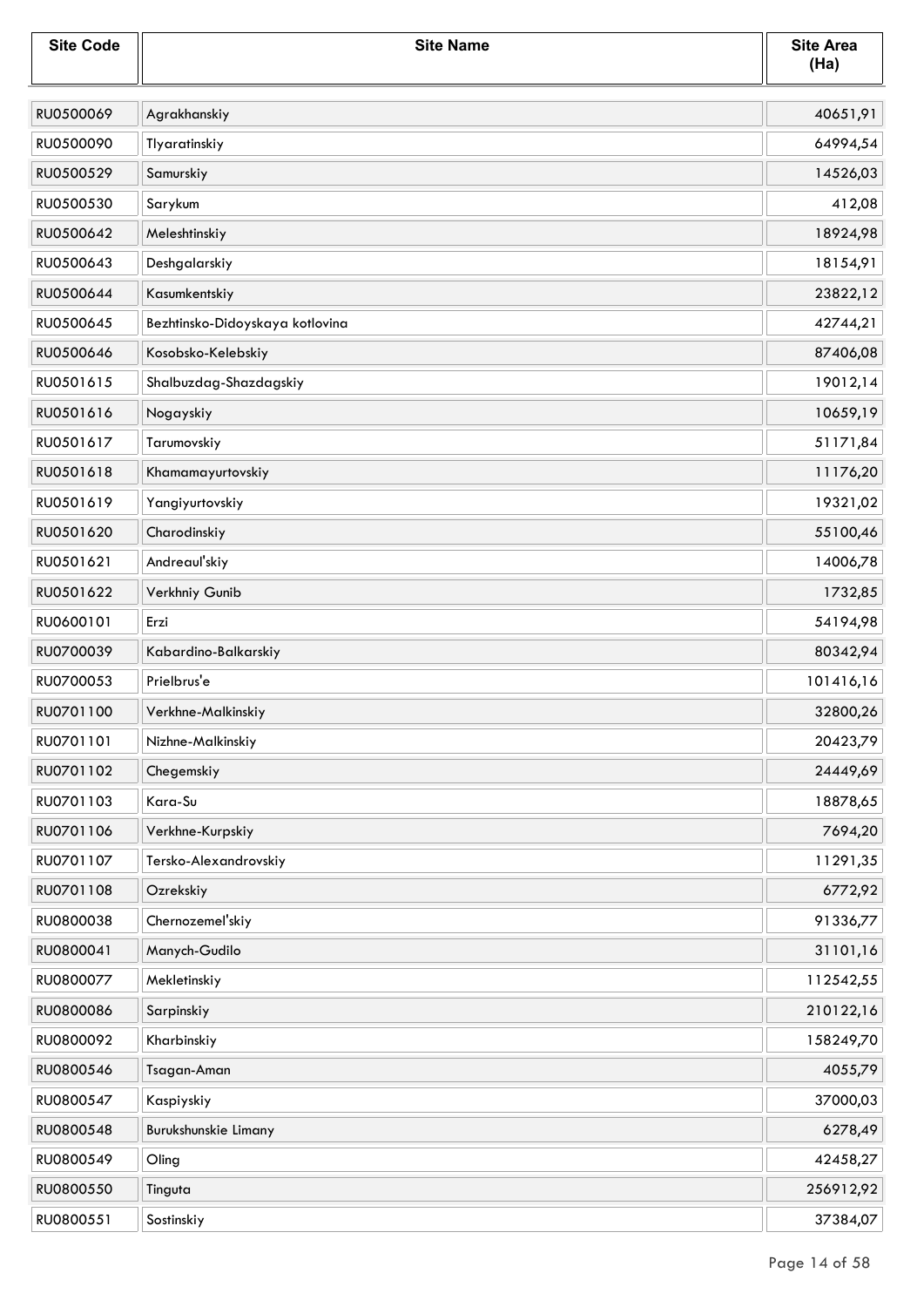| Site Code | Site Name | Site Area (Ha) |
|---|---|---|
| RU0500069 | Agrakhanskiy | 40651,91 |
| RU0500090 | Tlyaratinskiy | 64994,54 |
| RU0500529 | Samurskiy | 14526,03 |
| RU0500530 | Sarykum | 412,08 |
| RU0500642 | Meleshtinskiy | 18924,98 |
| RU0500643 | Deshgalarskiy | 18154,91 |
| RU0500644 | Kasumkentskiy | 23822,12 |
| RU0500645 | Bezhtinsko-Didoyskaya kotlovina | 42744,21 |
| RU0500646 | Kosobsko-Kelebskiy | 87406,08 |
| RU0501615 | Shalbuzdag-Shazdagskiy | 19012,14 |
| RU0501616 | Nogayskiy | 10659,19 |
| RU0501617 | Tarumovskiy | 51171,84 |
| RU0501618 | Khamamayurtovskiy | 11176,20 |
| RU0501619 | Yangiyurtovskiy | 19321,02 |
| RU0501620 | Charodinskiy | 55100,46 |
| RU0501621 | Andreaul'skiy | 14006,78 |
| RU0501622 | Verkhniy Gunib | 1732,85 |
| RU0600101 | Erzi | 54194,98 |
| RU0700039 | Kabardino-Balkarskiy | 80342,94 |
| RU0700053 | Prielbrus'e | 101416,16 |
| RU0701100 | Verkhne-Malkinskiy | 32800,26 |
| RU0701101 | Nizhne-Malkinskiy | 20423,79 |
| RU0701102 | Chegemskiy | 24449,69 |
| RU0701103 | Kara-Su | 18878,65 |
| RU0701106 | Verkhne-Kurpskiy | 7694,20 |
| RU0701107 | Tersko-Alexandrovskiy | 11291,35 |
| RU0701108 | Ozrekskiy | 6772,92 |
| RU0800038 | Chernozemel'skiy | 91336,77 |
| RU0800041 | Manych-Gudilo | 31101,16 |
| RU0800077 | Mekletinskiy | 112542,55 |
| RU0800086 | Sarpinskiy | 210122,16 |
| RU0800092 | Kharbinskiy | 158249,70 |
| RU0800546 | Tsagan-Aman | 4055,79 |
| RU0800547 | Kaspiyskiy | 37000,03 |
| RU0800548 | Burukshunskie Limany | 6278,49 |
| RU0800549 | Oling | 42458,27 |
| RU0800550 | Tinguta | 256912,92 |
| RU0800551 | Sostinskiy | 37384,07 |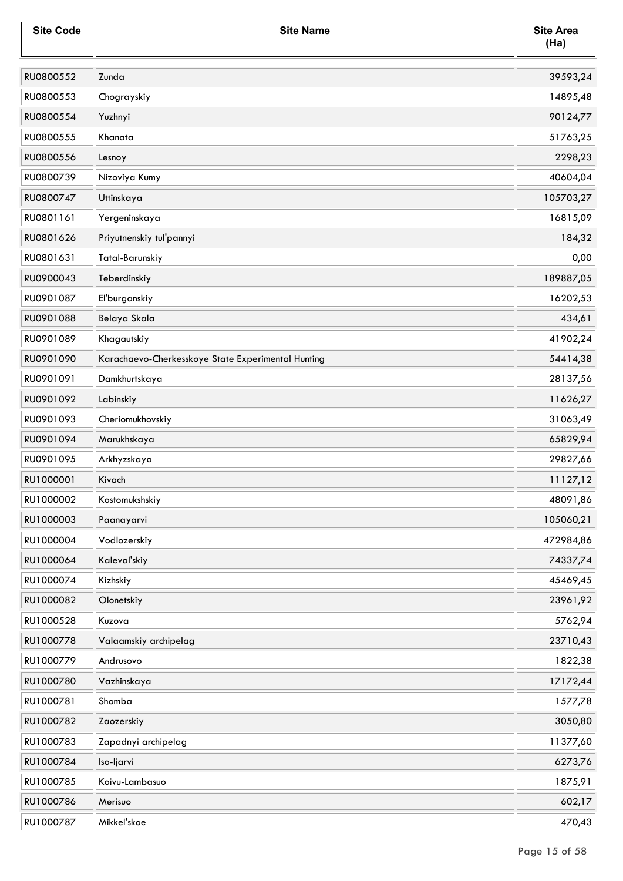| Site Code | Site Name | Site Area (Ha) |
|---|---|---|
| RU0800552 | Zunda | 39593,24 |
| RU0800553 | Chograyskiy | 14895,48 |
| RU0800554 | Yuzhnyi | 90124,77 |
| RU0800555 | Khanata | 51763,25 |
| RU0800556 | Lesnoy | 2298,23 |
| RU0800739 | Nizoviya Kumy | 40604,04 |
| RU0800747 | Uttinskaya | 105703,27 |
| RU0801161 | Yergeninskaya | 16815,09 |
| RU0801626 | Priyutnenskiy tul'pannyi | 184,32 |
| RU0801631 | Tatal-Barunskiy | 0,00 |
| RU0900043 | Teberdinskiy | 189887,05 |
| RU0901087 | El'burganskiy | 16202,53 |
| RU0901088 | Belaya Skala | 434,61 |
| RU0901089 | Khagautskiy | 41902,24 |
| RU0901090 | Karachaevo-Cherkesskoye State Experimental Hunting | 54414,38 |
| RU0901091 | Damkhurtskaya | 28137,56 |
| RU0901092 | Labinskiy | 11626,27 |
| RU0901093 | Cheriomukhovskiy | 31063,49 |
| RU0901094 | Marukhskaya | 65829,94 |
| RU0901095 | Arkhyzskaya | 29827,66 |
| RU1000001 | Kivach | 11127,12 |
| RU1000002 | Kostomukshskiy | 48091,86 |
| RU1000003 | Paanayarvi | 105060,21 |
| RU1000004 | Vodlozerskiy | 472984,86 |
| RU1000064 | Kaleval'skiy | 74337,74 |
| RU1000074 | Kizhskiy | 45469,45 |
| RU1000082 | Olonetskiy | 23961,92 |
| RU1000528 | Kuzova | 5762,94 |
| RU1000778 | Valaamskiy archipelag | 23710,43 |
| RU1000779 | Andrusovo | 1822,38 |
| RU1000780 | Vazhinskaya | 17172,44 |
| RU1000781 | Shomba | 1577,78 |
| RU1000782 | Zaozerskiy | 3050,80 |
| RU1000783 | Zapadnyi archipelag | 11377,60 |
| RU1000784 | Iso-ljarvi | 6273,76 |
| RU1000785 | Koivu-Lambasuo | 1875,91 |
| RU1000786 | Merisuo | 602,17 |
| RU1000787 | Mikkel'skoe | 470,43 |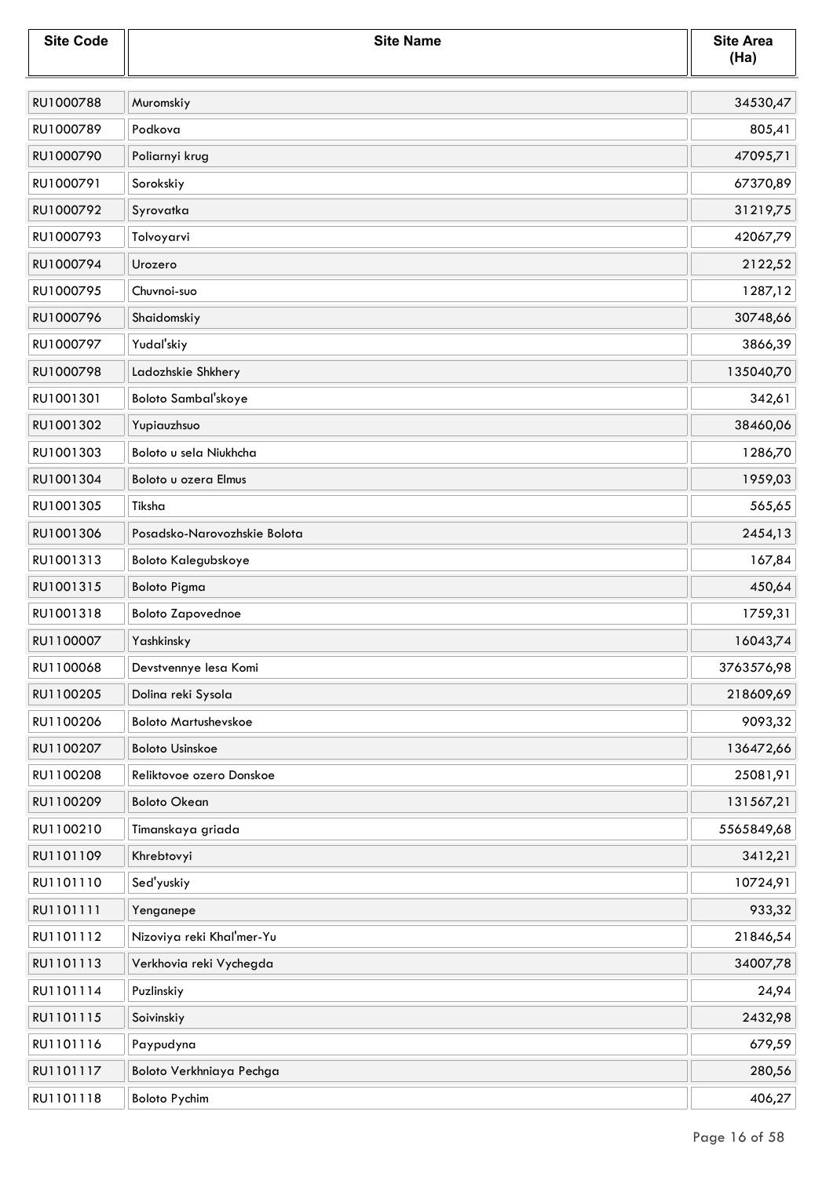| Site Code | Site Name | Site Area (Ha) |
|---|---|---|
| RU1000788 | Muromskiy | 34530,47 |
| RU1000789 | Podkova | 805,41 |
| RU1000790 | Poliarnyi krug | 47095,71 |
| RU1000791 | Sorokskiy | 67370,89 |
| RU1000792 | Syrovatka | 31219,75 |
| RU1000793 | Tolvoyarvi | 42067,79 |
| RU1000794 | Urozero | 2122,52 |
| RU1000795 | Chuvnoi-suo | 1287,12 |
| RU1000796 | Shaidomskiy | 30748,66 |
| RU1000797 | Yudal'skiy | 3866,39 |
| RU1000798 | Ladozhskie Shkhery | 135040,70 |
| RU1001301 | Boloto Sambal'skoye | 342,61 |
| RU1001302 | Yupiauzhsuo | 38460,06 |
| RU1001303 | Boloto u sela Niukhcha | 1286,70 |
| RU1001304 | Boloto u ozera Elmus | 1959,03 |
| RU1001305 | Tiksha | 565,65 |
| RU1001306 | Posadsko-Narovozhskie Bolota | 2454,13 |
| RU1001313 | Boloto Kalegubskoye | 167,84 |
| RU1001315 | Boloto Pigma | 450,64 |
| RU1001318 | Boloto Zapovednoe | 1759,31 |
| RU1100007 | Yashkinsky | 16043,74 |
| RU1100068 | Devstvennye lesa Komi | 3763576,98 |
| RU1100205 | Dolina reki Sysola | 218609,69 |
| RU1100206 | Boloto Martushevskoe | 9093,32 |
| RU1100207 | Boloto Usinskoe | 136472,66 |
| RU1100208 | Reliktovoe ozero Donskoe | 25081,91 |
| RU1100209 | Boloto Okean | 131567,21 |
| RU1100210 | Timanskaya griada | 5565849,68 |
| RU1101109 | Khrebtovyi | 3412,21 |
| RU1101110 | Sed'yuskiy | 10724,91 |
| RU1101111 | Yenganepe | 933,32 |
| RU1101112 | Nizoviya reki Khal'mer-Yu | 21846,54 |
| RU1101113 | Verkhovia reki Vychegda | 34007,78 |
| RU1101114 | Puzlinskiy | 24,94 |
| RU1101115 | Soivinskiy | 2432,98 |
| RU1101116 | Paypudyna | 679,59 |
| RU1101117 | Boloto Verkhniaya Pechga | 280,56 |
| RU1101118 | Boloto Pychim | 406,27 |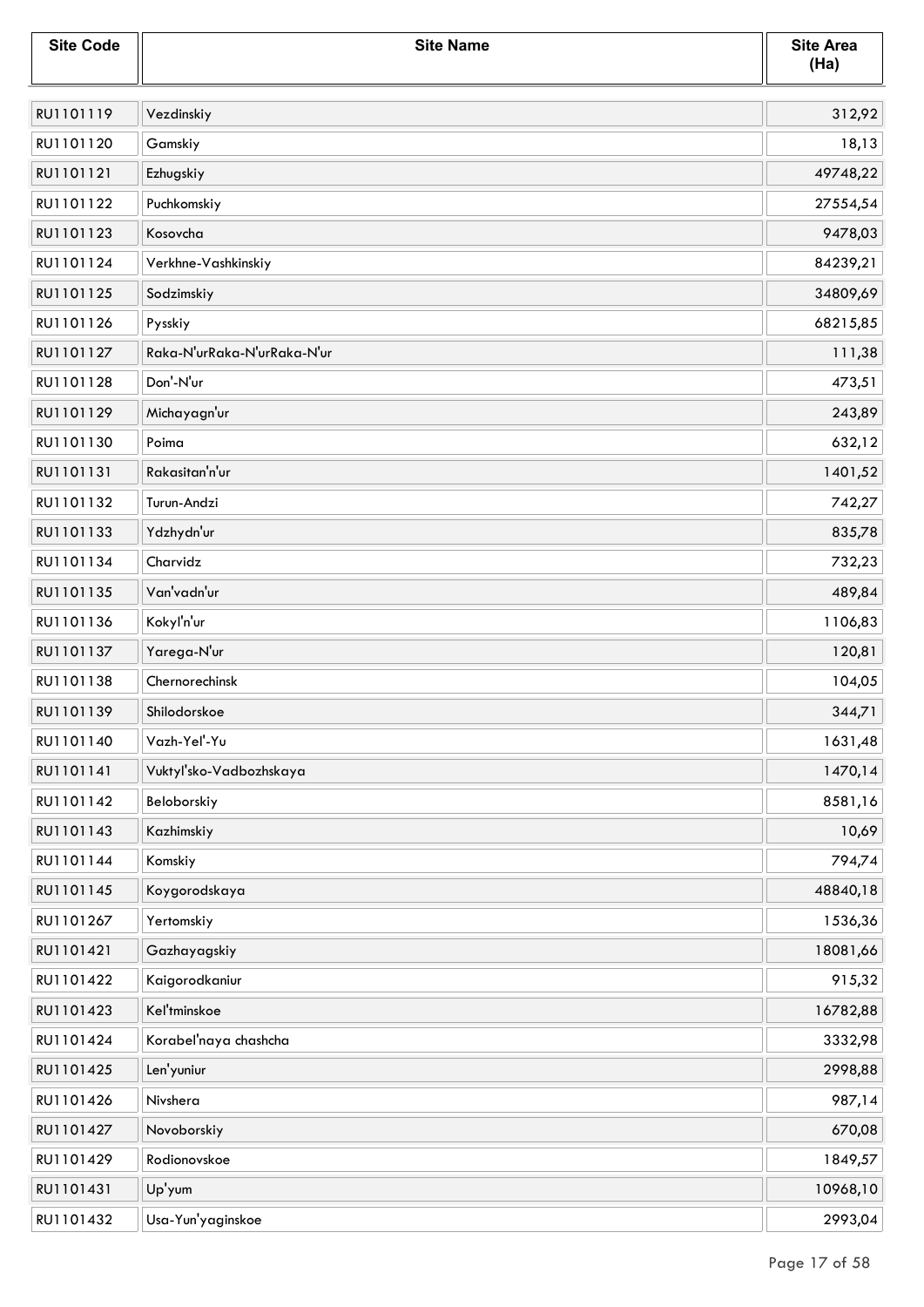| Site Code | Site Name | Site Area (Ha) |
|---|---|---|
| RU1101119 | Vezdinskiy | 312,92 |
| RU1101120 | Gamskiy | 18,13 |
| RU1101121 | Ezhugskiy | 49748,22 |
| RU1101122 | Puchkomskiy | 27554,54 |
| RU1101123 | Kosovcha | 9478,03 |
| RU1101124 | Verkhne-Vashkinskiy | 84239,21 |
| RU1101125 | Sodzimskiy | 34809,69 |
| RU1101126 | Pysskiy | 68215,85 |
| RU1101127 | Raka-N'urRaka-N'urRaka-N'ur | 111,38 |
| RU1101128 | Don'-N'ur | 473,51 |
| RU1101129 | Michayagn'ur | 243,89 |
| RU1101130 | Poima | 632,12 |
| RU1101131 | Rakasitan'n'ur | 1401,52 |
| RU1101132 | Turun-Andzi | 742,27 |
| RU1101133 | Ydzhydn'ur | 835,78 |
| RU1101134 | Charvidz | 732,23 |
| RU1101135 | Van'vadn'ur | 489,84 |
| RU1101136 | Kokyl'n'ur | 1106,83 |
| RU1101137 | Yarega-N'ur | 120,81 |
| RU1101138 | Chernorechinsk | 104,05 |
| RU1101139 | Shilodorskoe | 344,71 |
| RU1101140 | Vazh-Yel'-Yu | 1631,48 |
| RU1101141 | Vuktyl'sko-Vadbozhskaya | 1470,14 |
| RU1101142 | Beloborskiy | 8581,16 |
| RU1101143 | Kazhimskiy | 10,69 |
| RU1101144 | Komskiy | 794,74 |
| RU1101145 | Koygorodskaya | 48840,18 |
| RU1101267 | Yertomskiy | 1536,36 |
| RU1101421 | Gazhayagskiy | 18081,66 |
| RU1101422 | Kaigorodkaniur | 915,32 |
| RU1101423 | Kel'tminskoe | 16782,88 |
| RU1101424 | Korabel'naya chashcha | 3332,98 |
| RU1101425 | Len'yuniur | 2998,88 |
| RU1101426 | Nivshera | 987,14 |
| RU1101427 | Novoborskiy | 670,08 |
| RU1101429 | Rodionovskoe | 1849,57 |
| RU1101431 | Up'yum | 10968,10 |
| RU1101432 | Usa-Yun'yaginskoe | 2993,04 |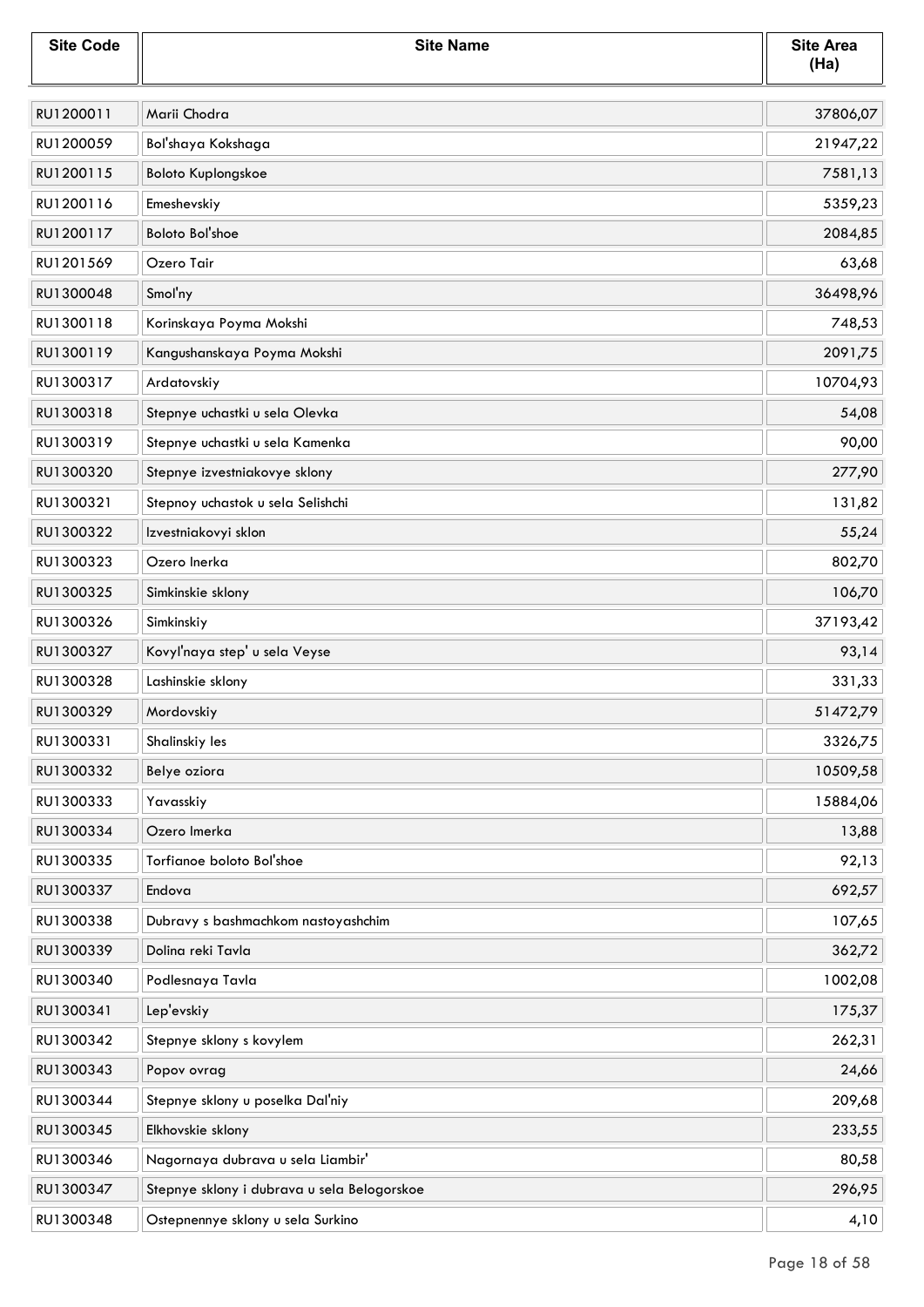| Site Code | Site Name | Site Area (Ha) |
|---|---|---|
| RU1200011 | Marii Chodra | 37806,07 |
| RU1200059 | Bol'shaya Kokshaga | 21947,22 |
| RU1200115 | Boloto Kuplongskoe | 7581,13 |
| RU1200116 | Emeshevskiy | 5359,23 |
| RU1200117 | Boloto Bol'shoe | 2084,85 |
| RU1201569 | Ozero Tair | 63,68 |
| RU1300048 | Smol'ny | 36498,96 |
| RU1300118 | Korinskaya Poyma Mokshi | 748,53 |
| RU1300119 | Kangushanskaya Poyma Mokshi | 2091,75 |
| RU1300317 | Ardatovskiy | 10704,93 |
| RU1300318 | Stepnye uchastki u sela Olevka | 54,08 |
| RU1300319 | Stepnye uchastki u sela Kamenka | 90,00 |
| RU1300320 | Stepnye izvestniakovye sklony | 277,90 |
| RU1300321 | Stepnoy uchastok u sela Selishchi | 131,82 |
| RU1300322 | Izvestniakovyi sklon | 55,24 |
| RU1300323 | Ozero Inerka | 802,70 |
| RU1300325 | Simkinskie sklony | 106,70 |
| RU1300326 | Simkinskiy | 37193,42 |
| RU1300327 | Kovyl'naya step' u sela Veyse | 93,14 |
| RU1300328 | Lashinskie sklony | 331,33 |
| RU1300329 | Mordovskiy | 51472,79 |
| RU1300331 | Shalinskiy les | 3326,75 |
| RU1300332 | Belye oziora | 10509,58 |
| RU1300333 | Yavasskiy | 15884,06 |
| RU1300334 | Ozero Imerka | 13,88 |
| RU1300335 | Torfianoe boloto Bol'shoe | 92,13 |
| RU1300337 | Endova | 692,57 |
| RU1300338 | Dubravy s bashmachkom nastoyashchim | 107,65 |
| RU1300339 | Dolina reki Tavla | 362,72 |
| RU1300340 | Podlesnaya Tavla | 1002,08 |
| RU1300341 | Lep'evskiy | 175,37 |
| RU1300342 | Stepnye sklony s kovylem | 262,31 |
| RU1300343 | Popov ovrag | 24,66 |
| RU1300344 | Stepnye sklony u poselka Dal'niy | 209,68 |
| RU1300345 | Elkhovskie sklony | 233,55 |
| RU1300346 | Nagornaya dubrava u sela Liambir' | 80,58 |
| RU1300347 | Stepnye sklony i dubrava u sela Belogorskoe | 296,95 |
| RU1300348 | Ostepnennye sklony u sela Surkino | 4,10 |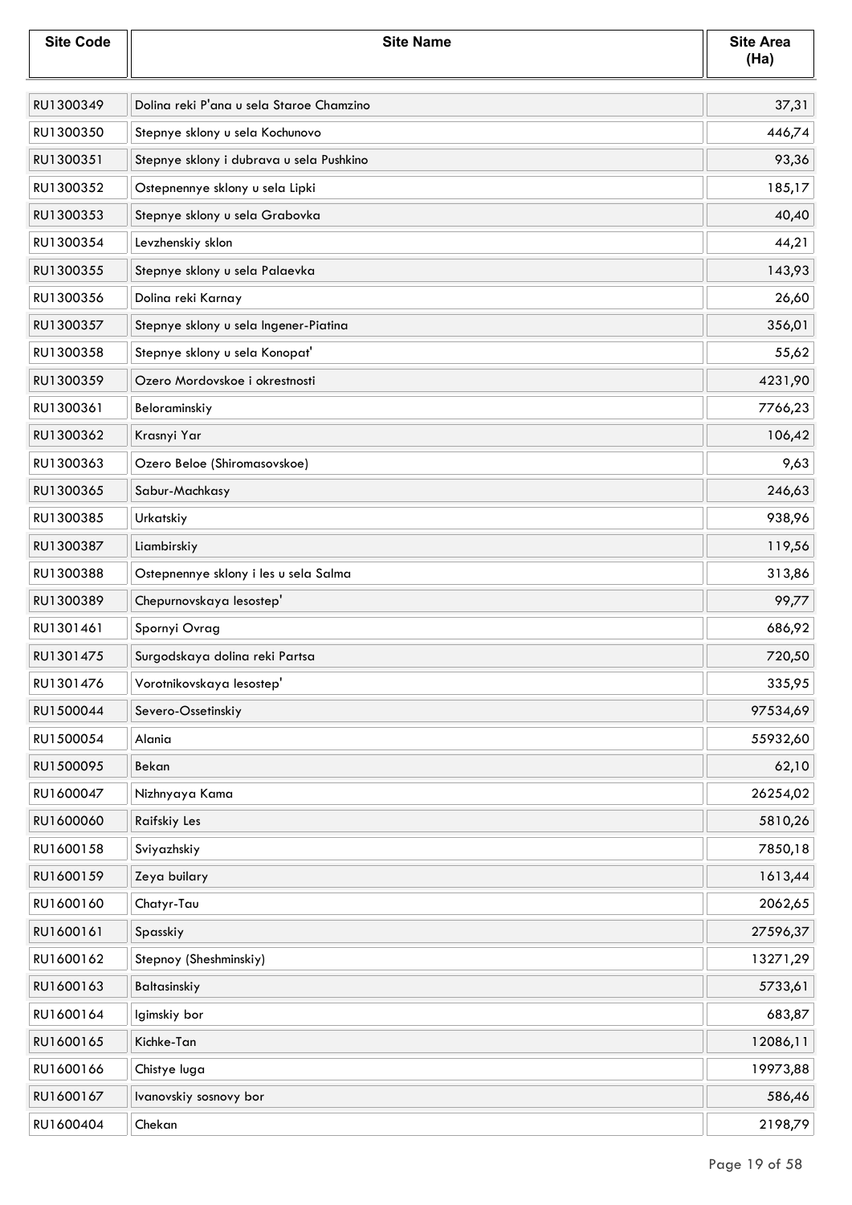| Site Code | Site Name | Site Area (Ha) |
|---|---|---|
| RU1300349 | Dolina reki P'ana u sela Staroe Chamzino | 37,31 |
| RU1300350 | Stepnye sklony u sela Kochunovo | 446,74 |
| RU1300351 | Stepnye sklony i dubrava u sela Pushkino | 93,36 |
| RU1300352 | Ostepnennye sklony u sela Lipki | 185,17 |
| RU1300353 | Stepnye sklony u sela Grabovka | 40,40 |
| RU1300354 | Levzhenskiy sklon | 44,21 |
| RU1300355 | Stepnye sklony u sela Palaevka | 143,93 |
| RU1300356 | Dolina reki Karnay | 26,60 |
| RU1300357 | Stepnye sklony u sela Ingener-Piatina | 356,01 |
| RU1300358 | Stepnye sklony u sela Konopat' | 55,62 |
| RU1300359 | Ozero Mordovskoe i okrestnosti | 4231,90 |
| RU1300361 | Beloraminskiy | 7766,23 |
| RU1300362 | Krasnyi Yar | 106,42 |
| RU1300363 | Ozero Beloe (Shiromasovskoe) | 9,63 |
| RU1300365 | Sabur-Machkasy | 246,63 |
| RU1300385 | Urkatskiy | 938,96 |
| RU1300387 | Liambirskiy | 119,56 |
| RU1300388 | Ostepnennye sklony i les u sela Salma | 313,86 |
| RU1300389 | Chepurnovskaya lesostep' | 99,77 |
| RU1301461 | Spornyi Ovrag | 686,92 |
| RU1301475 | Surgodskaya dolina reki Partsa | 720,50 |
| RU1301476 | Vorotnikovskaya lesostep' | 335,95 |
| RU1500044 | Severo-Ossetinskiy | 97534,69 |
| RU1500054 | Alania | 55932,60 |
| RU1500095 | Bekan | 62,10 |
| RU1600047 | Nizhnyaya Kama | 26254,02 |
| RU1600060 | Raifskiy Les | 5810,26 |
| RU1600158 | Sviyazhskiy | 7850,18 |
| RU1600159 | Zeya builary | 1613,44 |
| RU1600160 | Chatyr-Tau | 2062,65 |
| RU1600161 | Spasskiy | 27596,37 |
| RU1600162 | Stepnoy (Sheshminskiy) | 13271,29 |
| RU1600163 | Baltasinskiy | 5733,61 |
| RU1600164 | Igimskiy bor | 683,87 |
| RU1600165 | Kichke-Tan | 12086,11 |
| RU1600166 | Chistye luga | 19973,88 |
| RU1600167 | Ivanovskiy sosnovy bor | 586,46 |
| RU1600404 | Chekan | 2198,79 |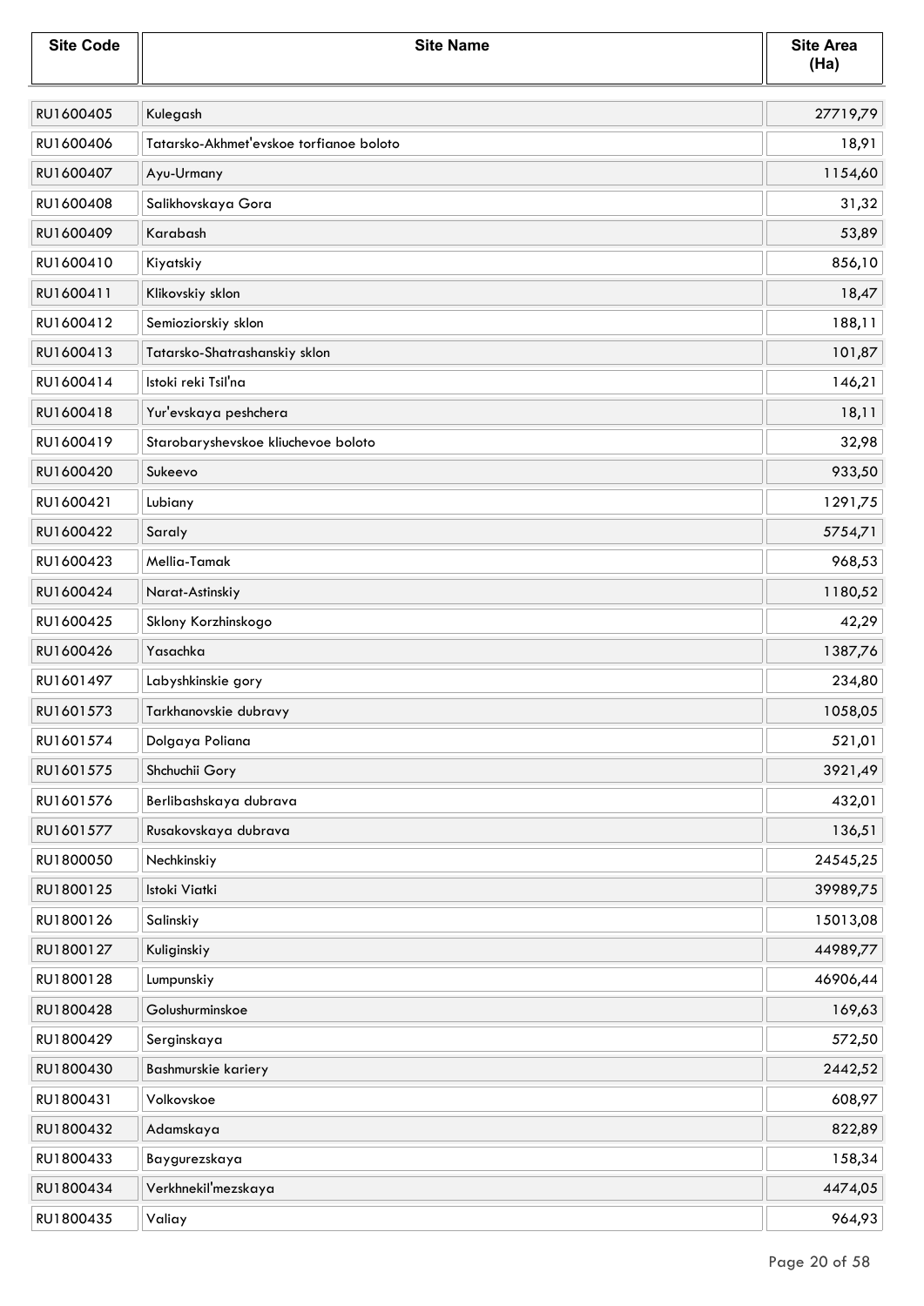| Site Code | Site Name | Site Area (Ha) |
|---|---|---|
| RU1600405 | Kulegash | 27719,79 |
| RU1600406 | Tatarsko-Akhmet'evskoe torfianoe boloto | 18,91 |
| RU1600407 | Ayu-Urmany | 1154,60 |
| RU1600408 | Salikhovskaya Gora | 31,32 |
| RU1600409 | Karabash | 53,89 |
| RU1600410 | Kiyatskiy | 856,10 |
| RU1600411 | Klikovskiy sklon | 18,47 |
| RU1600412 | Semioziorskiy sklon | 188,11 |
| RU1600413 | Tatarsko-Shatrashanskiy sklon | 101,87 |
| RU1600414 | Istoki reki Tsil'na | 146,21 |
| RU1600418 | Yur'evskaya peshchera | 18,11 |
| RU1600419 | Starobaryshevskoe kliuchevoe boloto | 32,98 |
| RU1600420 | Sukeevo | 933,50 |
| RU1600421 | Lubiany | 1291,75 |
| RU1600422 | Saraly | 5754,71 |
| RU1600423 | Mellia-Tamak | 968,53 |
| RU1600424 | Narat-Astinskiy | 1180,52 |
| RU1600425 | Sklony Korzhinskogo | 42,29 |
| RU1600426 | Yasachka | 1387,76 |
| RU1601497 | Labyshkinskie gory | 234,80 |
| RU1601573 | Tarkhanovskie dubravy | 1058,05 |
| RU1601574 | Dolgaya Poliana | 521,01 |
| RU1601575 | Shchuchii Gory | 3921,49 |
| RU1601576 | Berlibashskaya dubrava | 432,01 |
| RU1601577 | Rusakovskaya dubrava | 136,51 |
| RU1800050 | Nechkinskiy | 24545,25 |
| RU1800125 | Istoki Viatki | 39989,75 |
| RU1800126 | Salinskiy | 15013,08 |
| RU1800127 | Kuliginskiy | 44989,77 |
| RU1800128 | Lumpunskiy | 46906,44 |
| RU1800428 | Golushurminskoe | 169,63 |
| RU1800429 | Serginskaya | 572,50 |
| RU1800430 | Bashmurskie kariery | 2442,52 |
| RU1800431 | Volkovskoe | 608,97 |
| RU1800432 | Adamskaya | 822,89 |
| RU1800433 | Baygurezskaya | 158,34 |
| RU1800434 | Verkhnekil'mezskaya | 4474,05 |
| RU1800435 | Valiay | 964,93 |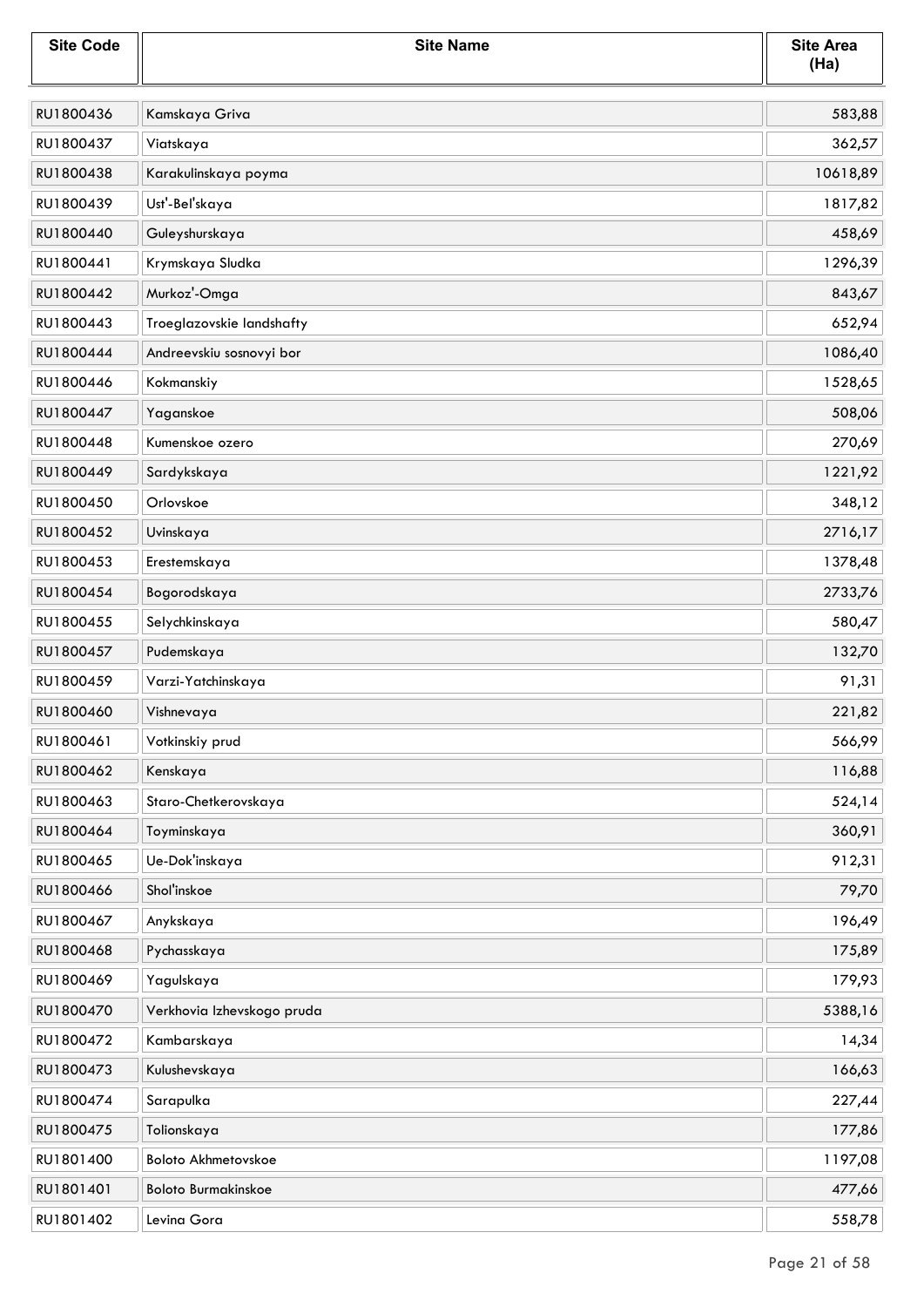| Site Code | Site Name | Site Area (Ha) |
|---|---|---|
| RU1800436 | Kamskaya Griva | 583,88 |
| RU1800437 | Viatskaya | 362,57 |
| RU1800438 | Karakulinskaya poyma | 10618,89 |
| RU1800439 | Ust'-Bel'skaya | 1817,82 |
| RU1800440 | Guleyshurskaya | 458,69 |
| RU1800441 | Krymskaya Sludka | 1296,39 |
| RU1800442 | Murkoz'-Omga | 843,67 |
| RU1800443 | Troeglazovskie landshafty | 652,94 |
| RU1800444 | Andreevskiu sosnovyi bor | 1086,40 |
| RU1800446 | Kokmanskiy | 1528,65 |
| RU1800447 | Yaganskoe | 508,06 |
| RU1800448 | Kumenskoe ozero | 270,69 |
| RU1800449 | Sardykskaya | 1221,92 |
| RU1800450 | Orlovskoe | 348,12 |
| RU1800452 | Uvinskaya | 2716,17 |
| RU1800453 | Erestemskaya | 1378,48 |
| RU1800454 | Bogorodskaya | 2733,76 |
| RU1800455 | Selychkinskaya | 580,47 |
| RU1800457 | Pudemskaya | 132,70 |
| RU1800459 | Varzi-Yatchinskaya | 91,31 |
| RU1800460 | Vishnevaya | 221,82 |
| RU1800461 | Votkinskiy prud | 566,99 |
| RU1800462 | Kenskaya | 116,88 |
| RU1800463 | Staro-Chetkerovskaya | 524,14 |
| RU1800464 | Toyminskaya | 360,91 |
| RU1800465 | Ue-Dok'inskaya | 912,31 |
| RU1800466 | Shol'inskoe | 79,70 |
| RU1800467 | Anykskaya | 196,49 |
| RU1800468 | Pychasskaya | 175,89 |
| RU1800469 | Yagulskaya | 179,93 |
| RU1800470 | Verkhovia Izhevskogo pruda | 5388,16 |
| RU1800472 | Kambarskaya | 14,34 |
| RU1800473 | Kulushevskaya | 166,63 |
| RU1800474 | Sarapulka | 227,44 |
| RU1800475 | Tolionskaya | 177,86 |
| RU1801400 | Boloto Akhmetovskoe | 1197,08 |
| RU1801401 | Boloto Burmakinskoe | 477,66 |
| RU1801402 | Levina Gora | 558,78 |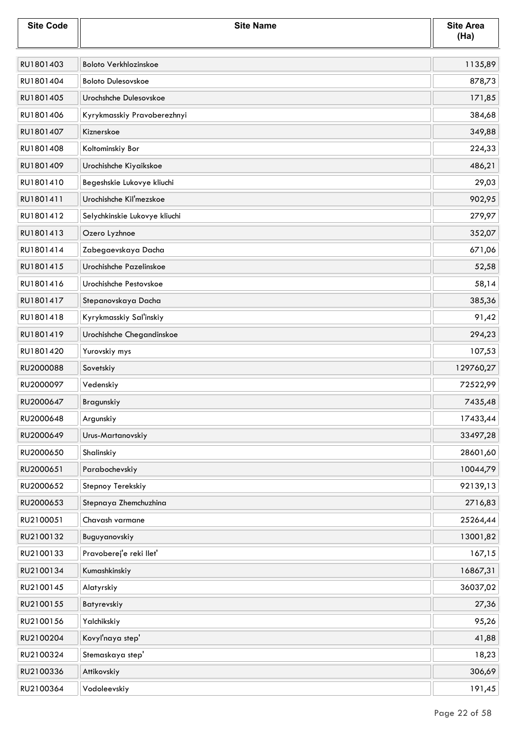| Site Code | Site Name | Site Area (Ha) |
|---|---|---|
| RU1801403 | Boloto Verkhlozinskoe | 1135,89 |
| RU1801404 | Boloto Dulesovskoe | 878,73 |
| RU1801405 | Urochshche Dulesovskoe | 171,85 |
| RU1801406 | Kyrykmasskiy Pravoberezhnyi | 384,68 |
| RU1801407 | Kiznerskoe | 349,88 |
| RU1801408 | Koltominskiy Bor | 224,33 |
| RU1801409 | Urochishche Kiyaikskoe | 486,21 |
| RU1801410 | Begeshskie Lukovye kliuchi | 29,03 |
| RU1801411 | Urochishche Kil'mezskoe | 902,95 |
| RU1801412 | Selychkinskie Lukovye kliuchi | 279,97 |
| RU1801413 | Ozero Lyzhnoe | 352,07 |
| RU1801414 | Zabegaevskaya Dacha | 671,06 |
| RU1801415 | Urochishche Pazelinskoe | 52,58 |
| RU1801416 | Urochishche Pestovskoe | 58,14 |
| RU1801417 | Stepanovskaya Dacha | 385,36 |
| RU1801418 | Kyrykmasskiy Sal'inskiy | 91,42 |
| RU1801419 | Urochishche Chegandinskoe | 294,23 |
| RU1801420 | Yurovskiy mys | 107,53 |
| RU2000088 | Sovetskiy | 129760,27 |
| RU2000097 | Vedenskiy | 72522,99 |
| RU2000647 | Bragunskiy | 7435,48 |
| RU2000648 | Argunskiy | 17433,44 |
| RU2000649 | Urus-Martanovskiy | 33497,28 |
| RU2000650 | Shalinskiy | 28601,60 |
| RU2000651 | Parabochevskiy | 10044,79 |
| RU2000652 | Stepnoy Terekskiy | 92139,13 |
| RU2000653 | Stepnaya Zhemchuzhina | 2716,83 |
| RU2100051 | Chavash varmane | 25264,44 |
| RU2100132 | Buguyanovskiy | 13001,82 |
| RU2100133 | Pravoberej'e reki Ilet' | 167,15 |
| RU2100134 | Kumashkinskiy | 16867,31 |
| RU2100145 | Alatyrskiy | 36037,02 |
| RU2100155 | Batyrevskiy | 27,36 |
| RU2100156 | Yalchikskiy | 95,26 |
| RU2100204 | Kovyl'naya step' | 41,88 |
| RU2100324 | Stemaskaya step' | 18,23 |
| RU2100336 | Attikovskiy | 306,69 |
| RU2100364 | Vodoleevskiy | 191,45 |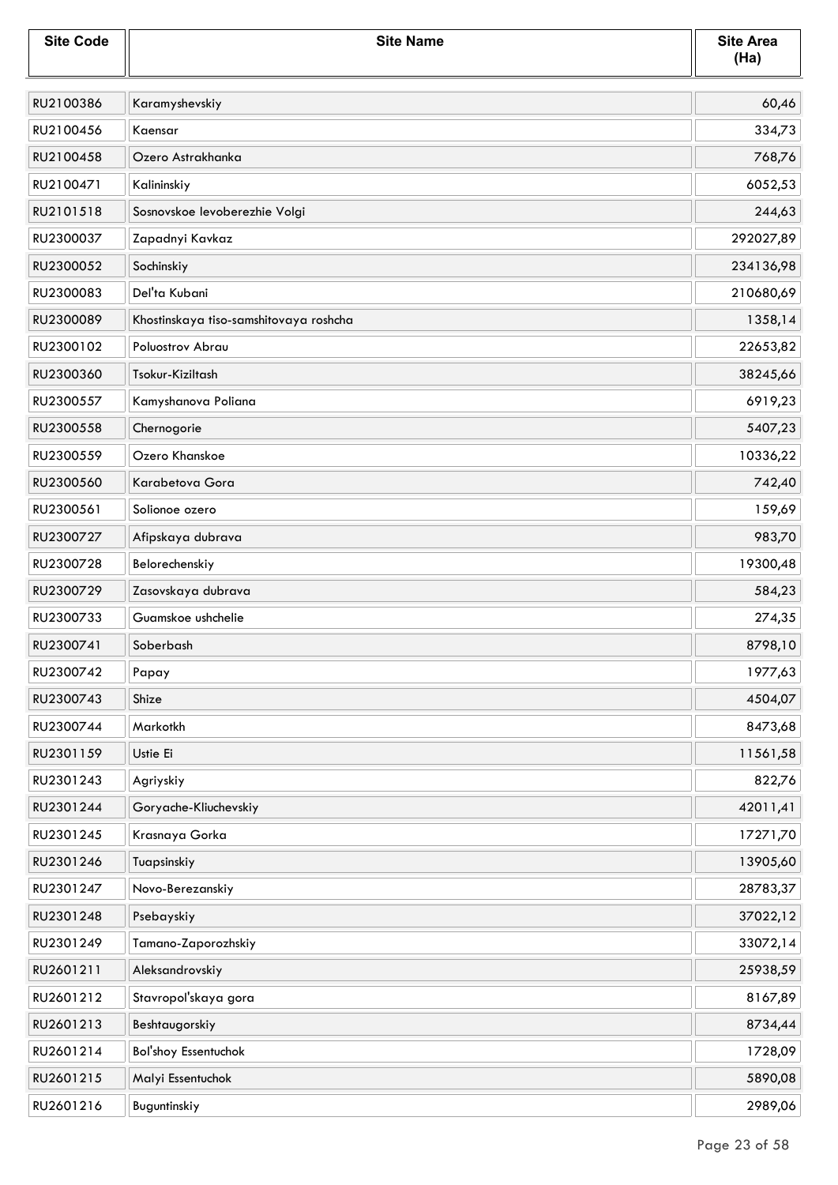| Site Code | Site Name | Site Area (Ha) |
|---|---|---|
| RU2100386 | Karamyshevskiy | 60,46 |
| RU2100456 | Kaensar | 334,73 |
| RU2100458 | Ozero Astrakhanka | 768,76 |
| RU2100471 | Kalininskiy | 6052,53 |
| RU2101518 | Sosnovskoe levoberezhie Volgi | 244,63 |
| RU2300037 | Zapadnyi Kavkaz | 292027,89 |
| RU2300052 | Sochinskiy | 234136,98 |
| RU2300083 | Del'ta Kubani | 210680,69 |
| RU2300089 | Khostinskaya tiso-samshitovaya roshcha | 1358,14 |
| RU2300102 | Poluostrov Abrau | 22653,82 |
| RU2300360 | Tsokur-Kiziltash | 38245,66 |
| RU2300557 | Kamyshanova Poliana | 6919,23 |
| RU2300558 | Chernogorie | 5407,23 |
| RU2300559 | Ozero Khanskoe | 10336,22 |
| RU2300560 | Karabetova Gora | 742,40 |
| RU2300561 | Solionoe ozero | 159,69 |
| RU2300727 | Afipskaya dubrava | 983,70 |
| RU2300728 | Belorechenskiy | 19300,48 |
| RU2300729 | Zasovskaya dubrava | 584,23 |
| RU2300733 | Guamskoe ushchelie | 274,35 |
| RU2300741 | Soberbash | 8798,10 |
| RU2300742 | Papay | 1977,63 |
| RU2300743 | Shize | 4504,07 |
| RU2300744 | Markotkh | 8473,68 |
| RU2301159 | Ustie Ei | 11561,58 |
| RU2301243 | Agriyskiy | 822,76 |
| RU2301244 | Goryache-Kliuchevskiy | 42011,41 |
| RU2301245 | Krasnaya Gorka | 17271,70 |
| RU2301246 | Tuapsinskiy | 13905,60 |
| RU2301247 | Novo-Berezanskiy | 28783,37 |
| RU2301248 | Psebayskiy | 37022,12 |
| RU2301249 | Tamano-Zaporozhskiy | 33072,14 |
| RU2601211 | Aleksandrovskiy | 25938,59 |
| RU2601212 | Stavropol'skaya gora | 8167,89 |
| RU2601213 | Beshtaugorskiy | 8734,44 |
| RU2601214 | Bol'shoy Essentuchok | 1728,09 |
| RU2601215 | Malyi Essentuchok | 5890,08 |
| RU2601216 | Buguntinskiy | 2989,06 |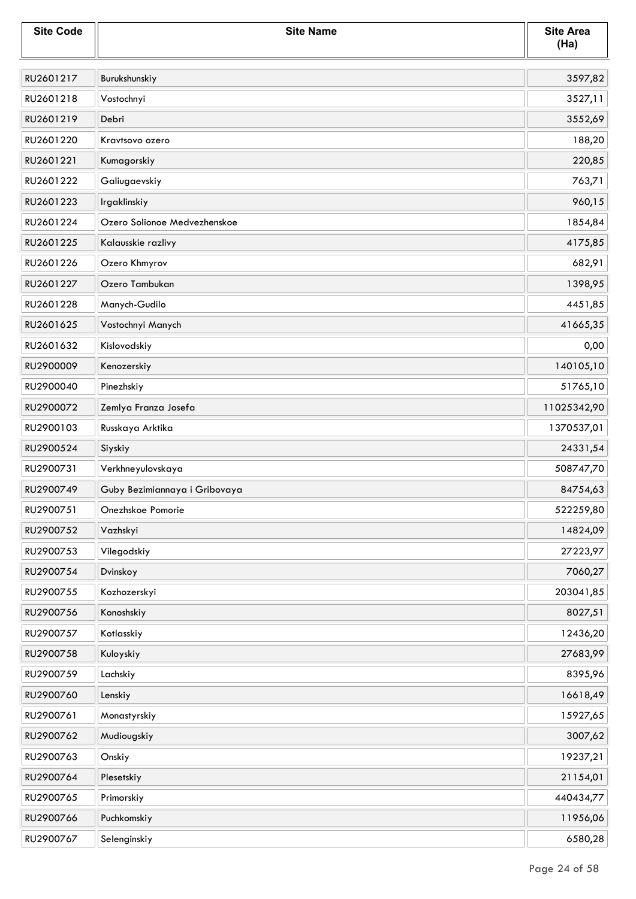| Site Code | Site Name | Site Area (Ha) |
|---|---|---|
| RU2601217 | Burukshunskiy | 3597,82 |
| RU2601218 | Vostochnyi | 3527,11 |
| RU2601219 | Debri | 3552,69 |
| RU2601220 | Kravtsovo ozero | 188,20 |
| RU2601221 | Kumagorskiy | 220,85 |
| RU2601222 | Galiugaevskiy | 763,71 |
| RU2601223 | Irgaklinskiy | 960,15 |
| RU2601224 | Ozero Solionoe Medvezhenskoe | 1854,84 |
| RU2601225 | Kalausskie razlivy | 4175,85 |
| RU2601226 | Ozero Khmyrov | 682,91 |
| RU2601227 | Ozero Tambukan | 1398,95 |
| RU2601228 | Manych-Gudilo | 4451,85 |
| RU2601625 | Vostochnyi Manych | 41665,35 |
| RU2601632 | Kislovodskiy | 0,00 |
| RU2900009 | Kenozerskiy | 140105,10 |
| RU2900040 | Pinezhskiy | 51765,10 |
| RU2900072 | Zemlya Franza Josefa | 11025342,90 |
| RU2900103 | Russkaya Arktika | 1370537,01 |
| RU2900524 | Siyskiy | 24331,54 |
| RU2900731 | Verkhneyulovskaya | 508747,70 |
| RU2900749 | Guby Bezimiannaya i Gribovaya | 84754,63 |
| RU2900751 | Onezhskoe Pomorie | 522259,80 |
| RU2900752 | Vazhskyi | 14824,09 |
| RU2900753 | Vilegodskiy | 27223,97 |
| RU2900754 | Dvinskoy | 7060,27 |
| RU2900755 | Kozhozerskyi | 203041,85 |
| RU2900756 | Konoshskiy | 8027,51 |
| RU2900757 | Kotlasskiy | 12436,20 |
| RU2900758 | Kuloyskiy | 27683,99 |
| RU2900759 | Lachskiy | 8395,96 |
| RU2900760 | Lenskiy | 16618,49 |
| RU2900761 | Monastyrskiy | 15927,65 |
| RU2900762 | Mudiougskiy | 3007,62 |
| RU2900763 | Onskiy | 19237,21 |
| RU2900764 | Plesetskiy | 21154,01 |
| RU2900765 | Primorskiy | 440434,77 |
| RU2900766 | Puchkomskiy | 11956,06 |
| RU2900767 | Selenginskiy | 6580,28 |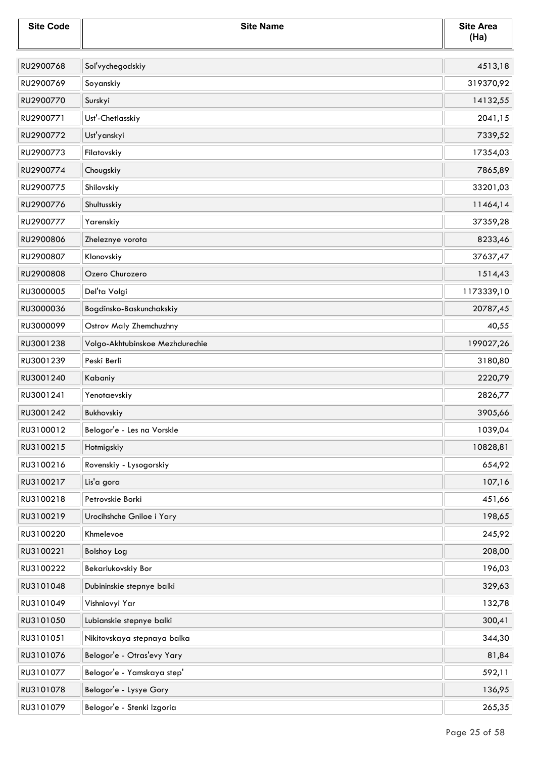| Site Code | Site Name | Site Area (Ha) |
|---|---|---|
| RU2900768 | Sol'vychegodskiy | 4513,18 |
| RU2900769 | Soyanskiy | 319370,92 |
| RU2900770 | Surskyi | 14132,55 |
| RU2900771 | Ust'-Chetlasskiy | 2041,15 |
| RU2900772 | Ust'yanskyi | 7339,52 |
| RU2900773 | Filatovskiy | 17354,03 |
| RU2900774 | Chougskiy | 7865,89 |
| RU2900775 | Shilovskiy | 33201,03 |
| RU2900776 | Shultusskiy | 11464,14 |
| RU2900777 | Yarenskiy | 37359,28 |
| RU2900806 | Zheleznye vorota | 8233,46 |
| RU2900807 | Klonovskiy | 37637,47 |
| RU2900808 | Ozero Churozero | 1514,43 |
| RU3000005 | Del'ta Volgi | 1173339,10 |
| RU3000036 | Bogdinsko-Baskunchakskiy | 20787,45 |
| RU3000099 | Ostrov Maly Zhemchuzhny | 40,55 |
| RU3001238 | Volgo-Akhtubinskoe Mezhdurechie | 199027,26 |
| RU3001239 | Peski Berli | 3180,80 |
| RU3001240 | Kabaniy | 2220,79 |
| RU3001241 | Yenotaevskiy | 2826,77 |
| RU3001242 | Bukhovskiy | 3905,66 |
| RU3100012 | Belogor'e - Les na Vorskle | 1039,04 |
| RU3100215 | Hotmigskiy | 10828,81 |
| RU3100216 | Rovenskiy - Lysogorskiy | 654,92 |
| RU3100217 | Lis'a gora | 107,16 |
| RU3100218 | Petrovskie Borki | 451,66 |
| RU3100219 | Urocihshche Gniloe i Yary | 198,65 |
| RU3100220 | Khmelevoe | 245,92 |
| RU3100221 | Bolshoy Log | 208,00 |
| RU3100222 | Bekariukovskiy Bor | 196,03 |
| RU3101048 | Dubininskie stepnye balki | 329,63 |
| RU3101049 | Vishniovyi Yar | 132,78 |
| RU3101050 | Lubianskie stepnye balki | 300,41 |
| RU3101051 | Nikitovskaya stepnaya balka | 344,30 |
| RU3101076 | Belogor'e - Otras'evy Yary | 81,84 |
| RU3101077 | Belogor'e - Yamskaya step' | 592,11 |
| RU3101078 | Belogor'e - Lysye Gory | 136,95 |
| RU3101079 | Belogor'e - Stenki Izgoria | 265,35 |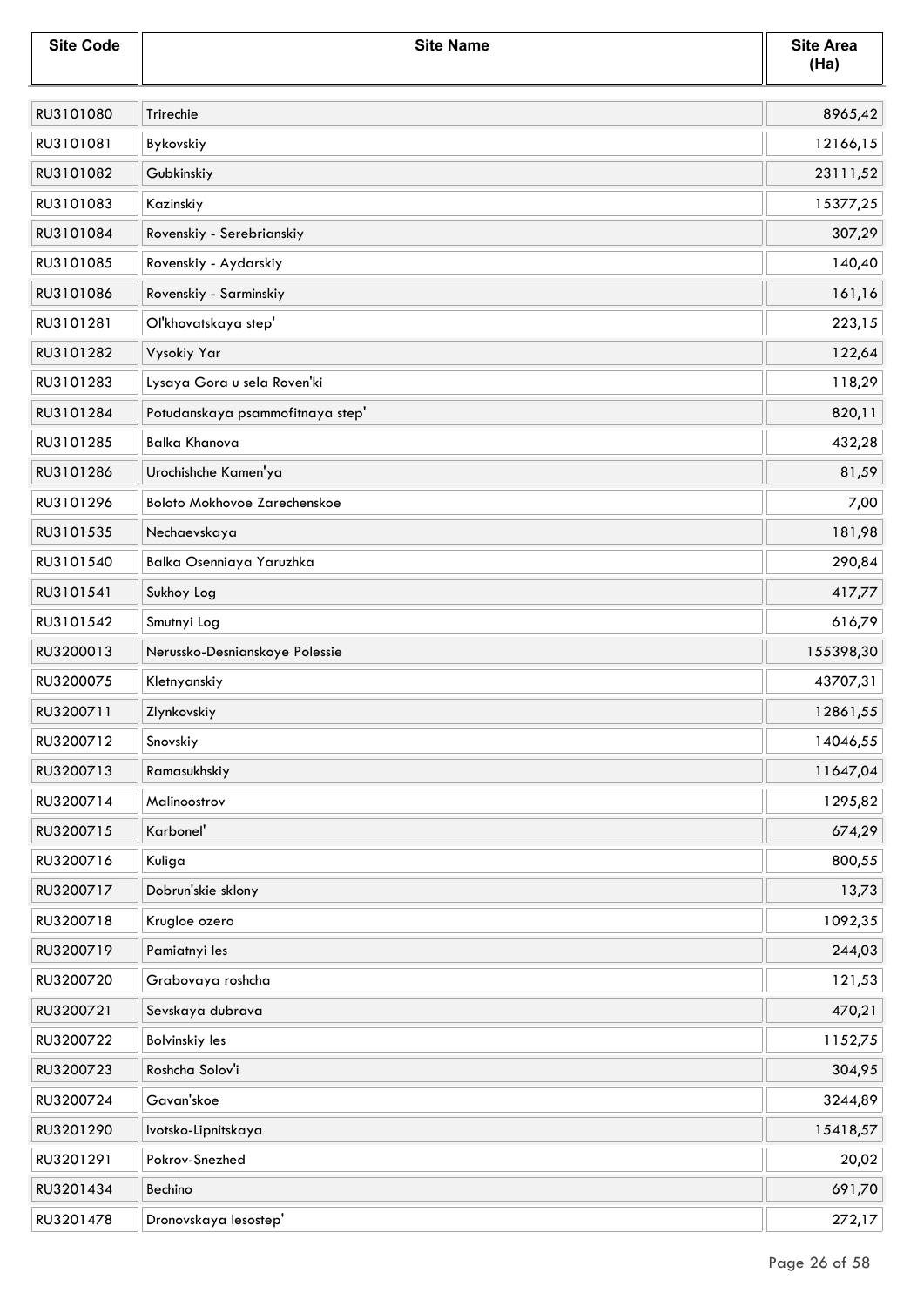| Site Code | Site Name | Site Area (Ha) |
|---|---|---|
| RU3101080 | Trirechie | 8965,42 |
| RU3101081 | Bykovskiy | 12166,15 |
| RU3101082 | Gubkinskiy | 23111,52 |
| RU3101083 | Kazinskiy | 15377,25 |
| RU3101084 | Rovenskiy - Serebrianskiy | 307,29 |
| RU3101085 | Rovenskiy - Aydarskiy | 140,40 |
| RU3101086 | Rovenskiy - Sarminskiy | 161,16 |
| RU3101281 | Ol'khovatskaya step' | 223,15 |
| RU3101282 | Vysokiy Yar | 122,64 |
| RU3101283 | Lysaya Gora u sela Roven'ki | 118,29 |
| RU3101284 | Potudanskaya psammofitnaya step' | 820,11 |
| RU3101285 | Balka Khanova | 432,28 |
| RU3101286 | Urochishche Kamen'ya | 81,59 |
| RU3101296 | Boloto Mokhovoe Zarechenskoe | 7,00 |
| RU3101535 | Nechaevskaya | 181,98 |
| RU3101540 | Balka Osenniaya Yaruzhka | 290,84 |
| RU3101541 | Sukhoy Log | 417,77 |
| RU3101542 | Smutnyi Log | 616,79 |
| RU3200013 | Nerussko-Desnianskoye Polessie | 155398,30 |
| RU3200075 | Kletnyanskiy | 43707,31 |
| RU3200711 | Zlynkovskiy | 12861,55 |
| RU3200712 | Snovskiy | 14046,55 |
| RU3200713 | Ramasukhskiy | 11647,04 |
| RU3200714 | Malinoostrov | 1295,82 |
| RU3200715 | Karbonel' | 674,29 |
| RU3200716 | Kuliga | 800,55 |
| RU3200717 | Dobrun'skie sklony | 13,73 |
| RU3200718 | Krugloe ozero | 1092,35 |
| RU3200719 | Pamiatnyi les | 244,03 |
| RU3200720 | Grabovaya roshcha | 121,53 |
| RU3200721 | Sevskaya dubrava | 470,21 |
| RU3200722 | Bolvinskiy les | 1152,75 |
| RU3200723 | Roshcha Solov'i | 304,95 |
| RU3200724 | Gavan'skoe | 3244,89 |
| RU3201290 | Ivotsko-Lipnitskaya | 15418,57 |
| RU3201291 | Pokrov-Snezhed | 20,02 |
| RU3201434 | Bechino | 691,70 |
| RU3201478 | Dronovskaya lesostep' | 272,17 |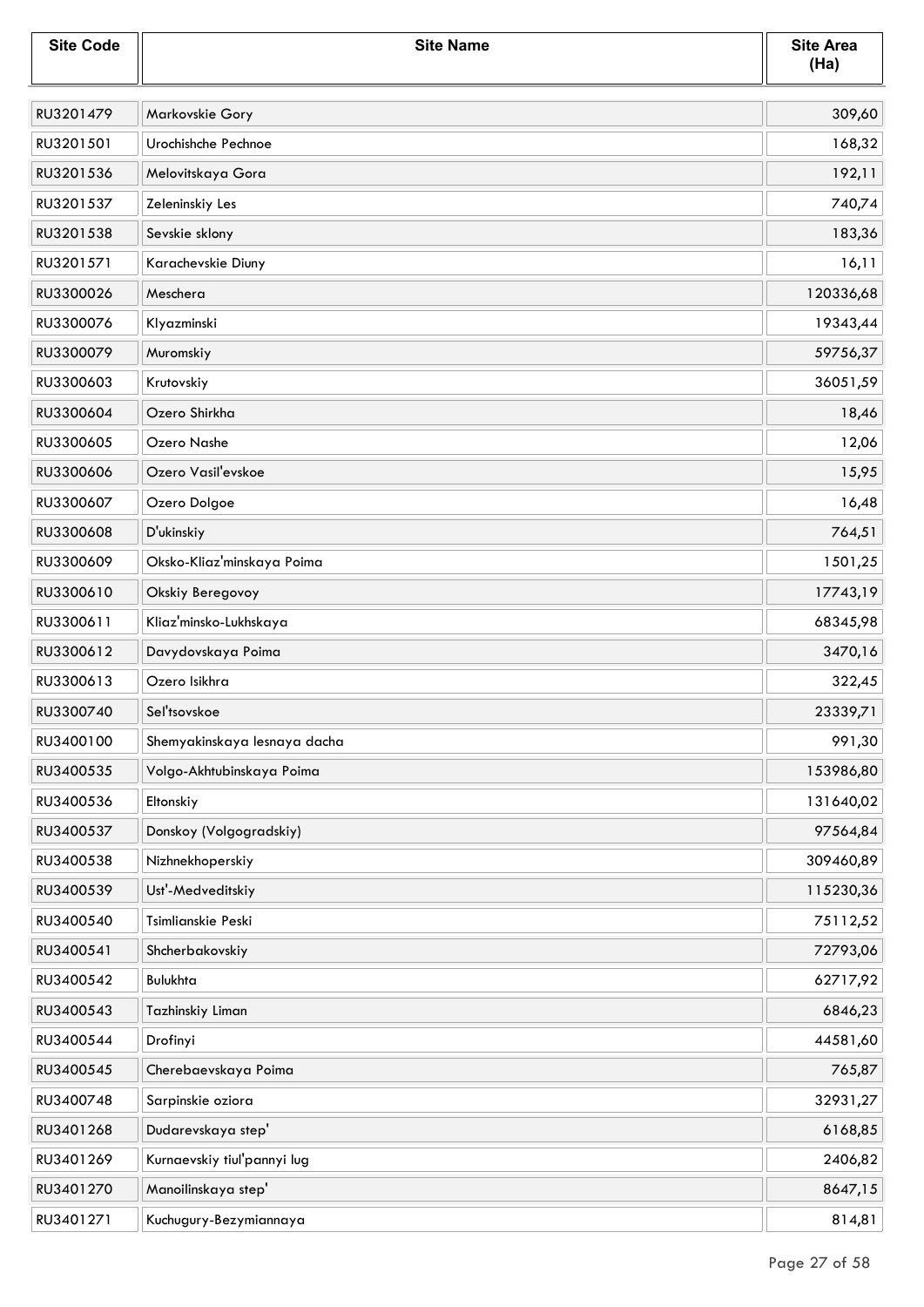| Site Code | Site Name | Site Area (Ha) |
|---|---|---|
| RU3201479 | Markovskie Gory | 309,60 |
| RU3201501 | Urochishche Pechnoe | 168,32 |
| RU3201536 | Melovitskaya Gora | 192,11 |
| RU3201537 | Zeleninskiy Les | 740,74 |
| RU3201538 | Sevskie sklony | 183,36 |
| RU3201571 | Karachevskie Diuny | 16,11 |
| RU3300026 | Meschera | 120336,68 |
| RU3300076 | Klyazminski | 19343,44 |
| RU3300079 | Muromskiy | 59756,37 |
| RU3300603 | Krutovskiy | 36051,59 |
| RU3300604 | Ozero Shirkha | 18,46 |
| RU3300605 | Ozero Nashe | 12,06 |
| RU3300606 | Ozero Vasil'evskoe | 15,95 |
| RU3300607 | Ozero Dolgoe | 16,48 |
| RU3300608 | D'ukinskiy | 764,51 |
| RU3300609 | Oksko-Kliaz'minskaya Poima | 1501,25 |
| RU3300610 | Okskiy Beregovoy | 17743,19 |
| RU3300611 | Kliaz'minsko-Lukhskaya | 68345,98 |
| RU3300612 | Davydovskaya Poima | 3470,16 |
| RU3300613 | Ozero Isikhra | 322,45 |
| RU3300740 | Sel'tsovskoe | 23339,71 |
| RU3400100 | Shemyakinskaya lesnaya dacha | 991,30 |
| RU3400535 | Volgo-Akhtubinskaya Poima | 153986,80 |
| RU3400536 | Eltonskiy | 131640,02 |
| RU3400537 | Donskoy (Volgogradskiy) | 97564,84 |
| RU3400538 | Nizhnekhoperskiy | 309460,89 |
| RU3400539 | Ust'-Medveditskiy | 115230,36 |
| RU3400540 | Tsimlianskie Peski | 75112,52 |
| RU3400541 | Shcherbakovskiy | 72793,06 |
| RU3400542 | Bulukhta | 62717,92 |
| RU3400543 | Tazhinskiy Liman | 6846,23 |
| RU3400544 | Drofinyi | 44581,60 |
| RU3400545 | Cherebaevskaya Poima | 765,87 |
| RU3400748 | Sarpinskie oziora | 32931,27 |
| RU3401268 | Dudarevskaya step' | 6168,85 |
| RU3401269 | Kurnaevskiy tiul'pannyi lug | 2406,82 |
| RU3401270 | Manoilinskaya step' | 8647,15 |
| RU3401271 | Kuchugury-Bezymiannaya | 814,81 |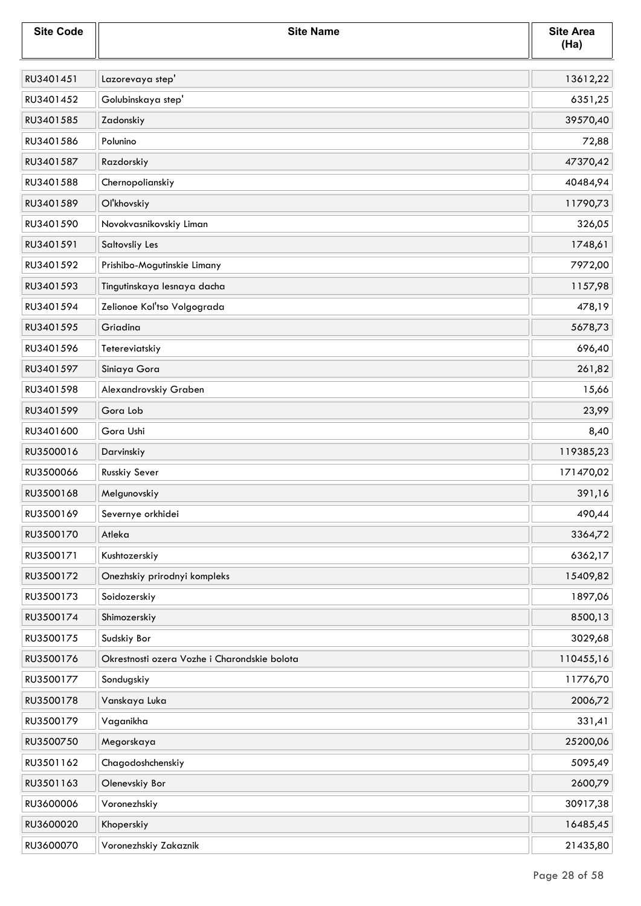| Site Code | Site Name | Site Area (Ha) |
|---|---|---|
| RU3401451 | Lazorevaya step' | 13612,22 |
| RU3401452 | Golubinskaya step' | 6351,25 |
| RU3401585 | Zadonskiy | 39570,40 |
| RU3401586 | Polunino | 72,88 |
| RU3401587 | Razdorskiy | 47370,42 |
| RU3401588 | Chernopolianskiy | 40484,94 |
| RU3401589 | Ol'khovskiy | 11790,73 |
| RU3401590 | Novokvasnikovskiy Liman | 326,05 |
| RU3401591 | Saltovsliy Les | 1748,61 |
| RU3401592 | Prishibo-Mogutinskie Limany | 7972,00 |
| RU3401593 | Tingutinskaya lesnaya dacha | 1157,98 |
| RU3401594 | Zelionoe Kol'tso Volgograda | 478,19 |
| RU3401595 | Griadina | 5678,73 |
| RU3401596 | Tetereviatskiy | 696,40 |
| RU3401597 | Siniaya Gora | 261,82 |
| RU3401598 | Alexandrovskiy Graben | 15,66 |
| RU3401599 | Gora Lob | 23,99 |
| RU3401600 | Gora Ushi | 8,40 |
| RU3500016 | Darvinskiy | 119385,23 |
| RU3500066 | Russkiy Sever | 171470,02 |
| RU3500168 | Melgunovskiy | 391,16 |
| RU3500169 | Severnye orkhidei | 490,44 |
| RU3500170 | Atleka | 3364,72 |
| RU3500171 | Kushtozerskiy | 6362,17 |
| RU3500172 | Onezhskiy prirodnyi kompleks | 15409,82 |
| RU3500173 | Soidozerskiy | 1897,06 |
| RU3500174 | Shimozerskiy | 8500,13 |
| RU3500175 | Sudskiy Bor | 3029,68 |
| RU3500176 | Okrestnosti ozera Vozhe i Charondskie bolota | 110455,16 |
| RU3500177 | Sondugskiy | 11776,70 |
| RU3500178 | Vanskaya Luka | 2006,72 |
| RU3500179 | Vaganikha | 331,41 |
| RU3500750 | Megorskaya | 25200,06 |
| RU3501162 | Chagodoshchenskiy | 5095,49 |
| RU3501163 | Olenevskiy Bor | 2600,79 |
| RU3600006 | Voronezhskiy | 30917,38 |
| RU3600020 | Khoperskiy | 16485,45 |
| RU3600070 | Voronezhskiy Zakaznik | 21435,80 |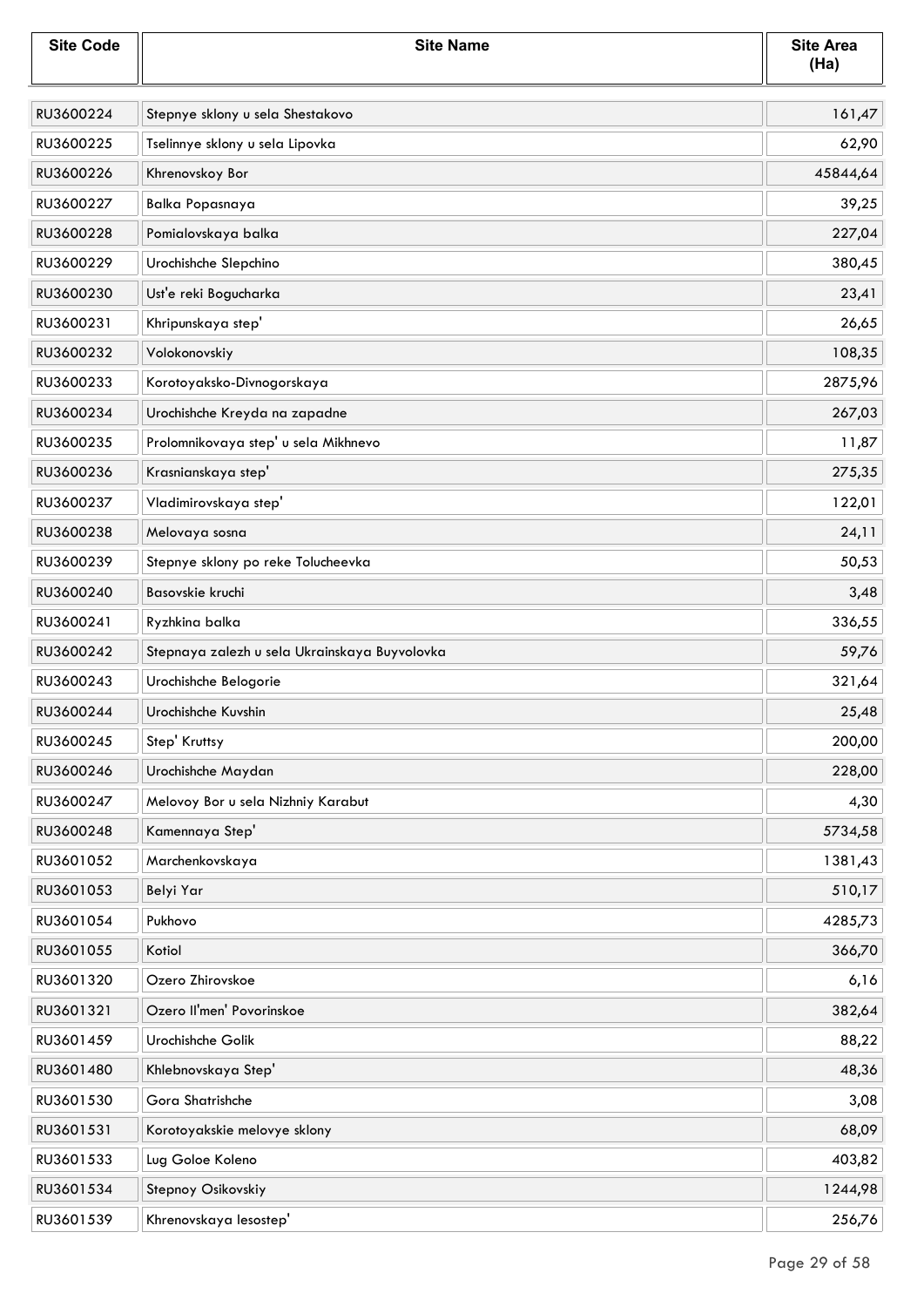| Site Code | Site Name | Site Area (Ha) |
|---|---|---|
| RU3600224 | Stepnye sklony u sela Shestakovo | 161,47 |
| RU3600225 | Tselinnye sklony u sela Lipovka | 62,90 |
| RU3600226 | Khrenovskoy Bor | 45844,64 |
| RU3600227 | Balka Popasnaya | 39,25 |
| RU3600228 | Pomialovskaya balka | 227,04 |
| RU3600229 | Urochishche Slepchino | 380,45 |
| RU3600230 | Ust'e reki Bogucharka | 23,41 |
| RU3600231 | Khripunskaya step' | 26,65 |
| RU3600232 | Volokonovskiy | 108,35 |
| RU3600233 | Korotoyaksko-Divnogorskaya | 2875,96 |
| RU3600234 | Urochishche Kreyda na zapadne | 267,03 |
| RU3600235 | Prolomnikovaya step' u sela Mikhnevo | 11,87 |
| RU3600236 | Krasnianskaya step' | 275,35 |
| RU3600237 | Vladimirovskaya step' | 122,01 |
| RU3600238 | Melovaya sosna | 24,11 |
| RU3600239 | Stepnye sklony po reke Tolucheevka | 50,53 |
| RU3600240 | Basovskie kruchi | 3,48 |
| RU3600241 | Ryzhkina balka | 336,55 |
| RU3600242 | Stepnaya zalezh u sela Ukrainskaya Buyvolovka | 59,76 |
| RU3600243 | Urochishche Belogorie | 321,64 |
| RU3600244 | Urochishche Kuvshin | 25,48 |
| RU3600245 | Step' Kruttsy | 200,00 |
| RU3600246 | Urochishche Maydan | 228,00 |
| RU3600247 | Melovoy Bor u sela Nizhniy Karabut | 4,30 |
| RU3600248 | Kamennaya Step' | 5734,58 |
| RU3601052 | Marchenkovskaya | 1381,43 |
| RU3601053 | Belyi Yar | 510,17 |
| RU3601054 | Pukhovo | 4285,73 |
| RU3601055 | Kotiol | 366,70 |
| RU3601320 | Ozero Zhirovskoe | 6,16 |
| RU3601321 | Ozero Il'men' Povorinskoe | 382,64 |
| RU3601459 | Urochishche Golik | 88,22 |
| RU3601480 | Khlebnovskaya Step' | 48,36 |
| RU3601530 | Gora Shatrishche | 3,08 |
| RU3601531 | Korotoyakskie melovye sklony | 68,09 |
| RU3601533 | Lug Goloe Koleno | 403,82 |
| RU3601534 | Stepnoy Osikovskiy | 1244,98 |
| RU3601539 | Khrenovskaya lesostep' | 256,76 |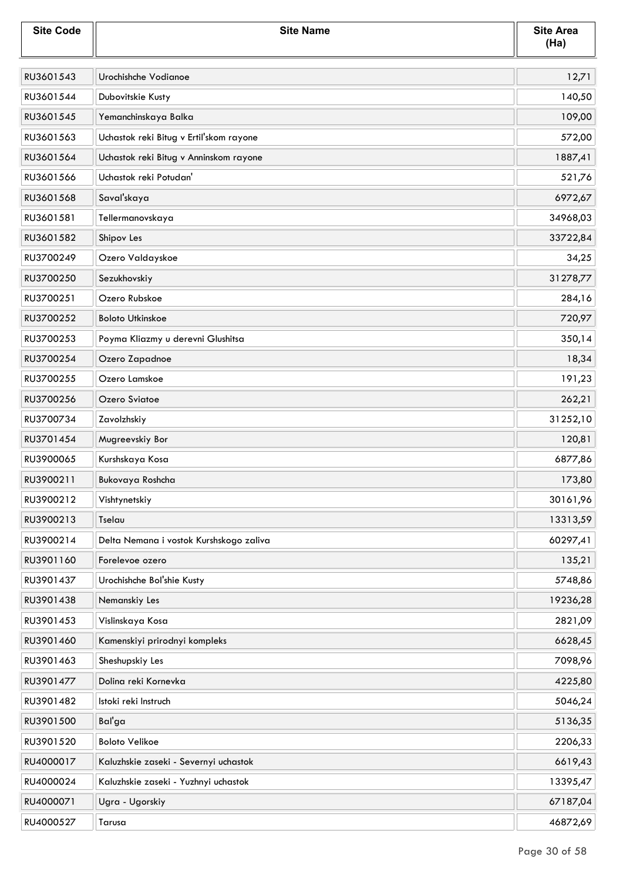| Site Code | Site Name | Site Area (Ha) |
|---|---|---|
| RU3601543 | Urochishche Vodianoe | 12,71 |
| RU3601544 | Dubovitskie Kusty | 140,50 |
| RU3601545 | Yemanchinskaya Balka | 109,00 |
| RU3601563 | Uchastok reki Bitug v Ertil'skom rayone | 572,00 |
| RU3601564 | Uchastok reki Bitug v Anninskom rayone | 1887,41 |
| RU3601566 | Uchastok reki Potudan' | 521,76 |
| RU3601568 | Saval'skaya | 6972,67 |
| RU3601581 | Tellermanovskaya | 34968,03 |
| RU3601582 | Shipov Les | 33722,84 |
| RU3700249 | Ozero Valdayskoe | 34,25 |
| RU3700250 | Sezukhovskiy | 31278,77 |
| RU3700251 | Ozero Rubskoe | 284,16 |
| RU3700252 | Boloto Utkinskoe | 720,97 |
| RU3700253 | Poyma Kliazmy u derevni Glushitsa | 350,14 |
| RU3700254 | Ozero Zapadnoe | 18,34 |
| RU3700255 | Ozero Lamskoe | 191,23 |
| RU3700256 | Ozero Sviatoe | 262,21 |
| RU3700734 | Zavolzhskiy | 31252,10 |
| RU3701454 | Mugreevskiy Bor | 120,81 |
| RU3900065 | Kurshskaya Kosa | 6877,86 |
| RU3900211 | Bukovaya Roshcha | 173,80 |
| RU3900212 | Vishtynetskiy | 30161,96 |
| RU3900213 | Tselau | 13313,59 |
| RU3900214 | Delta Nemana i vostok Kurshskogo zaliva | 60297,41 |
| RU3901160 | Forelevoe ozero | 135,21 |
| RU3901437 | Urochishche Bol'shie Kusty | 5748,86 |
| RU3901438 | Nemanskiy Les | 19236,28 |
| RU3901453 | Vislinskaya Kosa | 2821,09 |
| RU3901460 | Kamenskiyi prirodnyi kompleks | 6628,45 |
| RU3901463 | Sheshupskiy Les | 7098,96 |
| RU3901477 | Dolina reki Kornevka | 4225,80 |
| RU3901482 | Istoki reki Instruch | 5046,24 |
| RU3901500 | Bal'ga | 5136,35 |
| RU3901520 | Boloto Velikoe | 2206,33 |
| RU4000017 | Kaluzhskie zaseki - Severnyi uchastok | 6619,43 |
| RU4000024 | Kaluzhskie zaseki - Yuzhnyi uchastok | 13395,47 |
| RU4000071 | Ugra - Ugorskiy | 67187,04 |
| RU4000527 | Tarusa | 46872,69 |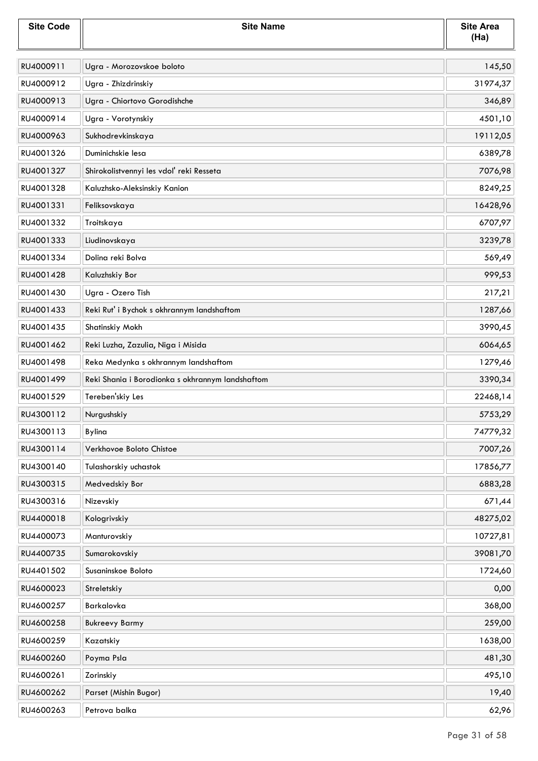| Site Code | Site Name | Site Area (Ha) |
|---|---|---|
| RU4000911 | Ugra - Morozovskoe boloto | 145,50 |
| RU4000912 | Ugra - Zhizdrinskiy | 31974,37 |
| RU4000913 | Ugra - Chiortovo Gorodishche | 346,89 |
| RU4000914 | Ugra - Vorotynskiy | 4501,10 |
| RU4000963 | Sukhodrevkinskaya | 19112,05 |
| RU4001326 | Duminichskie lesa | 6389,78 |
| RU4001327 | Shirokolistvennyi les vdol' reki Resseta | 7076,98 |
| RU4001328 | Kaluzhsko-Aleksinskiy Kanion | 8249,25 |
| RU4001331 | Feliksovskaya | 16428,96 |
| RU4001332 | Troitskaya | 6707,97 |
| RU4001333 | Liudinovskaya | 3239,78 |
| RU4001334 | Dolina reki Bolva | 569,49 |
| RU4001428 | Kaluzhskiy Bor | 999,53 |
| RU4001430 | Ugra - Ozero Tish | 217,21 |
| RU4001433 | Reki Rut' i Bychok s okhrannym landshaftom | 1287,66 |
| RU4001435 | Shatinskiy Mokh | 3990,45 |
| RU4001462 | Reki Luzha, Zazulia, Niga i Misida | 6064,65 |
| RU4001498 | Reka Medynka s okhrannym landshaftom | 1279,46 |
| RU4001499 | Reki Shania i Borodionka s okhrannym landshaftom | 3390,34 |
| RU4001529 | Tereben'skiy Les | 22468,14 |
| RU4300112 | Nurgushskiy | 5753,29 |
| RU4300113 | Bylina | 74779,32 |
| RU4300114 | Verkhovoe Boloto Chistoe | 7007,26 |
| RU4300140 | Tulashorskiy uchastok | 17856,77 |
| RU4300315 | Medvedskiy Bor | 6883,28 |
| RU4300316 | Nizevskiy | 671,44 |
| RU4400018 | Kologrivskiy | 48275,02 |
| RU4400073 | Manturovskiy | 10727,81 |
| RU4400735 | Sumarokovskiy | 39081,70 |
| RU4401502 | Susaninskoe Boloto | 1724,60 |
| RU4600023 | Streletskiy | 0,00 |
| RU4600257 | Barkalovka | 368,00 |
| RU4600258 | Bukreevy Barmy | 259,00 |
| RU4600259 | Kazatskiy | 1638,00 |
| RU4600260 | Poyma Psla | 481,30 |
| RU4600261 | Zorinskiy | 495,10 |
| RU4600262 | Parset (Mishin Bugor) | 19,40 |
| RU4600263 | Petrova balka | 62,96 |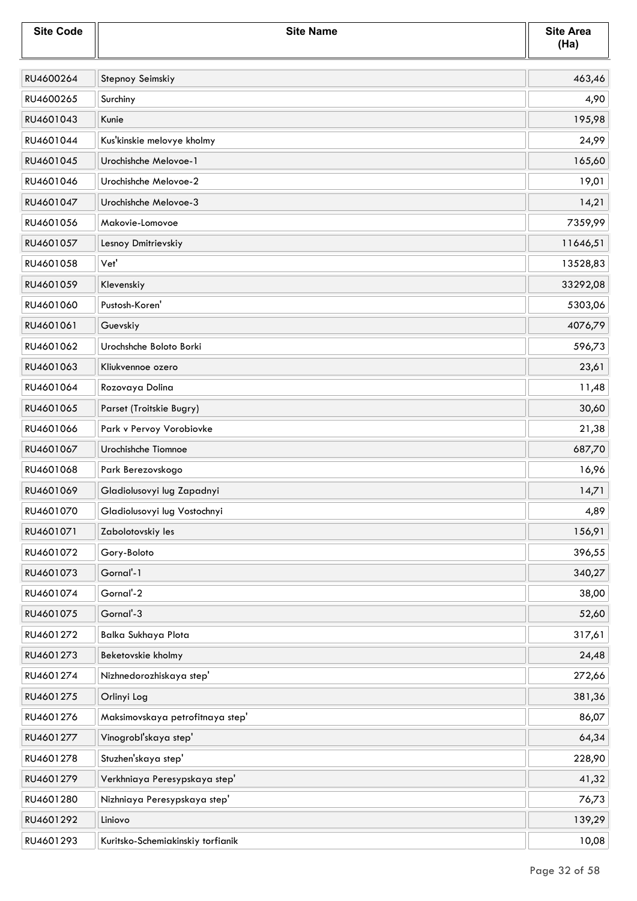| Site Code | Site Name | Site Area (Ha) |
|---|---|---|
| RU4600264 | Stepnoy Seimskiy | 463,46 |
| RU4600265 | Surchiny | 4,90 |
| RU4601043 | Kunie | 195,98 |
| RU4601044 | Kus'kinskie melovye kholmy | 24,99 |
| RU4601045 | Urochishche Melovoe-1 | 165,60 |
| RU4601046 | Urochishche Melovoe-2 | 19,01 |
| RU4601047 | Urochishche Melovoe-3 | 14,21 |
| RU4601056 | Makovie-Lomovoe | 7359,99 |
| RU4601057 | Lesnoy Dmitrievskiy | 11646,51 |
| RU4601058 | Vet' | 13528,83 |
| RU4601059 | Klevenskiy | 33292,08 |
| RU4601060 | Pustosh-Koren' | 5303,06 |
| RU4601061 | Guevskiy | 4076,79 |
| RU4601062 | Urochshche Boloto Borki | 596,73 |
| RU4601063 | Kliukvennoe ozero | 23,61 |
| RU4601064 | Rozovaya Dolina | 11,48 |
| RU4601065 | Parset (Troitskie Bugry) | 30,60 |
| RU4601066 | Park v Pervoy Vorobiovke | 21,38 |
| RU4601067 | Urochishche Tiomnoe | 687,70 |
| RU4601068 | Park Berezovskogo | 16,96 |
| RU4601069 | Gladiolusovyi lug Zapadnyi | 14,71 |
| RU4601070 | Gladiolusovyi lug Vostochnyi | 4,89 |
| RU4601071 | Zabolotovskiy les | 156,91 |
| RU4601072 | Gory-Boloto | 396,55 |
| RU4601073 | Gornal'-1 | 340,27 |
| RU4601074 | Gornal'-2 | 38,00 |
| RU4601075 | Gornal'-3 | 52,60 |
| RU4601272 | Balka Sukhaya Plota | 317,61 |
| RU4601273 | Beketovskie kholmy | 24,48 |
| RU4601274 | Nizhnedorozhiskaya step' | 272,66 |
| RU4601275 | Orlinyi Log | 381,36 |
| RU4601276 | Maksimovskaya petrofitnaya step' | 86,07 |
| RU4601277 | Vinogrobl'skaya step' | 64,34 |
| RU4601278 | Stuzhen'skaya step' | 228,90 |
| RU4601279 | Verkhniaya Peresypskaya step' | 41,32 |
| RU4601280 | Nizhniaya Peresypskaya step' | 76,73 |
| RU4601292 | Liniovo | 139,29 |
| RU4601293 | Kuritsko-Schemiakinskiy torfianik | 10,08 |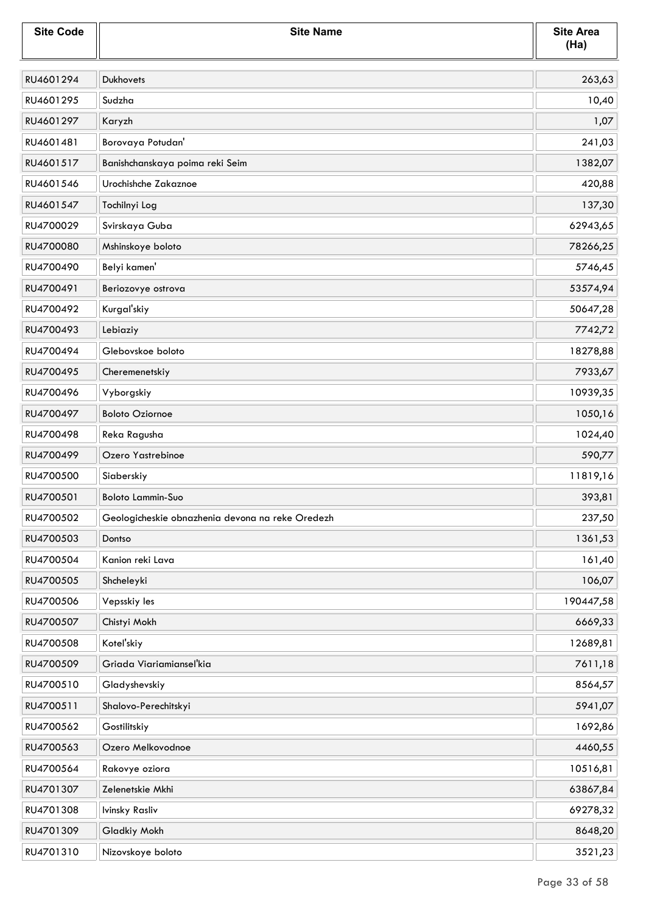| Site Code | Site Name | Site Area (Ha) |
| --- | --- | --- |
| RU4601294 | Dukhovets | 263,63 |
| RU4601295 | Sudzha | 10,40 |
| RU4601297 | Karyzh | 1,07 |
| RU4601481 | Borovaya Potudan' | 241,03 |
| RU4601517 | Banishchanskaya poima reki Seim | 1382,07 |
| RU4601546 | Urochishche Zakaznoe | 420,88 |
| RU4601547 | Tochilnyi Log | 137,30 |
| RU4700029 | Svirskaya Guba | 62943,65 |
| RU4700080 | Mshinskoye boloto | 78266,25 |
| RU4700490 | Belyi kamen' | 5746,45 |
| RU4700491 | Beriozovye ostrova | 53574,94 |
| RU4700492 | Kurgal'skiy | 50647,28 |
| RU4700493 | Lebiaziy | 7742,72 |
| RU4700494 | Glebovskoe boloto | 18278,88 |
| RU4700495 | Cheremenetskiy | 7933,67 |
| RU4700496 | Vyborgskiy | 10939,35 |
| RU4700497 | Boloto Oziornoe | 1050,16 |
| RU4700498 | Reka Ragusha | 1024,40 |
| RU4700499 | Ozero Yastrebinoe | 590,77 |
| RU4700500 | Siaberskiy | 11819,16 |
| RU4700501 | Boloto Lammin-Suo | 393,81 |
| RU4700502 | Geologicheskie obnazhenia devona na reke Oredezh | 237,50 |
| RU4700503 | Dontso | 1361,53 |
| RU4700504 | Kanion reki Lava | 161,40 |
| RU4700505 | Shcheleyki | 106,07 |
| RU4700506 | Vepsskiy les | 190447,58 |
| RU4700507 | Chistyi Mokh | 6669,33 |
| RU4700508 | Kotel'skiy | 12689,81 |
| RU4700509 | Griada Viariamiansel'kia | 7611,18 |
| RU4700510 | Gladyshevskiy | 8564,57 |
| RU4700511 | Shalovo-Perechitskyi | 5941,07 |
| RU4700562 | Gostilitskiy | 1692,86 |
| RU4700563 | Ozero Melkovodnoe | 4460,55 |
| RU4700564 | Rakovye oziora | 10516,81 |
| RU4701307 | Zelenetskie Mkhi | 63867,84 |
| RU4701308 | Ivinsky Rasliv | 69278,32 |
| RU4701309 | Gladkiy Mokh | 8648,20 |
| RU4701310 | Nizovskoye boloto | 3521,23 |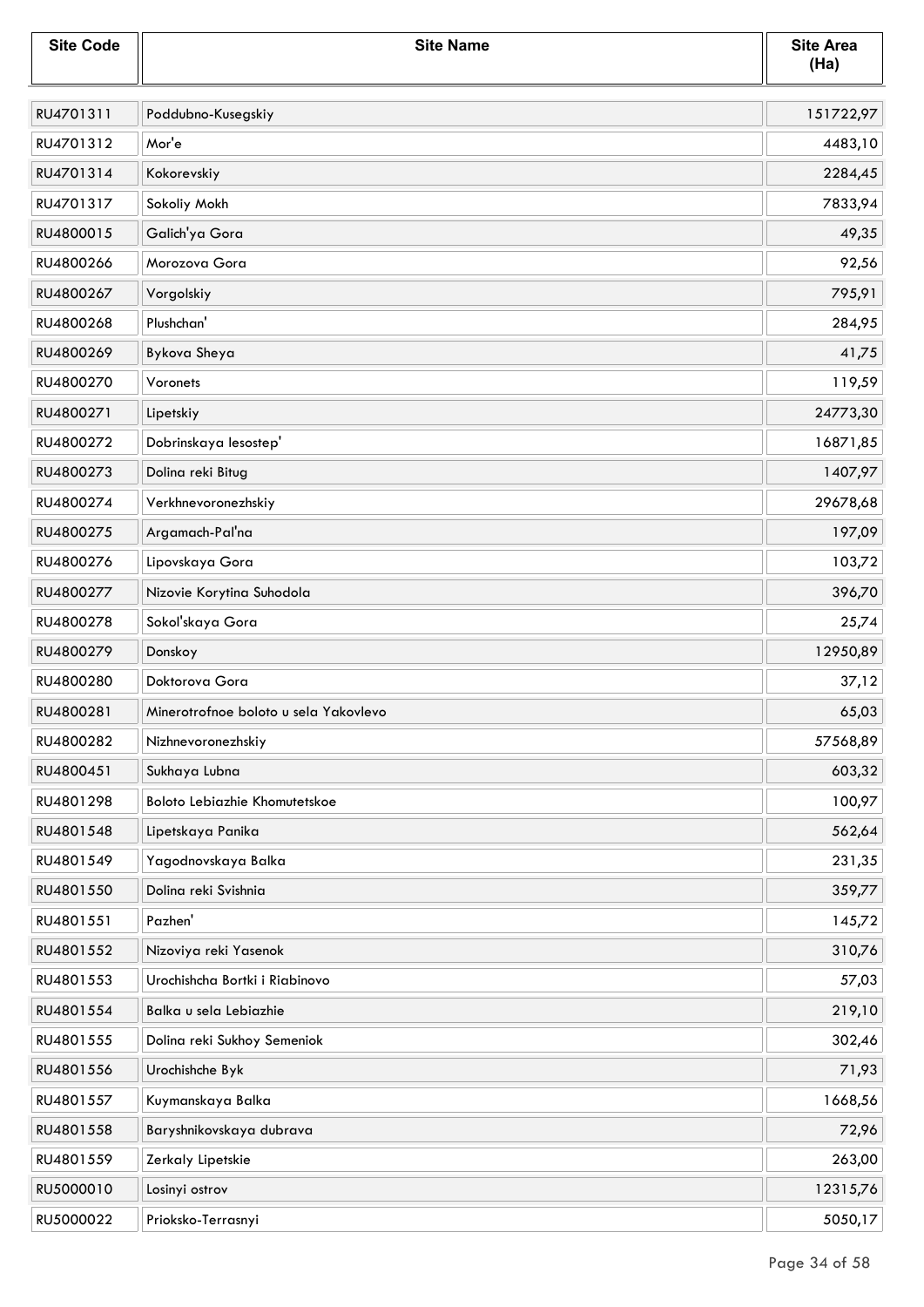| Site Code | Site Name | Site Area (Ha) |
|---|---|---|
| RU4701311 | Poddubno-Kusegskiy | 151722,97 |
| RU4701312 | Mor'e | 4483,10 |
| RU4701314 | Kokorevskiy | 2284,45 |
| RU4701317 | Sokoliy Mokh | 7833,94 |
| RU4800015 | Galich'ya Gora | 49,35 |
| RU4800266 | Morozova Gora | 92,56 |
| RU4800267 | Vorgolskiy | 795,91 |
| RU4800268 | Plushchan' | 284,95 |
| RU4800269 | Bykova Sheya | 41,75 |
| RU4800270 | Voronets | 119,59 |
| RU4800271 | Lipetskiy | 24773,30 |
| RU4800272 | Dobrinskaya lesostep' | 16871,85 |
| RU4800273 | Dolina reki Bitug | 1407,97 |
| RU4800274 | Verkhnevoronezhskiy | 29678,68 |
| RU4800275 | Argamach-Pal'na | 197,09 |
| RU4800276 | Lipovskaya Gora | 103,72 |
| RU4800277 | Nizovie Korytina Suhodola | 396,70 |
| RU4800278 | Sokol'skaya Gora | 25,74 |
| RU4800279 | Donskoy | 12950,89 |
| RU4800280 | Doktorova Gora | 37,12 |
| RU4800281 | Minerotrofnoe boloto u sela Yakovlevo | 65,03 |
| RU4800282 | Nizhnevoronezhskiy | 57568,89 |
| RU4800451 | Sukhaya Lubna | 603,32 |
| RU4801298 | Boloto Lebiazhie Khomutetskoe | 100,97 |
| RU4801548 | Lipetskaya Panika | 562,64 |
| RU4801549 | Yagodnovskaya Balka | 231,35 |
| RU4801550 | Dolina reki Svishnia | 359,77 |
| RU4801551 | Pazhen' | 145,72 |
| RU4801552 | Nizoviya reki Yasenok | 310,76 |
| RU4801553 | Urochishcha Bortki i Riabinovo | 57,03 |
| RU4801554 | Balka u sela Lebiazhie | 219,10 |
| RU4801555 | Dolina reki Sukhoy Semeniok | 302,46 |
| RU4801556 | Urochishche Byk | 71,93 |
| RU4801557 | Kuymanskaya Balka | 1668,56 |
| RU4801558 | Baryshnikovskaya dubrava | 72,96 |
| RU4801559 | Zerkaly Lipetskie | 263,00 |
| RU5000010 | Losinyi ostrov | 12315,76 |
| RU5000022 | Prioksko-Terrasnyi | 5050,17 |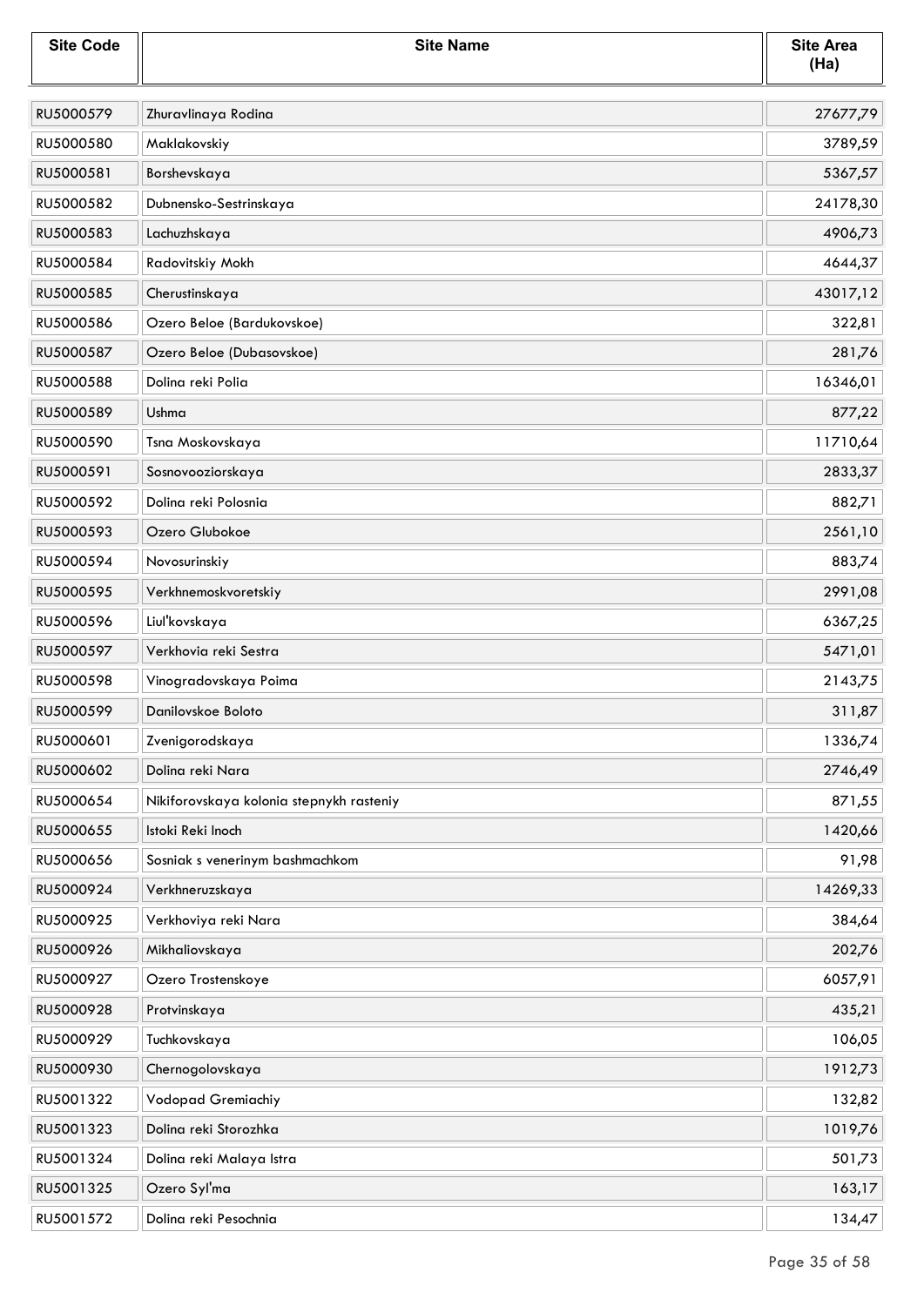| Site Code | Site Name | Site Area (Ha) |
|---|---|---|
| RU5000579 | Zhuravlinaya Rodina | 27677,79 |
| RU5000580 | Maklakovskiy | 3789,59 |
| RU5000581 | Borshevskaya | 5367,57 |
| RU5000582 | Dubnensko-Sestrinskaya | 24178,30 |
| RU5000583 | Lachuzhskaya | 4906,73 |
| RU5000584 | Radovitskiy Mokh | 4644,37 |
| RU5000585 | Cherustinskaya | 43017,12 |
| RU5000586 | Ozero Beloe (Bardukovskoe) | 322,81 |
| RU5000587 | Ozero Beloe (Dubasovskoe) | 281,76 |
| RU5000588 | Dolina reki Polia | 16346,01 |
| RU5000589 | Ushma | 877,22 |
| RU5000590 | Tsna Moskovskaya | 11710,64 |
| RU5000591 | Sosnovooziorskaya | 2833,37 |
| RU5000592 | Dolina reki Polosnia | 882,71 |
| RU5000593 | Ozero Glubokoe | 2561,10 |
| RU5000594 | Novosurinskiy | 883,74 |
| RU5000595 | Verkhnemoskvoretskiy | 2991,08 |
| RU5000596 | Liul'kovskaya | 6367,25 |
| RU5000597 | Verkhovia reki Sestra | 5471,01 |
| RU5000598 | Vinogradovskaya Poima | 2143,75 |
| RU5000599 | Danilovskoe Boloto | 311,87 |
| RU5000601 | Zvenigorodskaya | 1336,74 |
| RU5000602 | Dolina reki Nara | 2746,49 |
| RU5000654 | Nikiforovskaya kolonia stepnykh rasteniy | 871,55 |
| RU5000655 | Istoki Reki Inoch | 1420,66 |
| RU5000656 | Sosniak s venerinym bashmachkom | 91,98 |
| RU5000924 | Verkhneruzskaya | 14269,33 |
| RU5000925 | Verkhoviya reki Nara | 384,64 |
| RU5000926 | Mikhaliovskaya | 202,76 |
| RU5000927 | Ozero Trostenskoye | 6057,91 |
| RU5000928 | Protvinskaya | 435,21 |
| RU5000929 | Tuchkovskaya | 106,05 |
| RU5000930 | Chernogolovskaya | 1912,73 |
| RU5001322 | Vodopad Gremiachiy | 132,82 |
| RU5001323 | Dolina reki Storozhka | 1019,76 |
| RU5001324 | Dolina reki Malaya Istra | 501,73 |
| RU5001325 | Ozero Syl'ma | 163,17 |
| RU5001572 | Dolina reki Pesochnia | 134,47 |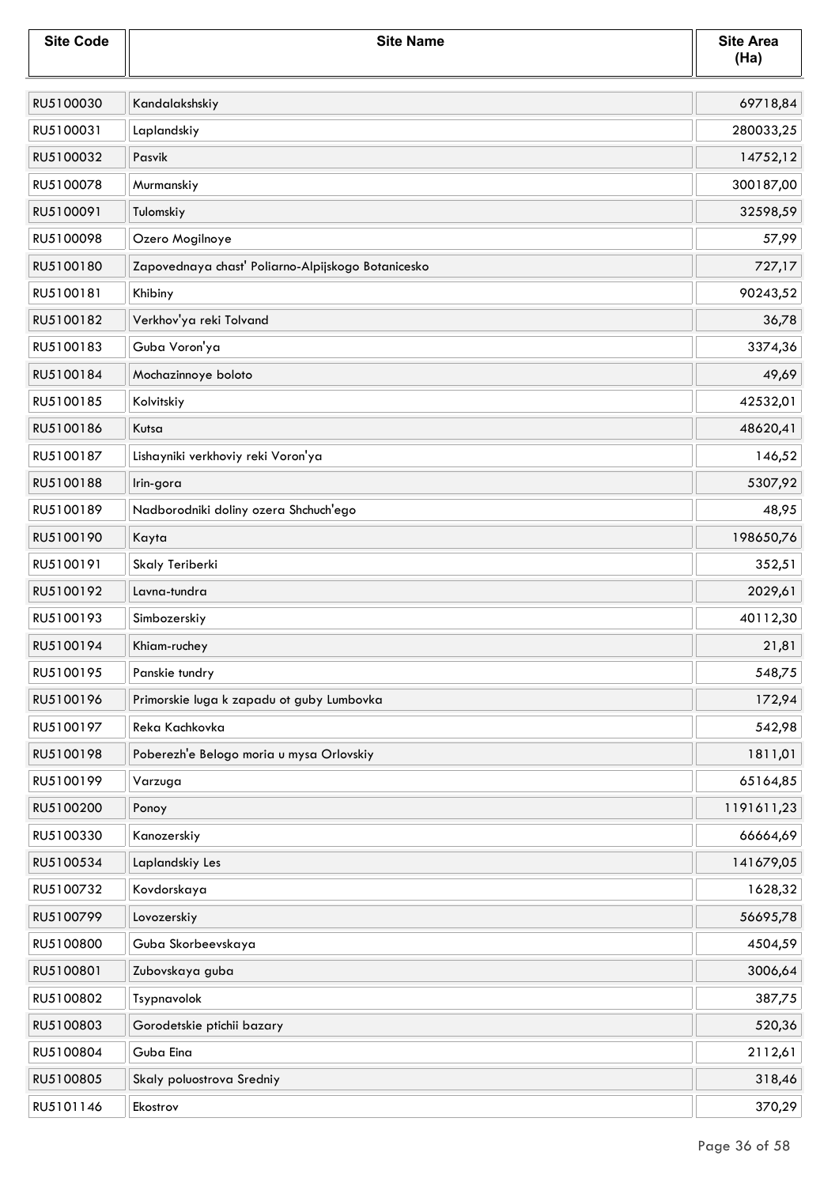| Site Code | Site Name | Site Area (Ha) |
|---|---|---|
| RU5100030 | Kandalakshskiy | 69718,84 |
| RU5100031 | Laplandskiy | 280033,25 |
| RU5100032 | Pasvik | 14752,12 |
| RU5100078 | Murmanskiy | 300187,00 |
| RU5100091 | Tulomskiy | 32598,59 |
| RU5100098 | Ozero Mogilnoye | 57,99 |
| RU5100180 | Zapovednaya chast' Poliarno-Alpijskogo Botanicesko | 727,17 |
| RU5100181 | Khibiny | 90243,52 |
| RU5100182 | Verkhov'ya reki Tolvand | 36,78 |
| RU5100183 | Guba Voron'ya | 3374,36 |
| RU5100184 | Mochazinnoye boloto | 49,69 |
| RU5100185 | Kolvitskiy | 42532,01 |
| RU5100186 | Kutsa | 48620,41 |
| RU5100187 | Lishayniki verkhoviy reki Voron'ya | 146,52 |
| RU5100188 | Irin-gora | 5307,92 |
| RU5100189 | Nadborodniki doliny ozera Shchuch'ego | 48,95 |
| RU5100190 | Kayta | 198650,76 |
| RU5100191 | Skaly Teriberki | 352,51 |
| RU5100192 | Lavna-tundra | 2029,61 |
| RU5100193 | Simbozerskiy | 40112,30 |
| RU5100194 | Khiam-ruchey | 21,81 |
| RU5100195 | Panskie tundry | 548,75 |
| RU5100196 | Primorskie luga k zapadu ot guby Lumbovka | 172,94 |
| RU5100197 | Reka Kachkovka | 542,98 |
| RU5100198 | Poberezh'e Belogo moria u mysa Orlovskiy | 1811,01 |
| RU5100199 | Varzuga | 65164,85 |
| RU5100200 | Ponoy | 1191611,23 |
| RU5100330 | Kanozerskiy | 66664,69 |
| RU5100534 | Laplandskiy Les | 141679,05 |
| RU5100732 | Kovdorskaya | 1628,32 |
| RU5100799 | Lovozerskiy | 56695,78 |
| RU5100800 | Guba Skorbeevskaya | 4504,59 |
| RU5100801 | Zubovskaya guba | 3006,64 |
| RU5100802 | Tsypnavolok | 387,75 |
| RU5100803 | Gorodetskie ptichii bazary | 520,36 |
| RU5100804 | Guba Eina | 2112,61 |
| RU5100805 | Skaly poluostrova Sredniy | 318,46 |
| RU5101146 | Ekostrov | 370,29 |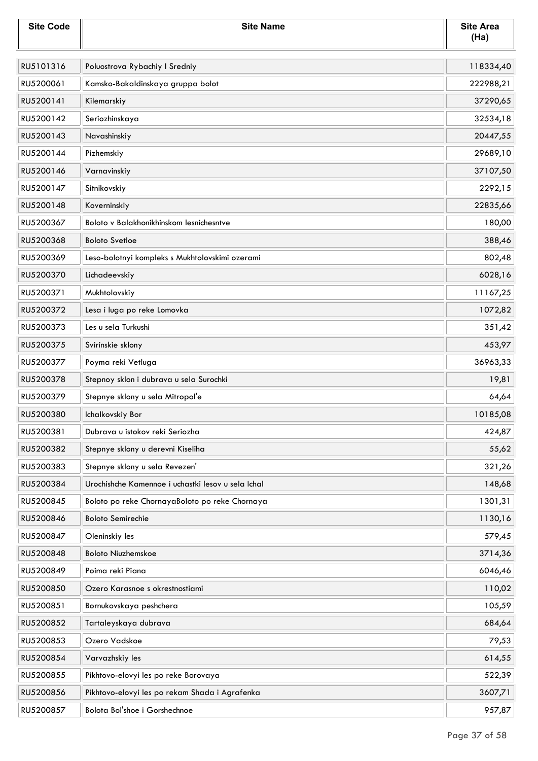| Site Code | Site Name | Site Area (Ha) |
|---|---|---|
| RU5101316 | Poluostrova Rybachiy I Sredniy | 118334,40 |
| RU5200061 | Kamsko-Bakaldinskaya gruppa bolot | 222988,21 |
| RU5200141 | Kilemarskiy | 37290,65 |
| RU5200142 | Seriozhinskaya | 32534,18 |
| RU5200143 | Navashinskiy | 20447,55 |
| RU5200144 | Pizhemskiy | 29689,10 |
| RU5200146 | Varnavinskiy | 37107,50 |
| RU5200147 | Sitnikovskiy | 2292,15 |
| RU5200148 | Koverninskiy | 22835,66 |
| RU5200367 | Boloto v Balakhonikhinskom lesnichesntve | 180,00 |
| RU5200368 | Boloto Svetloe | 388,46 |
| RU5200369 | Leso-bolotnyi kompleks s Mukhtolovskimi ozerami | 802,48 |
| RU5200370 | Lichadeevskiy | 6028,16 |
| RU5200371 | Mukhtolovskiy | 11167,25 |
| RU5200372 | Lesa i luga po reke Lomovka | 1072,82 |
| RU5200373 | Les u sela Turkushi | 351,42 |
| RU5200375 | Svirinskie sklony | 453,97 |
| RU5200377 | Poyma reki Vetluga | 36963,33 |
| RU5200378 | Stepnoy sklon i dubrava u sela Surochki | 19,81 |
| RU5200379 | Stepnye sklony u sela Mitropol'e | 64,64 |
| RU5200380 | Ichalkovskiy Bor | 10185,08 |
| RU5200381 | Dubrava u istokov reki Seriozha | 424,87 |
| RU5200382 | Stepnye sklony u derevni Kiseliha | 55,62 |
| RU5200383 | Stepnye sklony u sela Revezen' | 321,26 |
| RU5200384 | Urochishche Kamennoe i uchastki lesov u sela Ichal | 148,68 |
| RU5200845 | Boloto po reke ChornayaBoloto po reke Chornaya | 1301,31 |
| RU5200846 | Boloto Semirechie | 1130,16 |
| RU5200847 | Oleninskiy les | 579,45 |
| RU5200848 | Boloto Niuzhemskoe | 3714,36 |
| RU5200849 | Poima reki Piana | 6046,46 |
| RU5200850 | Ozero Karasnoe s okrestnostiami | 110,02 |
| RU5200851 | Bornukovskaya peshchera | 105,59 |
| RU5200852 | Tartaleyskaya dubrava | 684,64 |
| RU5200853 | Ozero Vadskoe | 79,53 |
| RU5200854 | Varvazhskiy les | 614,55 |
| RU5200855 | Pikhtovo-elovyi les po reke Borovaya | 522,39 |
| RU5200856 | Pikhtovo-elovyi les po rekam Shada i Agrafenka | 3607,71 |
| RU5200857 | Bolota Bol'shoe i Gorshechnoe | 957,87 |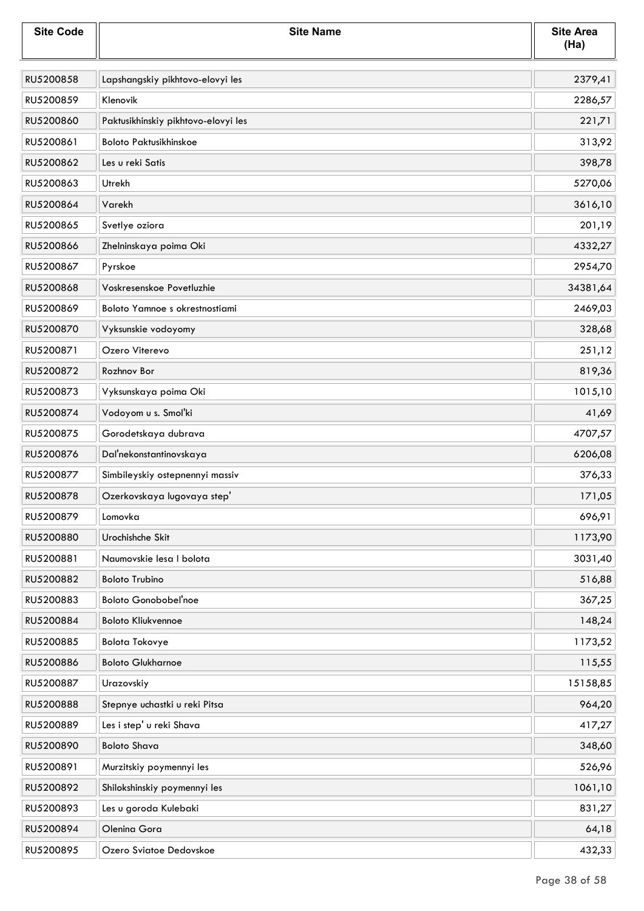| Site Code | Site Name | Site Area (Ha) |
|---|---|---|
| RU5200858 | Lapshangskiy pikhtovo-elovyi les | 2379,41 |
| RU5200859 | Klenovik | 2286,57 |
| RU5200860 | Paktusikhinskiy pikhtovo-elovyi les | 221,71 |
| RU5200861 | Boloto Paktusikhinskoe | 313,92 |
| RU5200862 | Les u reki Satis | 398,78 |
| RU5200863 | Utrekh | 5270,06 |
| RU5200864 | Varekh | 3616,10 |
| RU5200865 | Svetlye oziora | 201,19 |
| RU5200866 | Zhelninskaya poima Oki | 4332,27 |
| RU5200867 | Pyrskoe | 2954,70 |
| RU5200868 | Voskresenskoe Povetluzhie | 34381,64 |
| RU5200869 | Boloto Yamnoe s okrestnostiami | 2469,03 |
| RU5200870 | Vyksunskie vodoyomy | 328,68 |
| RU5200871 | Ozero Viterevo | 251,12 |
| RU5200872 | Rozhnov Bor | 819,36 |
| RU5200873 | Vyksunskaya poima Oki | 1015,10 |
| RU5200874 | Vodoyom u s. Smol'ki | 41,69 |
| RU5200875 | Gorodetskaya dubrava | 4707,57 |
| RU5200876 | Dal'nekonstantinovskaya | 6206,08 |
| RU5200877 | Simbileyskiy ostepnennyi massiv | 376,33 |
| RU5200878 | Ozerkovskaya lugovaya step' | 171,05 |
| RU5200879 | Lomovka | 696,91 |
| RU5200880 | Urochishche Skit | 1173,90 |
| RU5200881 | Naumovskie lesa I bolota | 3031,40 |
| RU5200882 | Boloto Trubino | 516,88 |
| RU5200883 | Boloto Gonobobel'noe | 367,25 |
| RU5200884 | Boloto Kliukvennoe | 148,24 |
| RU5200885 | Bolota Tokovye | 1173,52 |
| RU5200886 | Boloto Glukharnoe | 115,55 |
| RU5200887 | Urazovskiy | 15158,85 |
| RU5200888 | Stepnye uchastki u reki Pitsa | 964,20 |
| RU5200889 | Les i step' u reki Shava | 417,27 |
| RU5200890 | Boloto Shava | 348,60 |
| RU5200891 | Murzitskiy poymennyi les | 526,96 |
| RU5200892 | Shilokshinskiy poymennyi les | 1061,10 |
| RU5200893 | Les u goroda Kulebaki | 831,27 |
| RU5200894 | Olenina Gora | 64,18 |
| RU5200895 | Ozero Sviatoe Dedovskoe | 432,33 |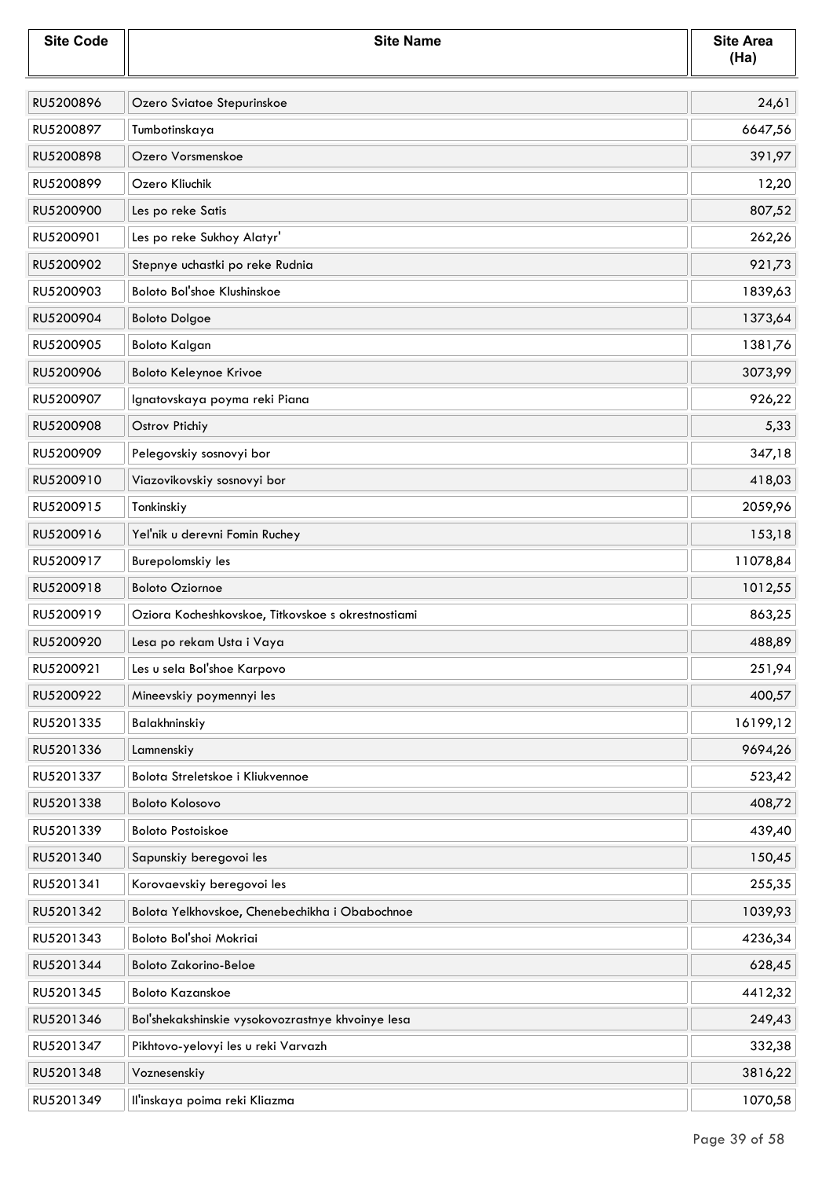| Site Code | Site Name | Site Area (Ha) |
|---|---|---|
| RU5200896 | Ozero Sviatoe Stepurinskoe | 24,61 |
| RU5200897 | Tumbotinskaya | 6647,56 |
| RU5200898 | Ozero Vorsmenskoe | 391,97 |
| RU5200899 | Ozero Kliuchik | 12,20 |
| RU5200900 | Les po reke Satis | 807,52 |
| RU5200901 | Les po reke Sukhoy Alatyr' | 262,26 |
| RU5200902 | Stepnye uchastki po reke Rudnia | 921,73 |
| RU5200903 | Boloto Bol'shoe Klushinskoe | 1839,63 |
| RU5200904 | Boloto Dolgoe | 1373,64 |
| RU5200905 | Boloto Kalgan | 1381,76 |
| RU5200906 | Boloto Keleynoe Krivoe | 3073,99 |
| RU5200907 | Ignatovskaya poyma reki Piana | 926,22 |
| RU5200908 | Ostrov Ptichiy | 5,33 |
| RU5200909 | Pelegovskiy sosnovyi bor | 347,18 |
| RU5200910 | Viazovikovskiy sosnovyi bor | 418,03 |
| RU5200915 | Tonkinskiy | 2059,96 |
| RU5200916 | Yel'nik u derevni Fomin Ruchey | 153,18 |
| RU5200917 | Burepolomskiy les | 11078,84 |
| RU5200918 | Boloto Oziornoe | 1012,55 |
| RU5200919 | Oziora Kocheshkovskoe, Titkovskoe s okrestnostiami | 863,25 |
| RU5200920 | Lesa po rekam Usta i Vaya | 488,89 |
| RU5200921 | Les u sela Bol'shoe Karpovo | 251,94 |
| RU5200922 | Mineevskiy poymennyi les | 400,57 |
| RU5201335 | Balakhninskiy | 16199,12 |
| RU5201336 | Lamnenskiy | 9694,26 |
| RU5201337 | Bolota Streletskoe i Kliukvennoe | 523,42 |
| RU5201338 | Boloto Kolosovo | 408,72 |
| RU5201339 | Boloto Postoiskoe | 439,40 |
| RU5201340 | Sapunskiy beregovoi les | 150,45 |
| RU5201341 | Korovaevskiy beregovoi les | 255,35 |
| RU5201342 | Bolota Yelkhovskoe, Chenebechikha i Obabochnoe | 1039,93 |
| RU5201343 | Boloto Bol'shoi Mokriai | 4236,34 |
| RU5201344 | Boloto Zakorino-Beloe | 628,45 |
| RU5201345 | Boloto Kazanskoe | 4412,32 |
| RU5201346 | Bol'shekakshinskie vysokovozrastnye khvoinye lesa | 249,43 |
| RU5201347 | Pikhtovo-yelovyi les u reki Varvazh | 332,38 |
| RU5201348 | Voznesenskiy | 3816,22 |
| RU5201349 | Il'inskaya poima reki Kliazma | 1070,58 |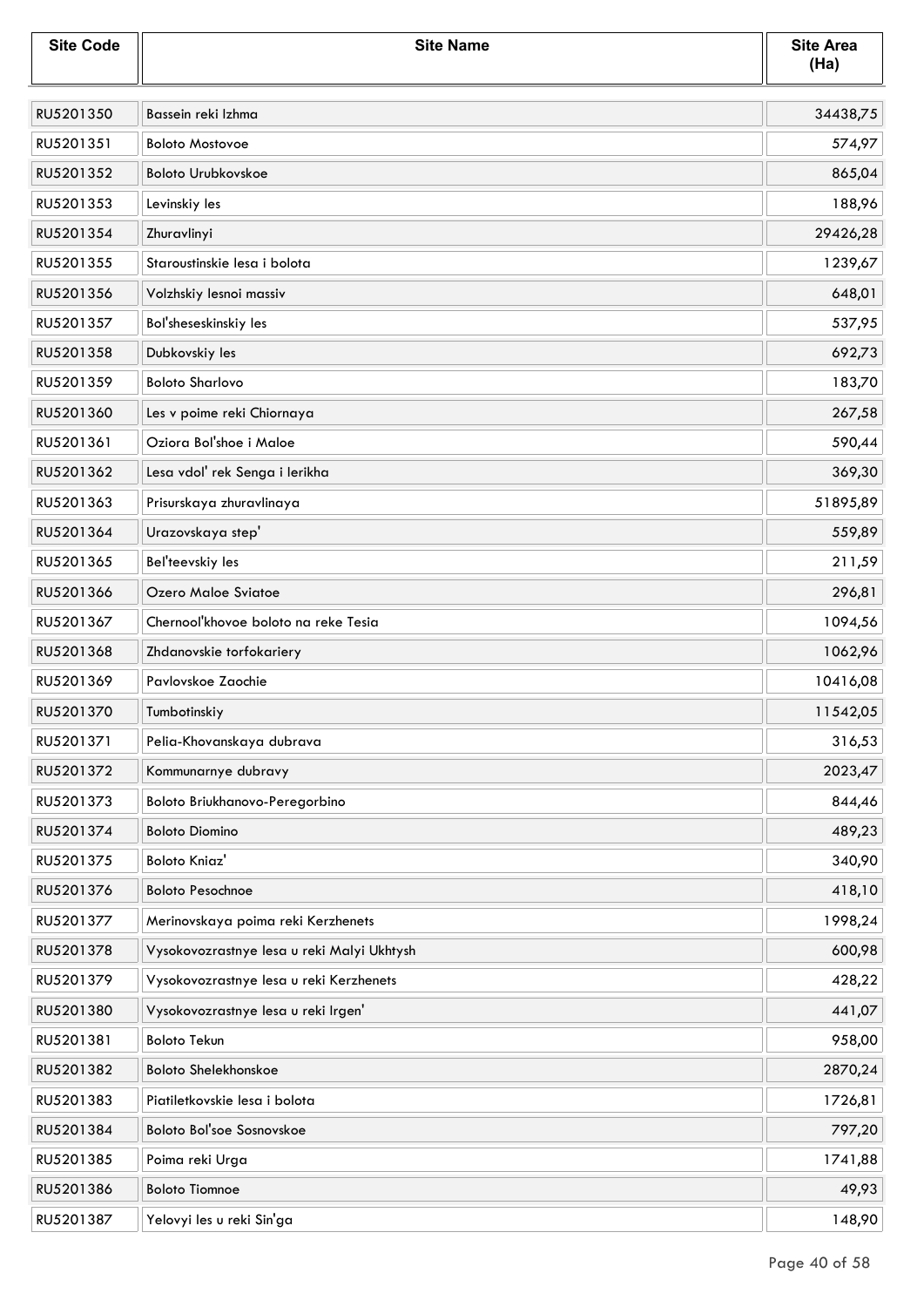| Site Code | Site Name | Site Area (Ha) |
|---|---|---|
| RU5201350 | Bassein reki Izhma | 34438,75 |
| RU5201351 | Boloto Mostovoe | 574,97 |
| RU5201352 | Boloto Urubkovskoe | 865,04 |
| RU5201353 | Levinskiy les | 188,96 |
| RU5201354 | Zhuravlinyi | 29426,28 |
| RU5201355 | Staroustinskie lesa i bolota | 1239,67 |
| RU5201356 | Volzhskiy lesnoi massiv | 648,01 |
| RU5201357 | Bol'sheseskinskiy les | 537,95 |
| RU5201358 | Dubkovskiy les | 692,73 |
| RU5201359 | Boloto Sharlovo | 183,70 |
| RU5201360 | Les v poime reki Chiornaya | 267,58 |
| RU5201361 | Oziora Bol'shoe i Maloe | 590,44 |
| RU5201362 | Lesa vdol' rek Senga i Ierikha | 369,30 |
| RU5201363 | Prisurskaya zhuravlinaya | 51895,89 |
| RU5201364 | Urazovskaya step' | 559,89 |
| RU5201365 | Bel'teevskiy les | 211,59 |
| RU5201366 | Ozero Maloe Sviatoe | 296,81 |
| RU5201367 | Chernool'khovoe boloto na reke Tesia | 1094,56 |
| RU5201368 | Zhdanovskie torfokariery | 1062,96 |
| RU5201369 | Pavlovskoe Zaochie | 10416,08 |
| RU5201370 | Tumbotinskiy | 11542,05 |
| RU5201371 | Pelia-Khovanskaya dubrava | 316,53 |
| RU5201372 | Kommunarnye dubravy | 2023,47 |
| RU5201373 | Boloto Briukhanovo-Peregorbino | 844,46 |
| RU5201374 | Boloto Diomino | 489,23 |
| RU5201375 | Boloto Kniaz' | 340,90 |
| RU5201376 | Boloto Pesochnoe | 418,10 |
| RU5201377 | Merinovskaya poima reki Kerzhenets | 1998,24 |
| RU5201378 | Vysokovozrastnye lesa u reki Malyi Ukhtysh | 600,98 |
| RU5201379 | Vysokovozrastnye lesa u reki Kerzhenets | 428,22 |
| RU5201380 | Vysokovozrastnye lesa u reki Irgen' | 441,07 |
| RU5201381 | Boloto Tekun | 958,00 |
| RU5201382 | Boloto Shelekhonskoe | 2870,24 |
| RU5201383 | Piatiletkovskie lesa i bolota | 1726,81 |
| RU5201384 | Boloto Bol'soe Sosnovskoe | 797,20 |
| RU5201385 | Poima reki Urga | 1741,88 |
| RU5201386 | Boloto Tiomnoe | 49,93 |
| RU5201387 | Yelovyi les u reki Sin'ga | 148,90 |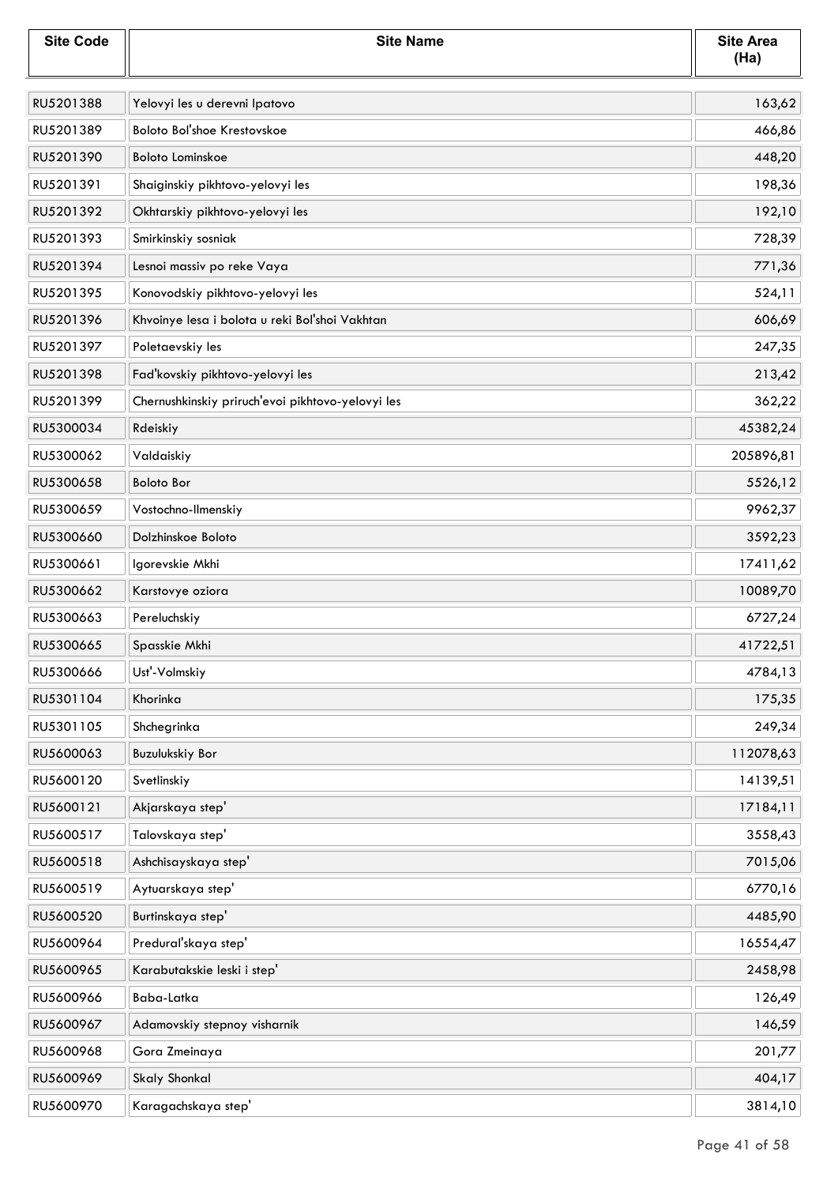| Site Code | Site Name | Site Area (Ha) |
|---|---|---|
| RU5201388 | Yelovyi les u derevni Ipatovo | 163,62 |
| RU5201389 | Boloto Bol'shoe Krestovskoe | 466,86 |
| RU5201390 | Boloto Lominskoe | 448,20 |
| RU5201391 | Shaiginskiy pikhtovo-yelovyi les | 198,36 |
| RU5201392 | Okhtarskiy pikhtovo-yelovyi les | 192,10 |
| RU5201393 | Smirkinskiy sosniak | 728,39 |
| RU5201394 | Lesnoi massiv po reke Vaya | 771,36 |
| RU5201395 | Konovodskiy pikhtovo-yelovyi les | 524,11 |
| RU5201396 | Khvoinye lesa i bolota u reki Bol'shoi Vakhtan | 606,69 |
| RU5201397 | Poletaevskiy les | 247,35 |
| RU5201398 | Fad'kovskiy pikhtovo-yelovyi les | 213,42 |
| RU5201399 | Chernushkinskiy priruch'evoi pikhtovo-yelovyi les | 362,22 |
| RU5300034 | Rdeiskiy | 45382,24 |
| RU5300062 | Valdaiskiy | 205896,81 |
| RU5300658 | Boloto Bor | 5526,12 |
| RU5300659 | Vostochno-Ilmenskiy | 9962,37 |
| RU5300660 | Dolzhinskoe Boloto | 3592,23 |
| RU5300661 | Igorevskie Mkhi | 17411,62 |
| RU5300662 | Karstovye oziora | 10089,70 |
| RU5300663 | Pereluchskiy | 6727,24 |
| RU5300665 | Spasskie Mkhi | 41722,51 |
| RU5300666 | Ust'-Volmskiy | 4784,13 |
| RU5301104 | Khorinka | 175,35 |
| RU5301105 | Shchegrinka | 249,34 |
| RU5600063 | Buzulukskiy Bor | 112078,63 |
| RU5600120 | Svetlinskiy | 14139,51 |
| RU5600121 | Akjarskaya step' | 17184,11 |
| RU5600517 | Talovskaya step' | 3558,43 |
| RU5600518 | Ashchisayskaya step' | 7015,06 |
| RU5600519 | Aytuarskaya step' | 6770,16 |
| RU5600520 | Burtinskaya step' | 4485,90 |
| RU5600964 | Predural'skaya step' | 16554,47 |
| RU5600965 | Karabutakskie leski i step' | 2458,98 |
| RU5600966 | Baba-Latka | 126,49 |
| RU5600967 | Adamovskiy stepnoy visharnik | 146,59 |
| RU5600968 | Gora Zmeinaya | 201,77 |
| RU5600969 | Skaly Shonkal | 404,17 |
| RU5600970 | Karagachskaya step' | 3814,10 |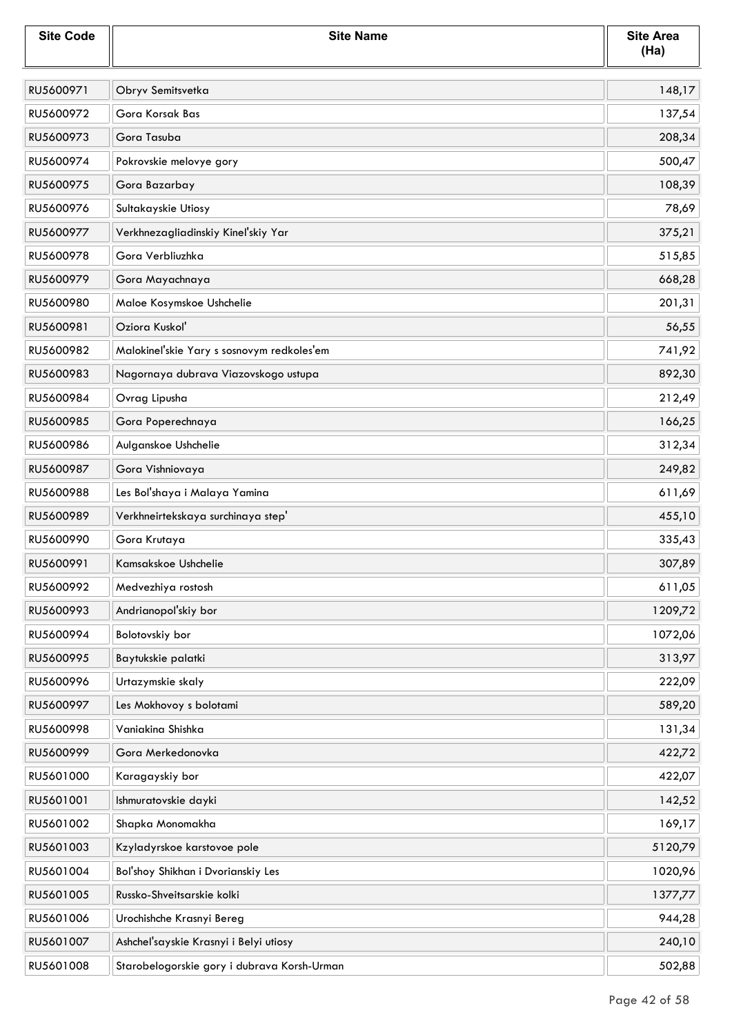| Site Code | Site Name | Site Area (Ha) |
|---|---|---|
| RU5600971 | Obryv Semitsvetka | 148,17 |
| RU5600972 | Gora Korsak Bas | 137,54 |
| RU5600973 | Gora Tasuba | 208,34 |
| RU5600974 | Pokrovskie melovye gory | 500,47 |
| RU5600975 | Gora Bazarbay | 108,39 |
| RU5600976 | Sultakayskie Utiosy | 78,69 |
| RU5600977 | Verkhnezagliadinskiy Kinel'skiy Yar | 375,21 |
| RU5600978 | Gora Verbliuzhka | 515,85 |
| RU5600979 | Gora Mayachnaya | 668,28 |
| RU5600980 | Maloe Kosymskoe Ushchelie | 201,31 |
| RU5600981 | Oziora Kuskol' | 56,55 |
| RU5600982 | Malokinel'skie Yary s sosnovym redkoles'em | 741,92 |
| RU5600983 | Nagornaya dubrava Viazovskogo ustupa | 892,30 |
| RU5600984 | Ovrag Lipusha | 212,49 |
| RU5600985 | Gora Poperechnaya | 166,25 |
| RU5600986 | Aulganskoe Ushchelie | 312,34 |
| RU5600987 | Gora Vishniovaya | 249,82 |
| RU5600988 | Les Bol'shaya i Malaya Yamina | 611,69 |
| RU5600989 | Verkhneirtekskaya surchinaya step' | 455,10 |
| RU5600990 | Gora Krutaya | 335,43 |
| RU5600991 | Kamsakskoe Ushchelie | 307,89 |
| RU5600992 | Medvezhiya rostosh | 611,05 |
| RU5600993 | Andrianopol'skiy bor | 1209,72 |
| RU5600994 | Bolotovskiy bor | 1072,06 |
| RU5600995 | Baytukskie palatki | 313,97 |
| RU5600996 | Urtazymskie skaly | 222,09 |
| RU5600997 | Les Mokhovoy s bolotami | 589,20 |
| RU5600998 | Vaniakina Shishka | 131,34 |
| RU5600999 | Gora Merkedonovka | 422,72 |
| RU5601000 | Karagayskiy bor | 422,07 |
| RU5601001 | Ishmuratovskie dayki | 142,52 |
| RU5601002 | Shapka Monomakha | 169,17 |
| RU5601003 | Kzyladyrskoe karstovoe pole | 5120,79 |
| RU5601004 | Bol'shoy Shikhan i Dvorianskiy Les | 1020,96 |
| RU5601005 | Russko-Shveitsarskie kolki | 1377,77 |
| RU5601006 | Urochishche Krasnyi Bereg | 944,28 |
| RU5601007 | Ashchel'sayskie Krasnyi i Belyi utiosy | 240,10 |
| RU5601008 | Starobelogorskie gory i dubrava Korsh-Urman | 502,88 |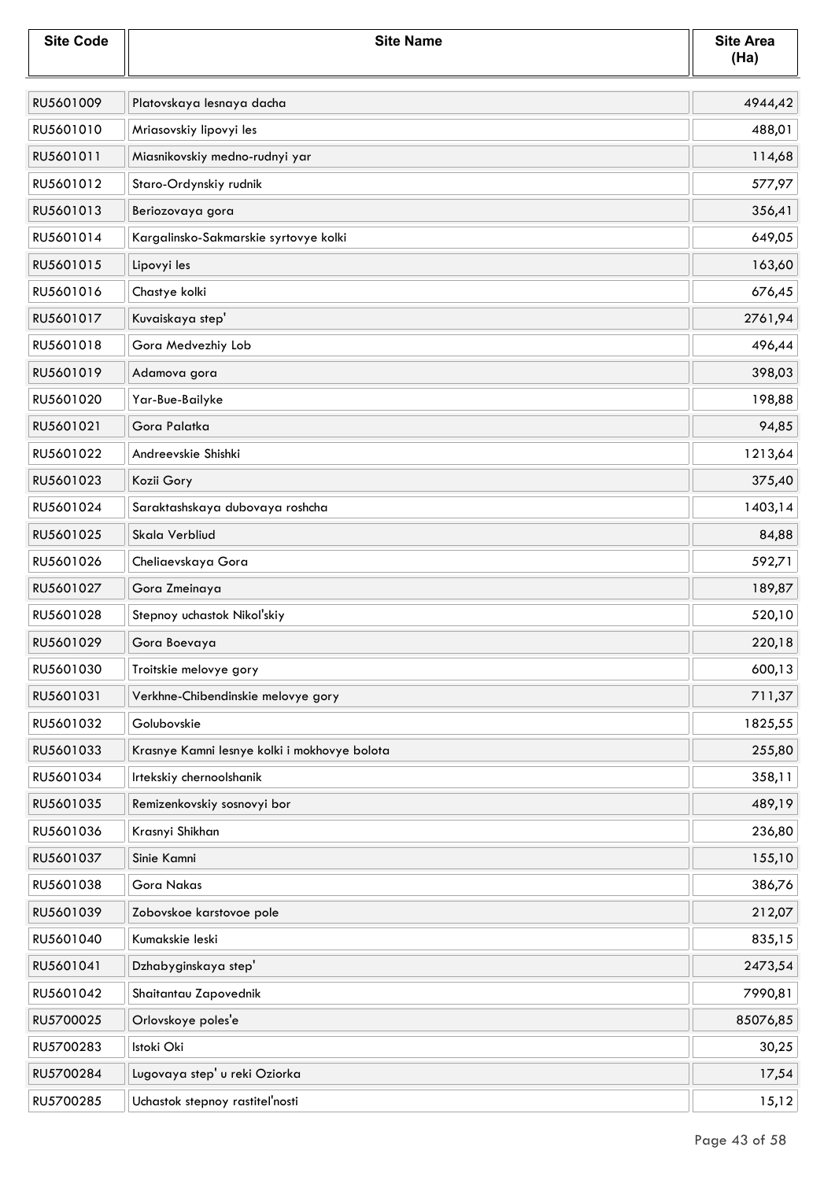| Site Code | Site Name | Site Area (Ha) |
|---|---|---|
| RU5601009 | Platovskaya lesnaya dacha | 4944,42 |
| RU5601010 | Mriasovskiy lipovyi les | 488,01 |
| RU5601011 | Miasnikovskiy medno-rudnyi yar | 114,68 |
| RU5601012 | Staro-Ordynskiy rudnik | 577,97 |
| RU5601013 | Beriozovaya gora | 356,41 |
| RU5601014 | Kargalinsko-Sakmarskie syrtovye kolki | 649,05 |
| RU5601015 | Lipovyi les | 163,60 |
| RU5601016 | Chastye kolki | 676,45 |
| RU5601017 | Kuvaiskaya step' | 2761,94 |
| RU5601018 | Gora Medvezhiy Lob | 496,44 |
| RU5601019 | Adamova gora | 398,03 |
| RU5601020 | Yar-Bue-Bailyke | 198,88 |
| RU5601021 | Gora Palatka | 94,85 |
| RU5601022 | Andreevskie Shishki | 1213,64 |
| RU5601023 | Kozii Gory | 375,40 |
| RU5601024 | Saraktashskaya dubovaya roshcha | 1403,14 |
| RU5601025 | Skala Verbliud | 84,88 |
| RU5601026 | Cheliaevskaya Gora | 592,71 |
| RU5601027 | Gora Zmeinaya | 189,87 |
| RU5601028 | Stepnoy uchastok Nikol'skiy | 520,10 |
| RU5601029 | Gora Boevaya | 220,18 |
| RU5601030 | Troitskie melovye gory | 600,13 |
| RU5601031 | Verkhne-Chibendinskie melovye gory | 711,37 |
| RU5601032 | Golubovskie | 1825,55 |
| RU5601033 | Krasnye Kamni lesnye kolki i mokhovye bolota | 255,80 |
| RU5601034 | Irtekskiy chernoolshanik | 358,11 |
| RU5601035 | Remizenkovskiy sosnovyi bor | 489,19 |
| RU5601036 | Krasnyi Shikhan | 236,80 |
| RU5601037 | Sinie Kamni | 155,10 |
| RU5601038 | Gora Nakas | 386,76 |
| RU5601039 | Zobovskoe karstovoe pole | 212,07 |
| RU5601040 | Kumakskie leski | 835,15 |
| RU5601041 | Dzhabyginskaya step' | 2473,54 |
| RU5601042 | Shaitantau Zapovednik | 7990,81 |
| RU5700025 | Orlovskoye poles'e | 85076,85 |
| RU5700283 | Istoki Oki | 30,25 |
| RU5700284 | Lugovaya step' u reki Oziorka | 17,54 |
| RU5700285 | Uchastok stepnoy rastitel'nosti | 15,12 |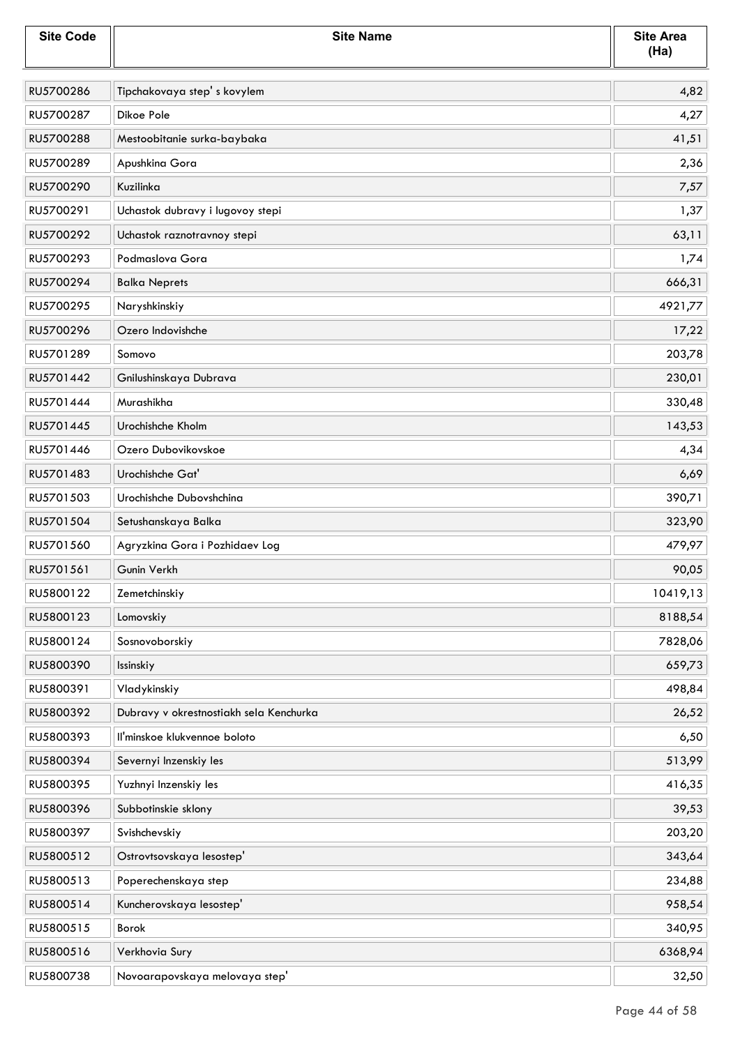| Site Code | Site Name | Site Area (Ha) |
|---|---|---|
| RU5700286 | Tipchakovaya step' s kovylem | 4,82 |
| RU5700287 | Dikoe Pole | 4,27 |
| RU5700288 | Mestoobitanie surka-baybaka | 41,51 |
| RU5700289 | Apushkina Gora | 2,36 |
| RU5700290 | Kuzilinka | 7,57 |
| RU5700291 | Uchastok dubravy i lugovoy stepi | 1,37 |
| RU5700292 | Uchastok raznotravnoy stepi | 63,11 |
| RU5700293 | Podmaslova Gora | 1,74 |
| RU5700294 | Balka Neprets | 666,31 |
| RU5700295 | Naryshkinskiy | 4921,77 |
| RU5700296 | Ozero Indovishche | 17,22 |
| RU5701289 | Somovo | 203,78 |
| RU5701442 | Gnilushinskaya Dubrava | 230,01 |
| RU5701444 | Murashikha | 330,48 |
| RU5701445 | Urochishche Kholm | 143,53 |
| RU5701446 | Ozero Dubovikovskoe | 4,34 |
| RU5701483 | Urochishche Gat' | 6,69 |
| RU5701503 | Urochishche Dubovshchina | 390,71 |
| RU5701504 | Setushanskaya Balka | 323,90 |
| RU5701560 | Agryzkina Gora i Pozhidaev Log | 479,97 |
| RU5701561 | Gunin Verkh | 90,05 |
| RU5800122 | Zemetchinskiy | 10419,13 |
| RU5800123 | Lomovskiy | 8188,54 |
| RU5800124 | Sosnovoborskiy | 7828,06 |
| RU5800390 | Issinskiy | 659,73 |
| RU5800391 | Vladykinskiy | 498,84 |
| RU5800392 | Dubravy v okrestnostiakh sela Kenchurka | 26,52 |
| RU5800393 | Il'minskoe klukvennoe boloto | 6,50 |
| RU5800394 | Severnyi Inzenskiy les | 513,99 |
| RU5800395 | Yuzhnyi Inzenskiy les | 416,35 |
| RU5800396 | Subbotinskie sklony | 39,53 |
| RU5800397 | Svishchevskiy | 203,20 |
| RU5800512 | Ostrovtsovskaya lesostep' | 343,64 |
| RU5800513 | Poperechenskaya step | 234,88 |
| RU5800514 | Kuncherovskaya lesostep' | 958,54 |
| RU5800515 | Borok | 340,95 |
| RU5800516 | Verkhovia Sury | 6368,94 |
| RU5800738 | Novoarapovskaya melovaya step' | 32,50 |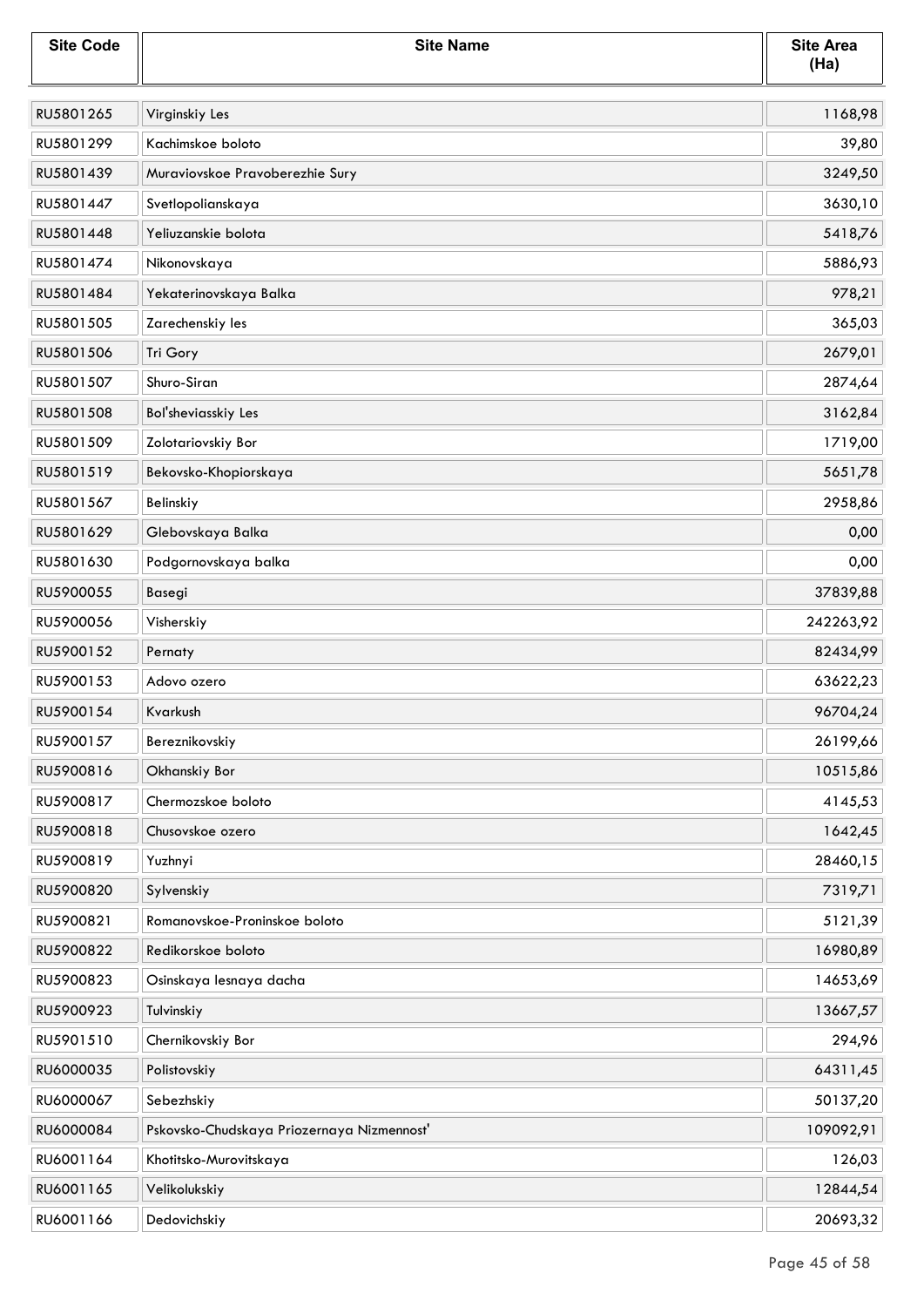| Site Code | Site Name | Site Area (Ha) |
|---|---|---|
| RU5801265 | Virginskiy Les | 1168,98 |
| RU5801299 | Kachimskoe boloto | 39,80 |
| RU5801439 | Muraviovskoe Pravoberezhie Sury | 3249,50 |
| RU5801447 | Svetlopolianskaya | 3630,10 |
| RU5801448 | Yeliuzanskie bolota | 5418,76 |
| RU5801474 | Nikonovskaya | 5886,93 |
| RU5801484 | Yekaterinovskaya Balka | 978,21 |
| RU5801505 | Zarechenskiy les | 365,03 |
| RU5801506 | Tri Gory | 2679,01 |
| RU5801507 | Shuro-Siran | 2874,64 |
| RU5801508 | Bol'sheviasskiy Les | 3162,84 |
| RU5801509 | Zolotariovskiy Bor | 1719,00 |
| RU5801519 | Bekovsko-Khopiorskaya | 5651,78 |
| RU5801567 | Belinskiy | 2958,86 |
| RU5801629 | Glebovskaya Balka | 0,00 |
| RU5801630 | Podgornovskaya balka | 0,00 |
| RU5900055 | Basegi | 37839,88 |
| RU5900056 | Visherskiy | 242263,92 |
| RU5900152 | Pernaty | 82434,99 |
| RU5900153 | Adovo ozero | 63622,23 |
| RU5900154 | Kvarkush | 96704,24 |
| RU5900157 | Bereznikovskiy | 26199,66 |
| RU5900816 | Okhanskiy Bor | 10515,86 |
| RU5900817 | Chermozskoe boloto | 4145,53 |
| RU5900818 | Chusovskoe ozero | 1642,45 |
| RU5900819 | Yuzhnyi | 28460,15 |
| RU5900820 | Sylvenskiy | 7319,71 |
| RU5900821 | Romanovskoe-Proninskoe boloto | 5121,39 |
| RU5900822 | Redikorskoe boloto | 16980,89 |
| RU5900823 | Osinskaya lesnaya dacha | 14653,69 |
| RU5900923 | Tulvinskiy | 13667,57 |
| RU5901510 | Chernikovskiy Bor | 294,96 |
| RU6000035 | Polistovskiy | 64311,45 |
| RU6000067 | Sebezhskiy | 50137,20 |
| RU6000084 | Pskovsko-Chudskaya Priozernaya Nizmennost' | 109092,91 |
| RU6001164 | Khotitsko-Murovitskaya | 126,03 |
| RU6001165 | Velikolukskiy | 12844,54 |
| RU6001166 | Dedovichskiy | 20693,32 |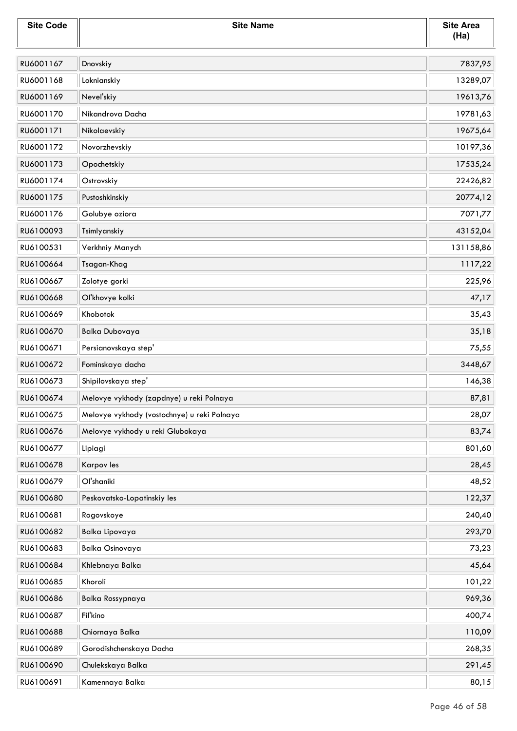| Site Code | Site Name | Site Area (Ha) |
|---|---|---|
| RU6001167 | Dnovskiy | 7837,95 |
| RU6001168 | Loknianskiy | 13289,07 |
| RU6001169 | Nevel'skiy | 19613,76 |
| RU6001170 | Nikandrova Dacha | 19781,63 |
| RU6001171 | Nikolaevskiy | 19675,64 |
| RU6001172 | Novorzhevskiy | 10197,36 |
| RU6001173 | Opochetskiy | 17535,24 |
| RU6001174 | Ostrovskiy | 22426,82 |
| RU6001175 | Pustoshkinskiy | 20774,12 |
| RU6001176 | Golubye oziora | 7071,77 |
| RU6100093 | Tsimlyanskiy | 43152,04 |
| RU6100531 | Verkhniy Manych | 131158,86 |
| RU6100664 | Tsagan-Khag | 1117,22 |
| RU6100667 | Zolotye gorki | 225,96 |
| RU6100668 | Ol'khovye kolki | 47,17 |
| RU6100669 | Khobotok | 35,43 |
| RU6100670 | Balka Dubovaya | 35,18 |
| RU6100671 | Persianovskaya step' | 75,55 |
| RU6100672 | Fominskaya dacha | 3448,67 |
| RU6100673 | Shipilovskaya step' | 146,38 |
| RU6100674 | Melovye vykhody (zapdnye) u reki Polnaya | 87,81 |
| RU6100675 | Melovye vykhody (vostochnye) u reki Polnaya | 28,07 |
| RU6100676 | Melovye vykhody u reki Glubokaya | 83,74 |
| RU6100677 | Lipiagi | 801,60 |
| RU6100678 | Karpov les | 28,45 |
| RU6100679 | Ol'shaniki | 48,52 |
| RU6100680 | Peskovatsko-Lopatinskiy les | 122,37 |
| RU6100681 | Rogovskoye | 240,40 |
| RU6100682 | Balka Lipovaya | 293,70 |
| RU6100683 | Balka Osinovaya | 73,23 |
| RU6100684 | Khlebnaya Balka | 45,64 |
| RU6100685 | Khoroli | 101,22 |
| RU6100686 | Balka Rossypnaya | 969,36 |
| RU6100687 | Fil'kino | 400,74 |
| RU6100688 | Chiornaya Balka | 110,09 |
| RU6100689 | Gorodishchenskaya Dacha | 268,35 |
| RU6100690 | Chulekskaya Balka | 291,45 |
| RU6100691 | Kamennaya Balka | 80,15 |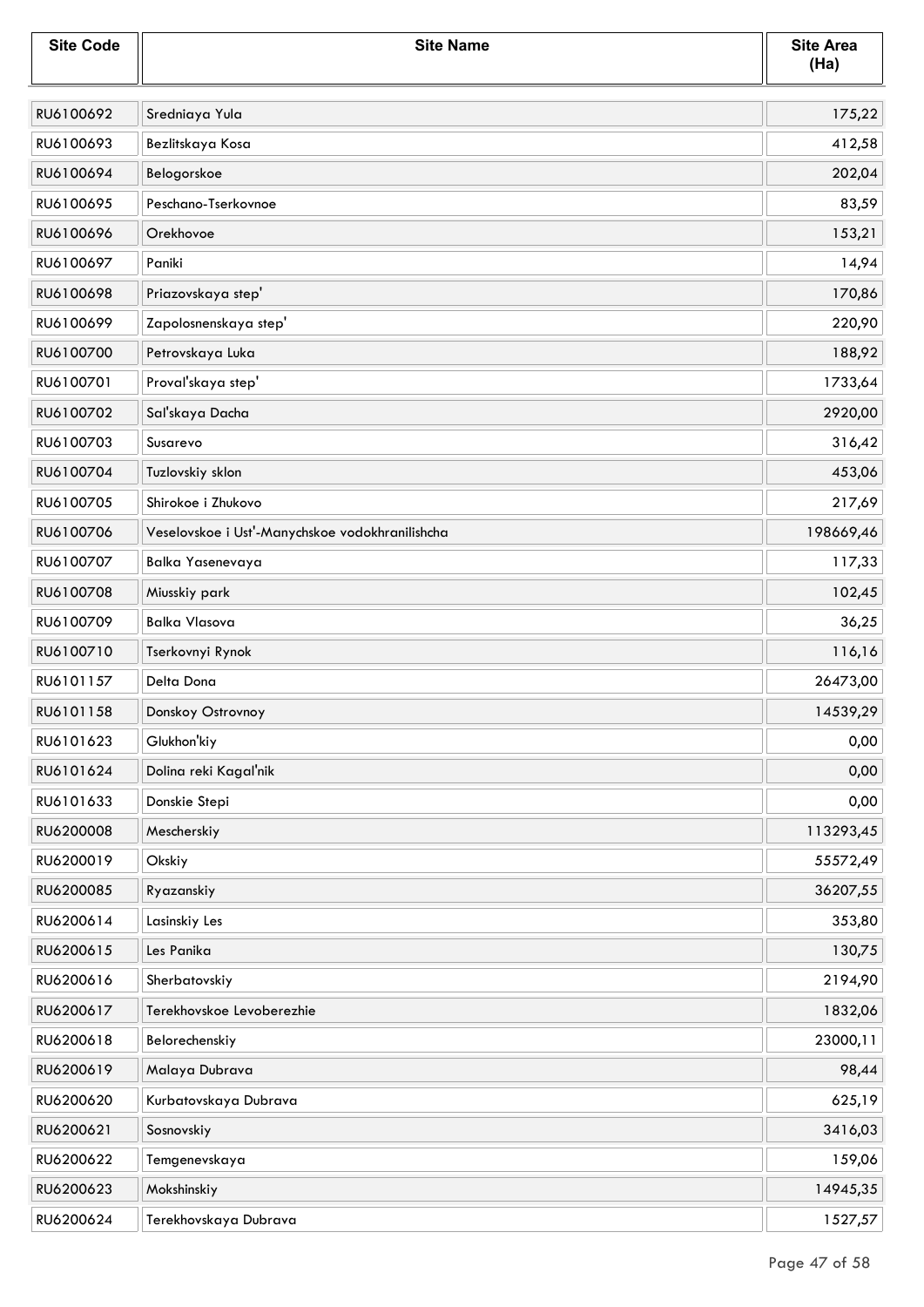| Site Code | Site Name | Site Area (Ha) |
|---|---|---|
| RU6100692 | Sredniaya Yula | 175,22 |
| RU6100693 | Bezlitskaya Kosa | 412,58 |
| RU6100694 | Belogorskoe | 202,04 |
| RU6100695 | Peschano-Tserkovnoe | 83,59 |
| RU6100696 | Orekhovoe | 153,21 |
| RU6100697 | Paniki | 14,94 |
| RU6100698 | Priazovskaya step' | 170,86 |
| RU6100699 | Zapolosnenskaya step' | 220,90 |
| RU6100700 | Petrovskaya Luka | 188,92 |
| RU6100701 | Proval'skaya step' | 1733,64 |
| RU6100702 | Sal'skaya Dacha | 2920,00 |
| RU6100703 | Susarevo | 316,42 |
| RU6100704 | Tuzlovskiy sklon | 453,06 |
| RU6100705 | Shirokoe i Zhukovo | 217,69 |
| RU6100706 | Veselovskoe i Ust'-Manychskoe vodokhranilishcha | 198669,46 |
| RU6100707 | Balka Yasenevaya | 117,33 |
| RU6100708 | Miusskiy park | 102,45 |
| RU6100709 | Balka Vlasova | 36,25 |
| RU6100710 | Tserkovnyi Rynok | 116,16 |
| RU6101157 | Delta Dona | 26473,00 |
| RU6101158 | Donskoy Ostrovnoy | 14539,29 |
| RU6101623 | Glukhon'kiy | 0,00 |
| RU6101624 | Dolina reki Kagal'nik | 0,00 |
| RU6101633 | Donskie Stepi | 0,00 |
| RU6200008 | Mescherskiy | 113293,45 |
| RU6200019 | Okskiy | 55572,49 |
| RU6200085 | Ryazanskiy | 36207,55 |
| RU6200614 | Lasinskiy Les | 353,80 |
| RU6200615 | Les Panika | 130,75 |
| RU6200616 | Sherbatovskiy | 2194,90 |
| RU6200617 | Terekhovskoe Levoberezhie | 1832,06 |
| RU6200618 | Belorechenskiy | 23000,11 |
| RU6200619 | Malaya Dubrava | 98,44 |
| RU6200620 | Kurbatovskaya Dubrava | 625,19 |
| RU6200621 | Sosnovskiy | 3416,03 |
| RU6200622 | Temgenevskaya | 159,06 |
| RU6200623 | Mokshinskiy | 14945,35 |
| RU6200624 | Terekhovskaya Dubrava | 1527,57 |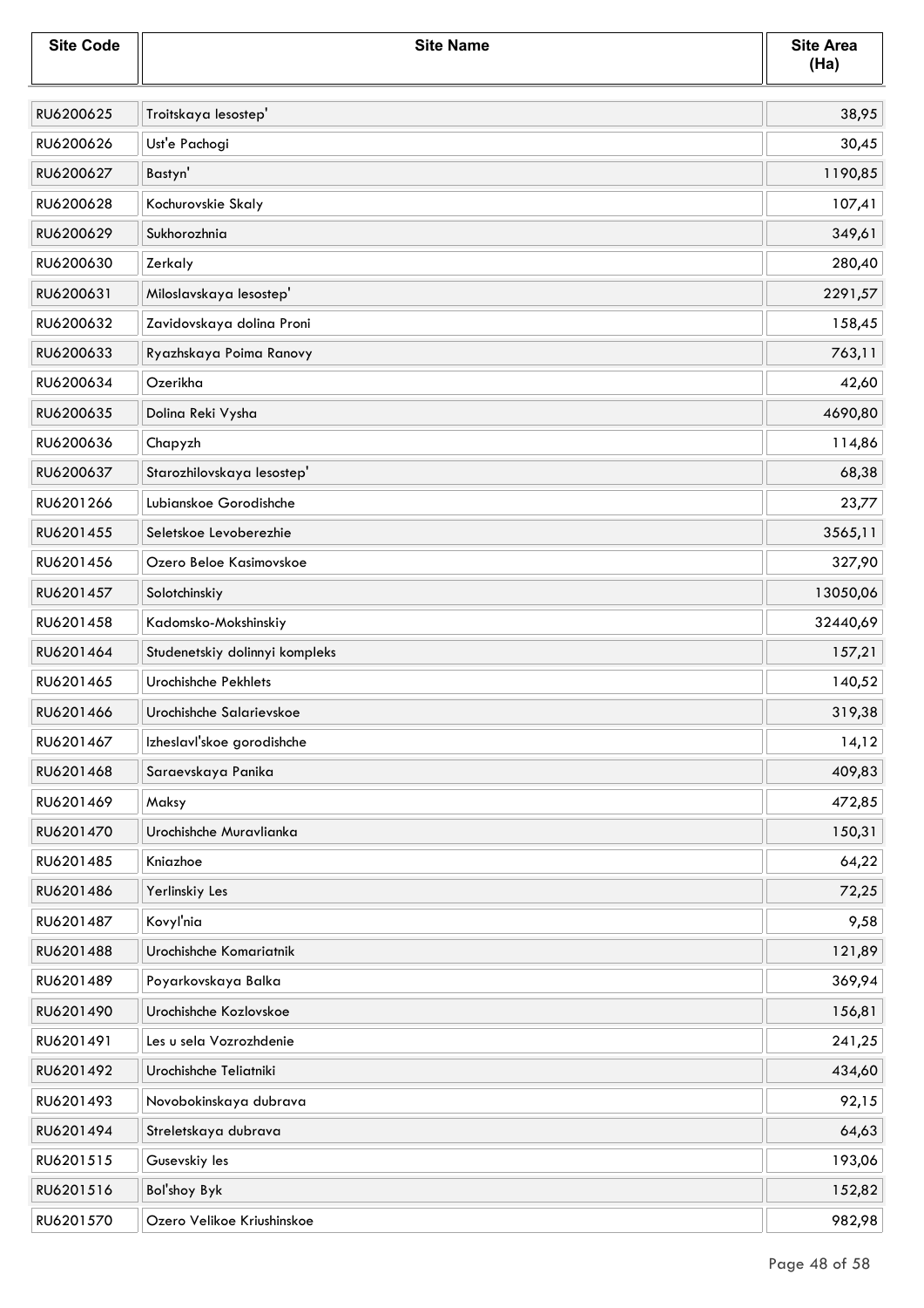| Site Code | Site Name | Site Area (Ha) |
|---|---|---|
| RU6200625 | Troitskaya lesostep' | 38,95 |
| RU6200626 | Ust'e Pachogi | 30,45 |
| RU6200627 | Bastyn' | 1190,85 |
| RU6200628 | Kochurovskie Skaly | 107,41 |
| RU6200629 | Sukhorozhnia | 349,61 |
| RU6200630 | Zerkaly | 280,40 |
| RU6200631 | Miloslavskaya lesostep' | 2291,57 |
| RU6200632 | Zavidovskaya dolina Proni | 158,45 |
| RU6200633 | Ryazhskaya Poima Ranovy | 763,11 |
| RU6200634 | Ozerikha | 42,60 |
| RU6200635 | Dolina Reki Vysha | 4690,80 |
| RU6200636 | Chapyzh | 114,86 |
| RU6200637 | Starozhilovskaya lesostep' | 68,38 |
| RU6201266 | Lubianskoe Gorodishche | 23,77 |
| RU6201455 | Seletskoe Levoberezhie | 3565,11 |
| RU6201456 | Ozero Beloe Kasimovskoe | 327,90 |
| RU6201457 | Solotchinskiy | 13050,06 |
| RU6201458 | Kadomsko-Mokshinskiy | 32440,69 |
| RU6201464 | Studenetskiy dolinnyi kompleks | 157,21 |
| RU6201465 | Urochishche Pekhlets | 140,52 |
| RU6201466 | Urochishche Salarievskoe | 319,38 |
| RU6201467 | Izheslavl'skoe gorodishche | 14,12 |
| RU6201468 | Saraevskaya Panika | 409,83 |
| RU6201469 | Maksy | 472,85 |
| RU6201470 | Urochishche Muravlianka | 150,31 |
| RU6201485 | Kniazhoe | 64,22 |
| RU6201486 | Yerlinskiy Les | 72,25 |
| RU6201487 | Kovyl'nia | 9,58 |
| RU6201488 | Urochishche Komariatnik | 121,89 |
| RU6201489 | Poyarkovskaya Balka | 369,94 |
| RU6201490 | Urochishche Kozlovskoe | 156,81 |
| RU6201491 | Les u sela Vozrozhdenie | 241,25 |
| RU6201492 | Urochishche Teliatniki | 434,60 |
| RU6201493 | Novobokinskaya dubrava | 92,15 |
| RU6201494 | Streletskaya dubrava | 64,63 |
| RU6201515 | Gusevskiy les | 193,06 |
| RU6201516 | Bol'shoy Byk | 152,82 |
| RU6201570 | Ozero Velikoe Kriushinskoe | 982,98 |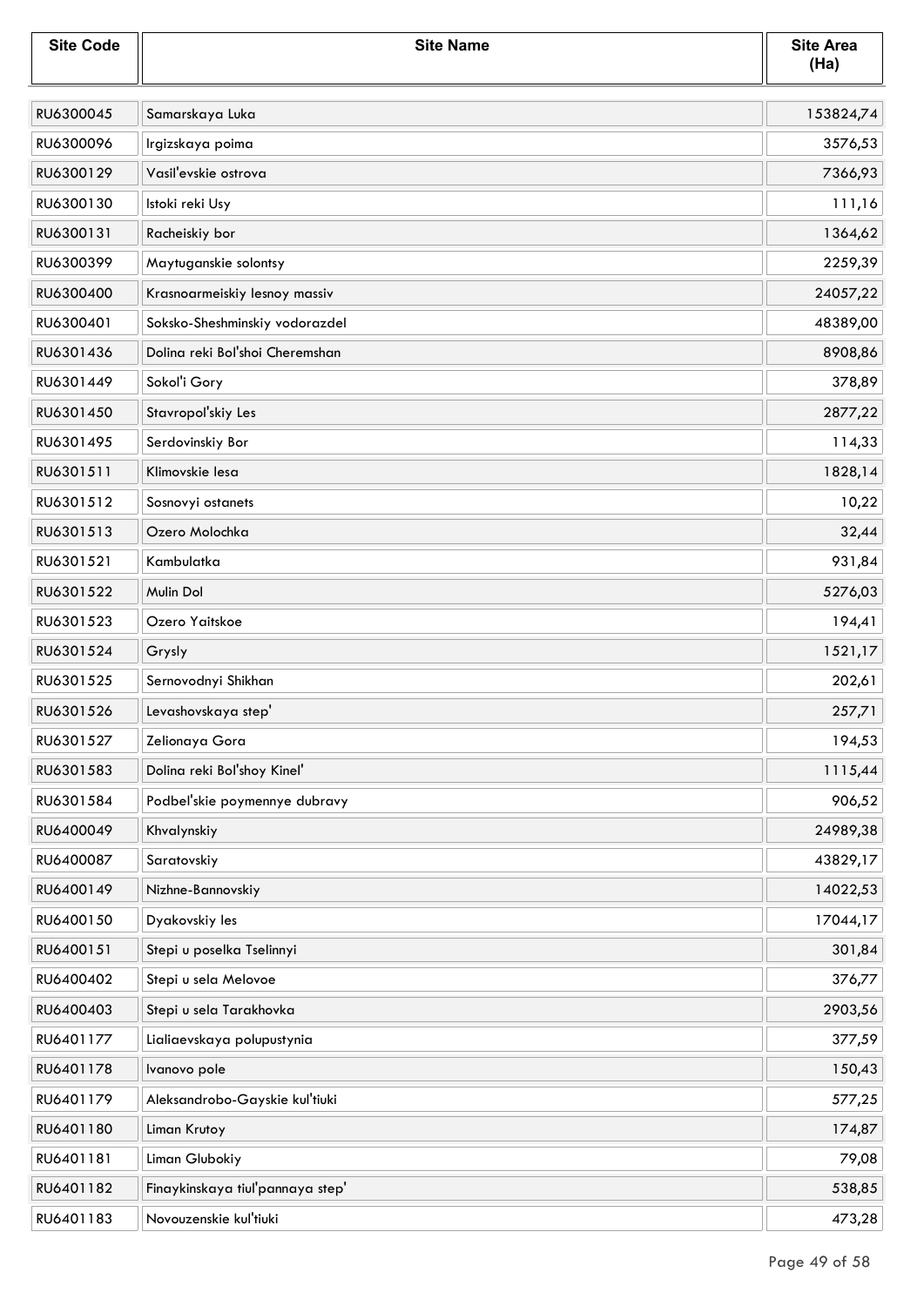| Site Code | Site Name | Site Area (Ha) |
|---|---|---|
| RU6300045 | Samarskaya Luka | 153824,74 |
| RU6300096 | Irgizskaya poima | 3576,53 |
| RU6300129 | Vasil'evskie ostrova | 7366,93 |
| RU6300130 | Istoki reki Usy | 111,16 |
| RU6300131 | Racheiskiy bor | 1364,62 |
| RU6300399 | Maytuganskie solontsy | 2259,39 |
| RU6300400 | Krasnoarmeiskiy lesnoy massiv | 24057,22 |
| RU6300401 | Soksko-Sheshminskiy vodorazdel | 48389,00 |
| RU6301436 | Dolina reki Bol'shoi Cheremshan | 8908,86 |
| RU6301449 | Sokol'i Gory | 378,89 |
| RU6301450 | Stavropol'skiy Les | 2877,22 |
| RU6301495 | Serdovinskiy Bor | 114,33 |
| RU6301511 | Klimovskie lesa | 1828,14 |
| RU6301512 | Sosnovyi ostanets | 10,22 |
| RU6301513 | Ozero Molochka | 32,44 |
| RU6301521 | Kambulatka | 931,84 |
| RU6301522 | Mulin Dol | 5276,03 |
| RU6301523 | Ozero Yaitskoe | 194,41 |
| RU6301524 | Grysly | 1521,17 |
| RU6301525 | Sernovodnyi Shikhan | 202,61 |
| RU6301526 | Levashovskaya step' | 257,71 |
| RU6301527 | Zelionaya Gora | 194,53 |
| RU6301583 | Dolina reki Bol'shoy Kinel' | 1115,44 |
| RU6301584 | Podbel'skie poymennye dubravy | 906,52 |
| RU6400049 | Khvalynskiy | 24989,38 |
| RU6400087 | Saratovskiy | 43829,17 |
| RU6400149 | Nizhne-Bannovskiy | 14022,53 |
| RU6400150 | Dyakovskiy les | 17044,17 |
| RU6400151 | Stepi u poselka Tselinnyi | 301,84 |
| RU6400402 | Stepi u sela Melovoe | 376,77 |
| RU6400403 | Stepi u sela Tarakhovka | 2903,56 |
| RU6401177 | Lialiaevskaya polupustynia | 377,59 |
| RU6401178 | Ivanovo pole | 150,43 |
| RU6401179 | Aleksandrobo-Gayskie kul'tiuki | 577,25 |
| RU6401180 | Liman Krutoy | 174,87 |
| RU6401181 | Liman Glubokiy | 79,08 |
| RU6401182 | Finaykinskaya tiul'pannaya step' | 538,85 |
| RU6401183 | Novouzenskie kul'tiuki | 473,28 |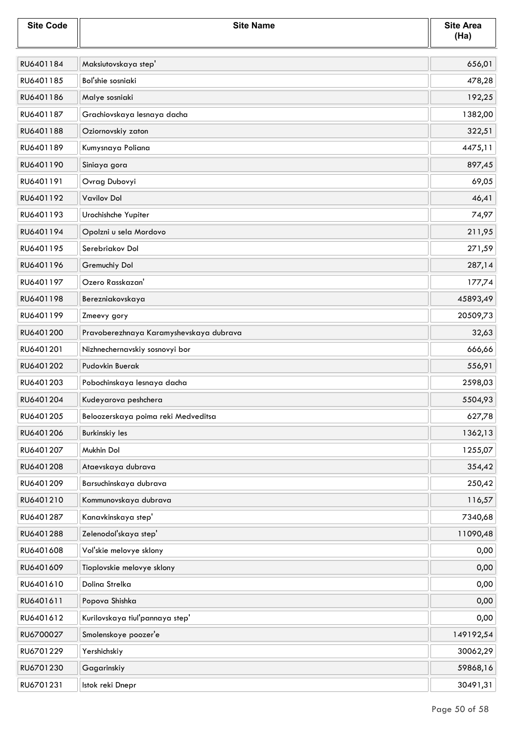| Site Code | Site Name | Site Area (Ha) |
|---|---|---|
| RU6401184 | Maksiutovskaya step' | 656,01 |
| RU6401185 | Bol'shie sosniaki | 478,28 |
| RU6401186 | Malye sosniaki | 192,25 |
| RU6401187 | Grachiovskaya lesnaya dacha | 1382,00 |
| RU6401188 | Oziornovskiy zaton | 322,51 |
| RU6401189 | Kumysnaya Poliana | 4475,11 |
| RU6401190 | Siniaya gora | 897,45 |
| RU6401191 | Ovrag Dubovyi | 69,05 |
| RU6401192 | Vavilov Dol | 46,41 |
| RU6401193 | Urochishche Yupiter | 74,97 |
| RU6401194 | Opolzni u sela Mordovo | 211,95 |
| RU6401195 | Serebriakov Dol | 271,59 |
| RU6401196 | Gremuchiy Dol | 287,14 |
| RU6401197 | Ozero Rasskazan' | 177,74 |
| RU6401198 | Berezniakovskaya | 45893,49 |
| RU6401199 | Zmeevy gory | 20509,73 |
| RU6401200 | Pravoberezhnaya Karamyshevskaya dubrava | 32,63 |
| RU6401201 | Nizhnechernavskiy sosnovyi bor | 666,66 |
| RU6401202 | Pudovkin Buerak | 556,91 |
| RU6401203 | Pobochinskaya lesnaya dacha | 2598,03 |
| RU6401204 | Kudeyarova peshchera | 5504,93 |
| RU6401205 | Beloozerskaya poima reki Medveditsa | 627,78 |
| RU6401206 | Burkinskiy les | 1362,13 |
| RU6401207 | Mukhin Dol | 1255,07 |
| RU6401208 | Ataevskaya dubrava | 354,42 |
| RU6401209 | Barsuchinskaya dubrava | 250,42 |
| RU6401210 | Kommunovskaya dubrava | 116,57 |
| RU6401287 | Kanavkinskaya step' | 7340,68 |
| RU6401288 | Zelenodol'skaya step' | 11090,48 |
| RU6401608 | Vol'skie melovye sklony | 0,00 |
| RU6401609 | Tioplovskie melovye sklony | 0,00 |
| RU6401610 | Dolina Strelka | 0,00 |
| RU6401611 | Popova Shishka | 0,00 |
| RU6401612 | Kurilovskaya tiul'pannaya step' | 0,00 |
| RU6700027 | Smolenskoye poozer'e | 149192,54 |
| RU6701229 | Yershichskiy | 30062,29 |
| RU6701230 | Gagarinskiy | 59868,16 |
| RU6701231 | Istok reki Dnepr | 30491,31 |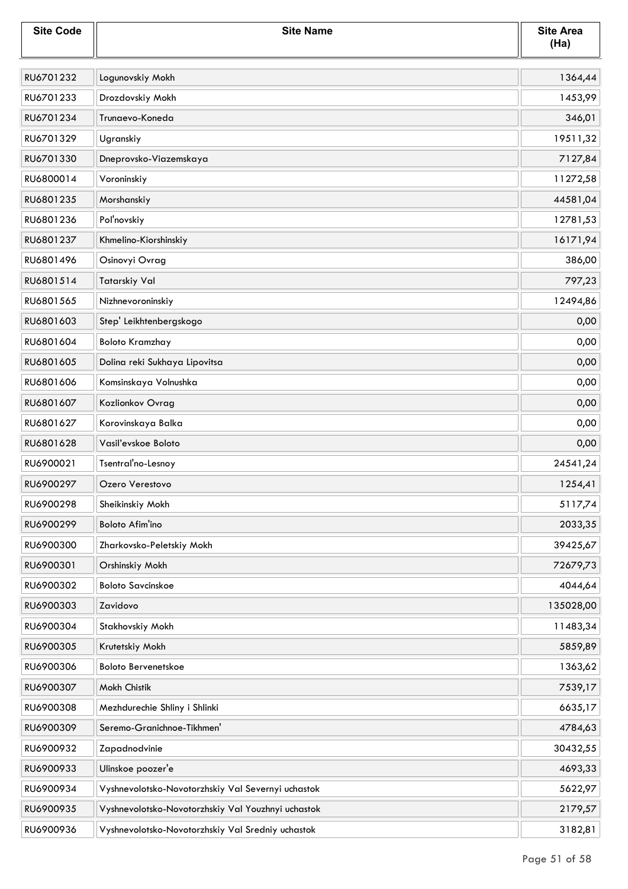| Site Code | Site Name | Site Area (Ha) |
|---|---|---|
| RU6701232 | Logunovskiy Mokh | 1364,44 |
| RU6701233 | Drozdovskiy Mokh | 1453,99 |
| RU6701234 | Trunaevo-Koneda | 346,01 |
| RU6701329 | Ugranskiy | 19511,32 |
| RU6701330 | Dneprovsko-Viazemskaya | 7127,84 |
| RU6800014 | Voroninskiy | 11272,58 |
| RU6801235 | Morshanskiy | 44581,04 |
| RU6801236 | Pol'novskiy | 12781,53 |
| RU6801237 | Khmelino-Kiorshinskiy | 16171,94 |
| RU6801496 | Osinovyi Ovrag | 386,00 |
| RU6801514 | Tatarskiy Val | 797,23 |
| RU6801565 | Nizhnevoroninskiy | 12494,86 |
| RU6801603 | Step' Leikhtenbergskogo | 0,00 |
| RU6801604 | Boloto Kramzhay | 0,00 |
| RU6801605 | Dolina reki Sukhaya Lipovitsa | 0,00 |
| RU6801606 | Komsinskaya Volnushka | 0,00 |
| RU6801607 | Kozlionkov Ovrag | 0,00 |
| RU6801627 | Korovinskaya Balka | 0,00 |
| RU6801628 | Vasil'evskoe Boloto | 0,00 |
| RU6900021 | Tsentral'no-Lesnoy | 24541,24 |
| RU6900297 | Ozero Verestovo | 1254,41 |
| RU6900298 | Sheikinskiy Mokh | 5117,74 |
| RU6900299 | Boloto Afim'ino | 2033,35 |
| RU6900300 | Zharkovsko-Peletskiy Mokh | 39425,67 |
| RU6900301 | Orshinskiy Mokh | 72679,73 |
| RU6900302 | Boloto Savcinskoe | 4044,64 |
| RU6900303 | Zavidovo | 135028,00 |
| RU6900304 | Stakhovskiy Mokh | 11483,34 |
| RU6900305 | Krutetskiy Mokh | 5859,89 |
| RU6900306 | Boloto Bervenetskoe | 1363,62 |
| RU6900307 | Mokh Chistik | 7539,17 |
| RU6900308 | Mezhdurechie Shliny i Shlinki | 6635,17 |
| RU6900309 | Seremo-Granichnoe-Tikhmen' | 4784,63 |
| RU6900932 | Zapadnodvinie | 30432,55 |
| RU6900933 | Ulinskoe poozer'e | 4693,33 |
| RU6900934 | Vyshnevolotsko-Novotorzhskiy Val Severnyi uchastok | 5622,97 |
| RU6900935 | Vyshnevolotsko-Novotorzhskiy Val Youzhnyi uchastok | 2179,57 |
| RU6900936 | Vyshnevolotsko-Novotorzhskiy Val Sredniy uchastok | 3182,81 |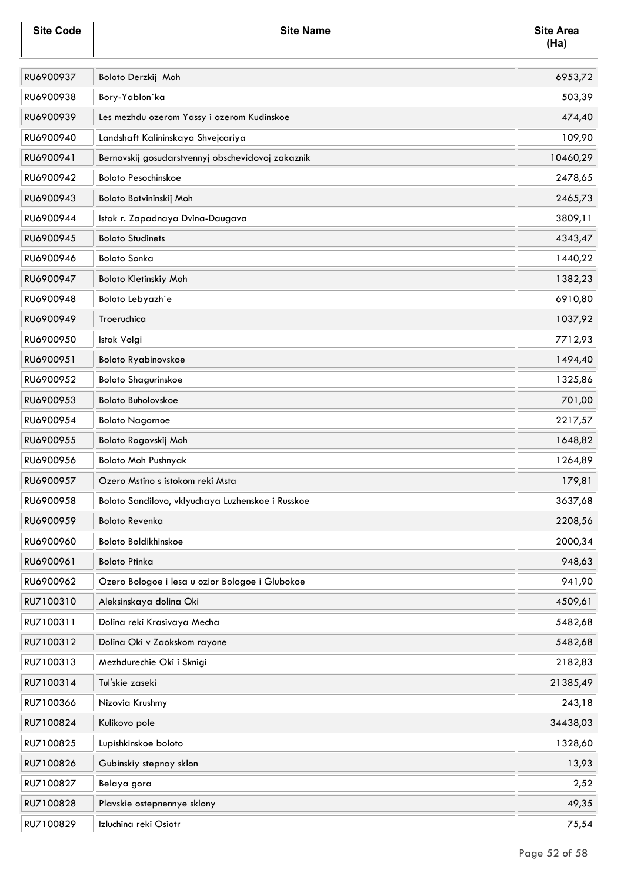| Site Code | Site Name | Site Area (Ha) |
|---|---|---|
| RU6900937 | Boloto Derzkij Moh | 6953,72 |
| RU6900938 | Bory-Yablon`ka | 503,39 |
| RU6900939 | Les mezhdu ozerom Yassy i ozerom Kudinskoe | 474,40 |
| RU6900940 | Landshaft Kalininskaya Shvejcariya | 109,90 |
| RU6900941 | Bernovskij gosudarstvennyj obschevidovoj zakaznik | 10460,29 |
| RU6900942 | Boloto Pesochinskoe | 2478,65 |
| RU6900943 | Boloto Botvininskij Moh | 2465,73 |
| RU6900944 | Istok r. Zapadnaya Dvina-Daugava | 3809,11 |
| RU6900945 | Boloto Studinets | 4343,47 |
| RU6900946 | Boloto Sonka | 1440,22 |
| RU6900947 | Boloto Kletinskiy Moh | 1382,23 |
| RU6900948 | Boloto Lebyazh`e | 6910,80 |
| RU6900949 | Troeruchica | 1037,92 |
| RU6900950 | Istok Volgi | 7712,93 |
| RU6900951 | Boloto Ryabinovskoe | 1494,40 |
| RU6900952 | Boloto Shagurinskoe | 1325,86 |
| RU6900953 | Boloto Buholovskoe | 701,00 |
| RU6900954 | Boloto Nagornoe | 2217,57 |
| RU6900955 | Boloto Rogovskij Moh | 1648,82 |
| RU6900956 | Boloto Moh Pushnyak | 1264,89 |
| RU6900957 | Ozero Mstino s istokom reki Msta | 179,81 |
| RU6900958 | Boloto Sandilovo, vklyuchaya Luzhenskoe i Russkoe | 3637,68 |
| RU6900959 | Boloto Revenka | 2208,56 |
| RU6900960 | Boloto Boldikhinskoe | 2000,34 |
| RU6900961 | Boloto Ptinka | 948,63 |
| RU6900962 | Ozero Bologoe i lesa u ozior Bologoe i Glubokoe | 941,90 |
| RU7100310 | Aleksinskaya dolina Oki | 4509,61 |
| RU7100311 | Dolina reki Krasivaya Mecha | 5482,68 |
| RU7100312 | Dolina Oki v Zaokskom rayone | 5482,68 |
| RU7100313 | Mezhdurechie Oki i Sknigi | 2182,83 |
| RU7100314 | Tul'skie zaseki | 21385,49 |
| RU7100366 | Nizovia Krushmy | 243,18 |
| RU7100824 | Kulikovo pole | 34438,03 |
| RU7100825 | Lupishkinskoe boloto | 1328,60 |
| RU7100826 | Gubinskiy stepnoy sklon | 13,93 |
| RU7100827 | Belaya gora | 2,52 |
| RU7100828 | Plavskie ostepnennye sklony | 49,35 |
| RU7100829 | Izluchina reki Osiotr | 75,54 |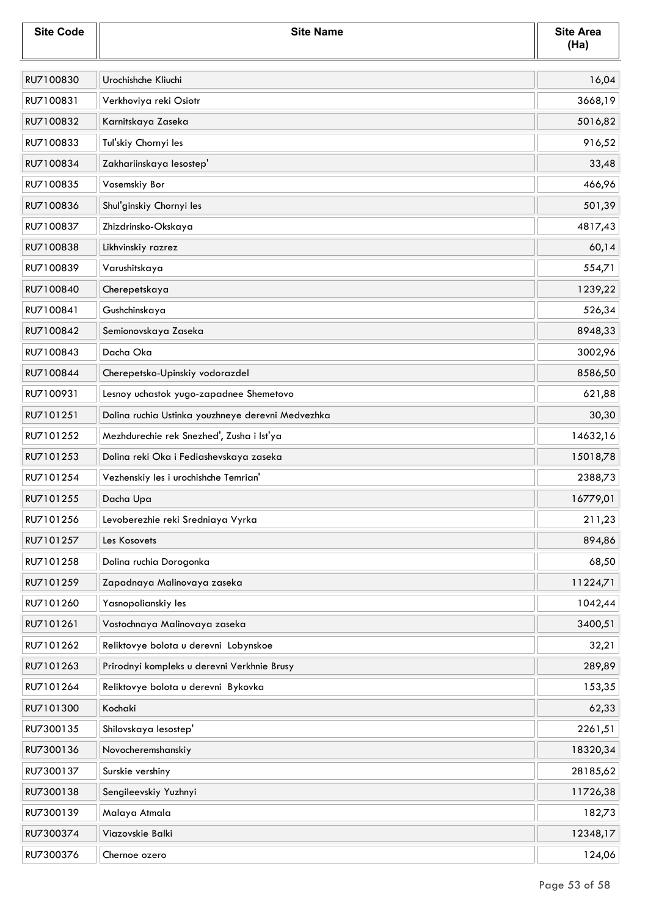| Site Code | Site Name | Site Area (Ha) |
|---|---|---|
| RU7100830 | Urochishche Kliuchi | 16,04 |
| RU7100831 | Verkhoviya reki Osiotr | 3668,19 |
| RU7100832 | Karnitskaya Zaseka | 5016,82 |
| RU7100833 | Tul'skiy Chornyi les | 916,52 |
| RU7100834 | Zakhariinskaya lesostep' | 33,48 |
| RU7100835 | Vosemskiy Bor | 466,96 |
| RU7100836 | Shul'ginskiy Chornyi les | 501,39 |
| RU7100837 | Zhizdrinsko-Okskaya | 4817,43 |
| RU7100838 | Likhvinskiy razrez | 60,14 |
| RU7100839 | Varushitskaya | 554,71 |
| RU7100840 | Cherepetskaya | 1239,22 |
| RU7100841 | Gushchinskaya | 526,34 |
| RU7100842 | Semionovskaya Zaseka | 8948,33 |
| RU7100843 | Dacha Oka | 3002,96 |
| RU7100844 | Cherepetsko-Upinskiy vodorazdel | 8586,50 |
| RU7100931 | Lesnoy uchastok yugo-zapadnee Shemetovo | 621,88 |
| RU7101251 | Dolina ruchia Ustinka youzhneye derevni Medvezhka | 30,30 |
| RU7101252 | Mezhdurechie rek Snezhed', Zusha i Ist'ya | 14632,16 |
| RU7101253 | Dolina reki Oka i Fediashevskaya zaseka | 15018,78 |
| RU7101254 | Vezhenskiy les i urochishche Temrian' | 2388,73 |
| RU7101255 | Dacha Upa | 16779,01 |
| RU7101256 | Levoberezhie reki Sredniaya Vyrka | 211,23 |
| RU7101257 | Les Kosovets | 894,86 |
| RU7101258 | Dolina ruchia Dorogonka | 68,50 |
| RU7101259 | Zapadnaya Malinovaya zaseka | 11224,71 |
| RU7101260 | Yasnopolianskiy les | 1042,44 |
| RU7101261 | Vostochnaya Malinovaya zaseka | 3400,51 |
| RU7101262 | Reliktovye bolota u derevni Lobynskoe | 32,21 |
| RU7101263 | Prirodnyi kompleks u derevni Verkhnie Brusy | 289,89 |
| RU7101264 | Reliktovye bolota u derevni Bykovka | 153,35 |
| RU7101300 | Kochaki | 62,33 |
| RU7300135 | Shilovskaya lesostep' | 2261,51 |
| RU7300136 | Novocheremshanskiy | 18320,34 |
| RU7300137 | Surskie vershiny | 28185,62 |
| RU7300138 | Sengileevskiy Yuzhnyi | 11726,38 |
| RU7300139 | Malaya Atmala | 182,73 |
| RU7300374 | Viazovskie Balki | 12348,17 |
| RU7300376 | Chernoe ozero | 124,06 |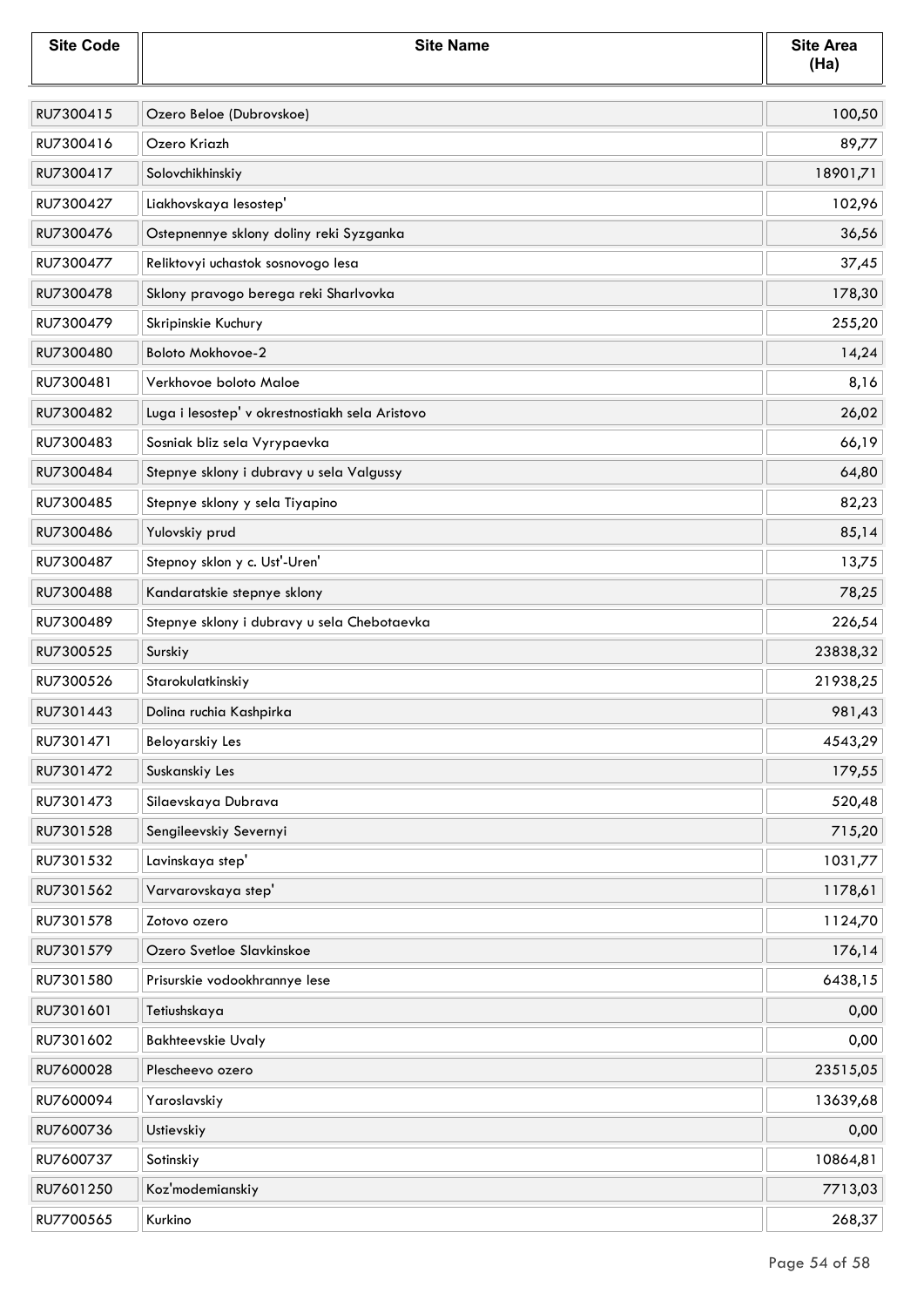| Site Code | Site Name | Site Area (Ha) |
|---|---|---|
| RU7300415 | Ozero Beloe (Dubrovskoe) | 100,50 |
| RU7300416 | Ozero Kriazh | 89,77 |
| RU7300417 | Solovchikhinskiy | 18901,71 |
| RU7300427 | Liakhovskaya lesostep' | 102,96 |
| RU7300476 | Ostepnennye sklony doliny reki Syzganka | 36,56 |
| RU7300477 | Reliktovyi uchastok sosnovogo lesa | 37,45 |
| RU7300478 | Sklony pravogo berega reki Sharlvovka | 178,30 |
| RU7300479 | Skripinskie Kuchury | 255,20 |
| RU7300480 | Boloto Mokhovoe-2 | 14,24 |
| RU7300481 | Verkhovoe boloto Maloe | 8,16 |
| RU7300482 | Luga i lesostep' v okrestnostiakh sela Aristovo | 26,02 |
| RU7300483 | Sosniak bliz sela Vyrypaevka | 66,19 |
| RU7300484 | Stepnye sklony i dubravy u sela Valgussy | 64,80 |
| RU7300485 | Stepnye sklony y sela Tiyapino | 82,23 |
| RU7300486 | Yulovskiy prud | 85,14 |
| RU7300487 | Stepnoy sklon y c. Ust'-Uren' | 13,75 |
| RU7300488 | Kandaratskie stepnye sklony | 78,25 |
| RU7300489 | Stepnye sklony i dubravy u sela Chebotaevka | 226,54 |
| RU7300525 | Surskiy | 23838,32 |
| RU7300526 | Starokulatkinskiy | 21938,25 |
| RU7301443 | Dolina ruchia Kashpirka | 981,43 |
| RU7301471 | Beloyarskiy Les | 4543,29 |
| RU7301472 | Suskanskiy Les | 179,55 |
| RU7301473 | Silaevskaya Dubrava | 520,48 |
| RU7301528 | Sengileevskiy Severnyi | 715,20 |
| RU7301532 | Lavinskaya step' | 1031,77 |
| RU7301562 | Varvarovskaya step' | 1178,61 |
| RU7301578 | Zotovo ozero | 1124,70 |
| RU7301579 | Ozero Svetloe Slavkinskoe | 176,14 |
| RU7301580 | Prisurskie vodookhrannye lese | 6438,15 |
| RU7301601 | Tetiushskaya | 0,00 |
| RU7301602 | Bakhteevskie Uvaly | 0,00 |
| RU7600028 | Plescheevo ozero | 23515,05 |
| RU7600094 | Yaroslavskiy | 13639,68 |
| RU7600736 | Ustievskiy | 0,00 |
| RU7600737 | Sotinskiy | 10864,81 |
| RU7601250 | Koz'modemianskiy | 7713,03 |
| RU7700565 | Kurkino | 268,37 |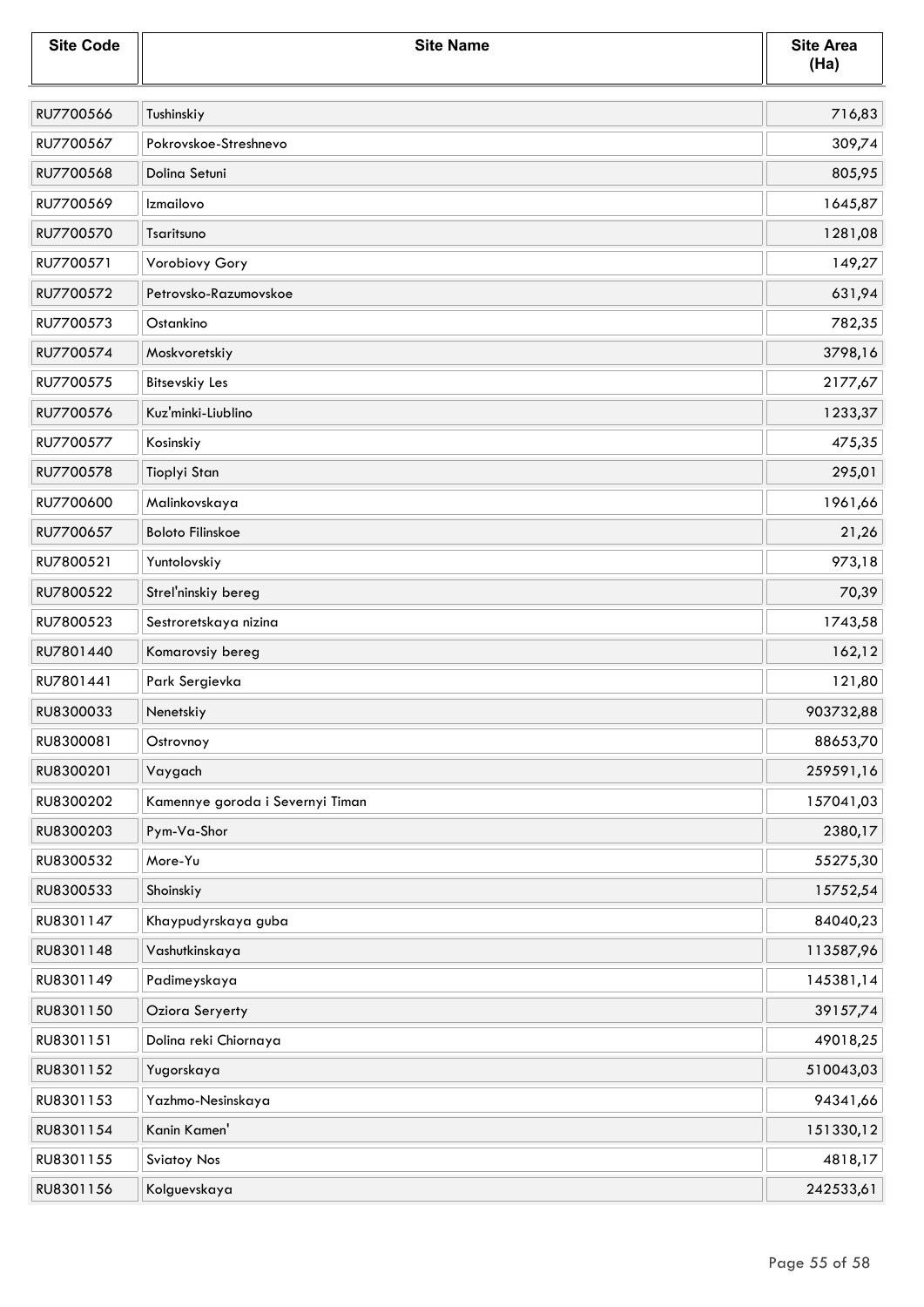| Site Code | Site Name | Site Area (Ha) |
|---|---|---|
| RU7700566 | Tushinskiy | 716,83 |
| RU7700567 | Pokrovskoe-Streshnevo | 309,74 |
| RU7700568 | Dolina Setuni | 805,95 |
| RU7700569 | Izmailovo | 1645,87 |
| RU7700570 | Tsaritsuno | 1281,08 |
| RU7700571 | Vorobiovy Gory | 149,27 |
| RU7700572 | Petrovsko-Razumovskoe | 631,94 |
| RU7700573 | Ostankino | 782,35 |
| RU7700574 | Moskvoretskiy | 3798,16 |
| RU7700575 | Bitsevskiy Les | 2177,67 |
| RU7700576 | Kuz'minki-Liublino | 1233,37 |
| RU7700577 | Kosinskiy | 475,35 |
| RU7700578 | Tioplyi Stan | 295,01 |
| RU7700600 | Malinkovskaya | 1961,66 |
| RU7700657 | Boloto Filinskoe | 21,26 |
| RU7800521 | Yuntolovskiy | 973,18 |
| RU7800522 | Strel'ninskiy bereg | 70,39 |
| RU7800523 | Sestroretskaya nizina | 1743,58 |
| RU7801440 | Komarovsiy bereg | 162,12 |
| RU7801441 | Park Sergievka | 121,80 |
| RU8300033 | Nenetskiy | 903732,88 |
| RU8300081 | Ostrovnoy | 88653,70 |
| RU8300201 | Vaygach | 259591,16 |
| RU8300202 | Kamennye goroda i Severnyi Timan | 157041,03 |
| RU8300203 | Pym-Va-Shor | 2380,17 |
| RU8300532 | More-Yu | 55275,30 |
| RU8300533 | Shoinskiy | 15752,54 |
| RU8301147 | Khaypudyrskaya guba | 84040,23 |
| RU8301148 | Vashutkinskaya | 113587,96 |
| RU8301149 | Padimeyskaya | 145381,14 |
| RU8301150 | Oziora Seryerty | 39157,74 |
| RU8301151 | Dolina reki Chiornaya | 49018,25 |
| RU8301152 | Yugorskaya | 510043,03 |
| RU8301153 | Yazhmo-Nesinskaya | 94341,66 |
| RU8301154 | Kanin Kamen' | 151330,12 |
| RU8301155 | Sviatoy Nos | 4818,17 |
| RU8301156 | Kolguevskaya | 242533,61 |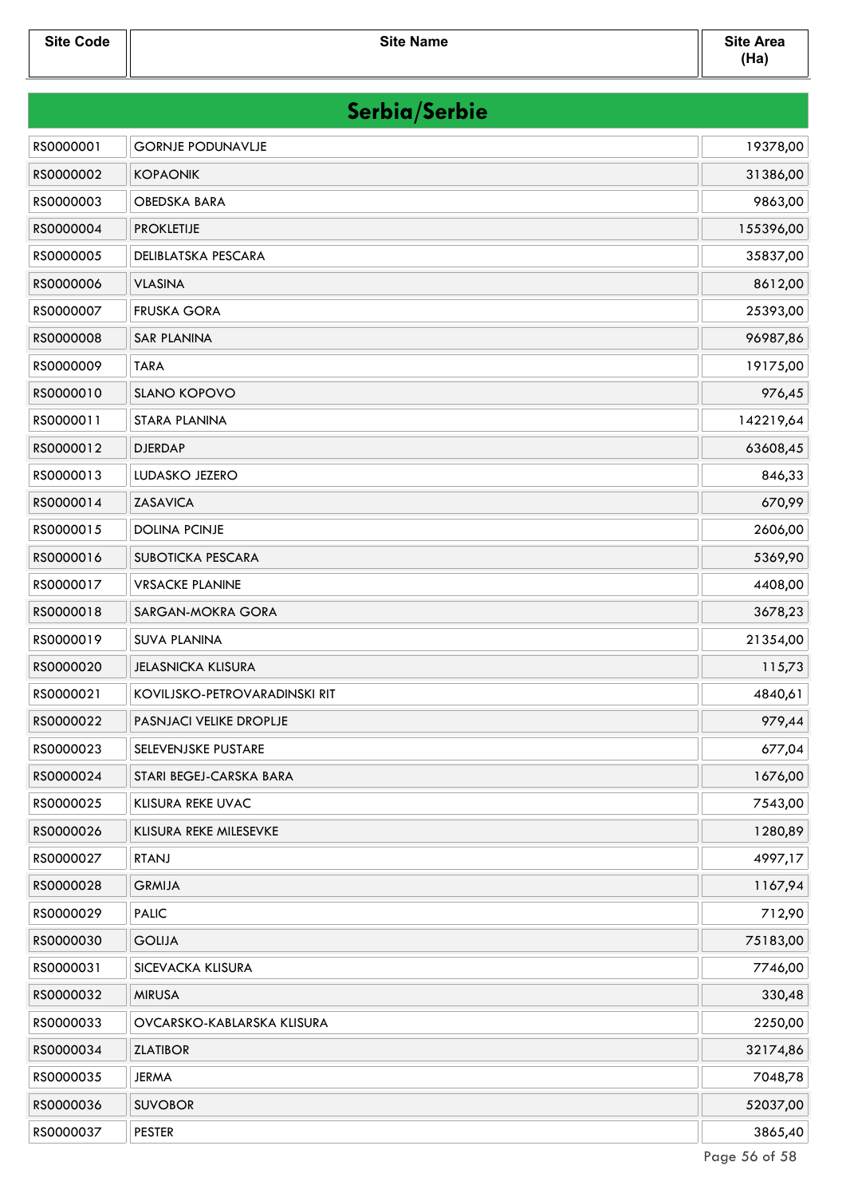| Site Code | Site Name | Site Area (Ha) |
|---|---|---|
| **Serbia/Serbie** | | |
| RS0000001 | GORNJE PODUNAVLJE | 19378,00 |
| RS0000002 | KOPAONIK | 31386,00 |
| RS0000003 | OBEDSKA BARA | 9863,00 |
| RS0000004 | PROKLETIJE | 155396,00 |
| RS0000005 | DELIBLATSKA PESCARA | 35837,00 |
| RS0000006 | VLASINA | 8612,00 |
| RS0000007 | FRUSKA GORA | 25393,00 |
| RS0000008 | SAR PLANINA | 96987,86 |
| RS0000009 | TARA | 19175,00 |
| RS0000010 | SLANO KOPOVO | 976,45 |
| RS0000011 | STARA PLANINA | 142219,64 |
| RS0000012 | DJERDAP | 63608,45 |
| RS0000013 | LUDASKO JEZERO | 846,33 |
| RS0000014 | ZASAVICA | 670,99 |
| RS0000015 | DOLINA PCINJE | 2606,00 |
| RS0000016 | SUBOTICKA PESCARA | 5369,90 |
| RS0000017 | VRSACKE PLANINE | 4408,00 |
| RS0000018 | SARGAN-MOKRA GORA | 3678,23 |
| RS0000019 | SUVA PLANINA | 21354,00 |
| RS0000020 | JELASNICKA KLISURA | 115,73 |
| RS0000021 | KOVILJSKO-PETROVARADINSKI RIT | 4840,61 |
| RS0000022 | PASNJACI VELIKE DROPLJE | 979,44 |
| RS0000023 | SELEVENJSKE PUSTARE | 677,04 |
| RS0000024 | STARI BEGEJ-CARSKA BARA | 1676,00 |
| RS0000025 | KLISURA REKE UVAC | 7543,00 |
| RS0000026 | KLISURA REKE MILESEVKE | 1280,89 |
| RS0000027 | RTANJ | 4997,17 |
| RS0000028 | GRMIJA | 1167,94 |
| RS0000029 | PALIC | 712,90 |
| RS0000030 | GOLIJA | 75183,00 |
| RS0000031 | SICEVACKA KLISURA | 7746,00 |
| RS0000032 | MIRUSA | 330,48 |
| RS0000033 | OVCARSKO-KABLARSKA KLISURA | 2250,00 |
| RS0000034 | ZLATIBOR | 32174,86 |
| RS0000035 | JERMA | 7048,78 |
| RS0000036 | SUVOBOR | 52037,00 |
| RS0000037 | PESTER | 3865,40 |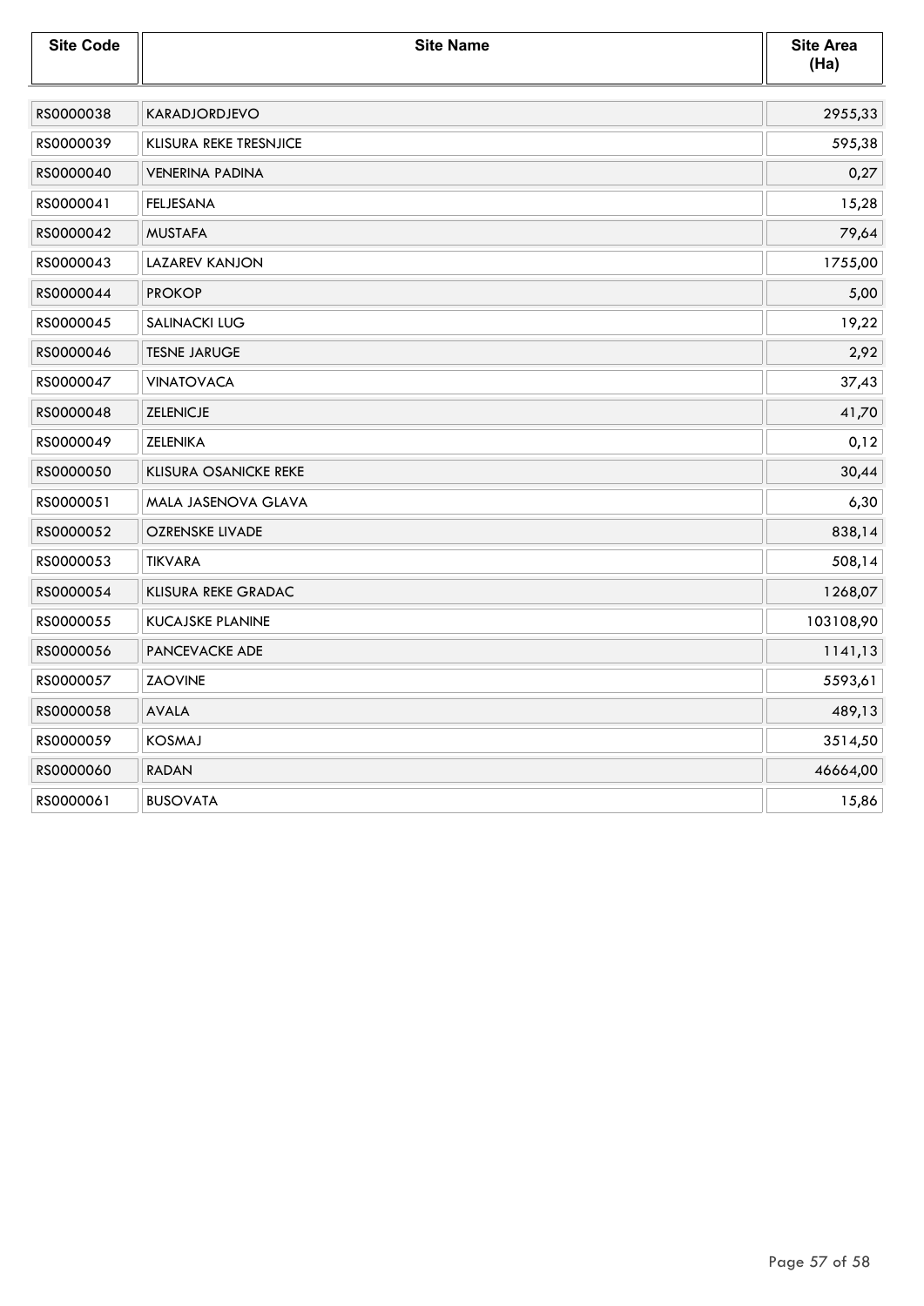| Site Code | Site Name | Site Area (Ha) |
|---|---|---|
| RS0000038 | KARADJORDJEVO | 2955,33 |
| RS0000039 | KLISURA REKE TRESNJICE | 595,38 |
| RS0000040 | VENERINA PADINA | 0,27 |
| RS0000041 | FELJESANA | 15,28 |
| RS0000042 | MUSTAFA | 79,64 |
| RS0000043 | LAZAREV KANJON | 1755,00 |
| RS0000044 | PROKOP | 5,00 |
| RS0000045 | SALINACKI LUG | 19,22 |
| RS0000046 | TESNE JARUGE | 2,92 |
| RS0000047 | VINATOVACA | 37,43 |
| RS0000048 | ZELENICJE | 41,70 |
| RS0000049 | ZELENIKA | 0,12 |
| RS0000050 | KLISURA OSANICKE REKE | 30,44 |
| RS0000051 | MALA JASENOVA GLAVA | 6,30 |
| RS0000052 | OZRENSKE LIVADE | 838,14 |
| RS0000053 | TIKVARA | 508,14 |
| RS0000054 | KLISURA REKE GRADAC | 1268,07 |
| RS0000055 | KUCAJSKE PLANINE | 103108,90 |
| RS0000056 | PANCEVACKE ADE | 1141,13 |
| RS0000057 | ZAOVINE | 5593,61 |
| RS0000058 | AVALA | 489,13 |
| RS0000059 | KOSMAJ | 3514,50 |
| RS0000060 | RADAN | 46664,00 |
| RS0000061 | BUSOVATA | 15,86 |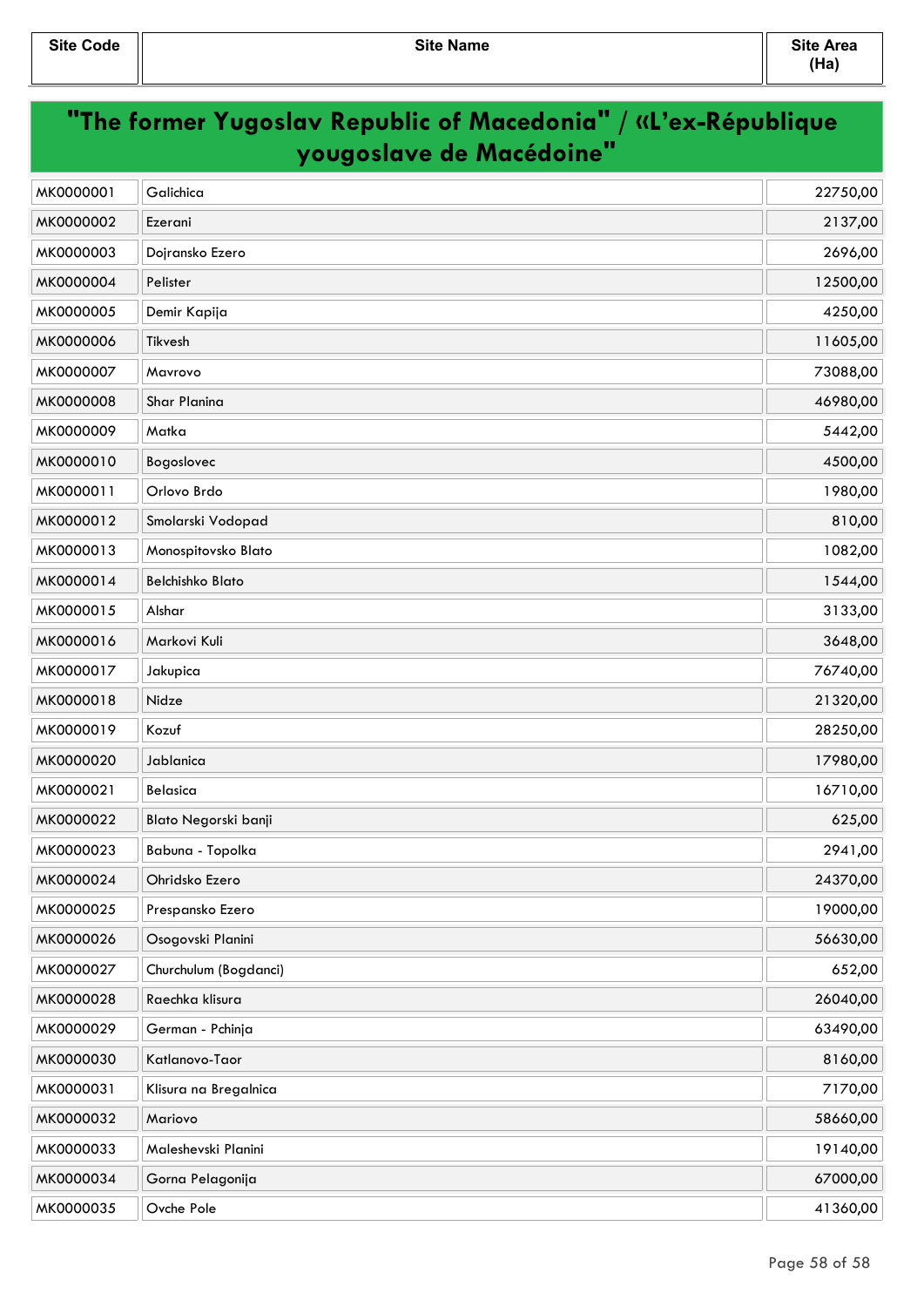| Site Code | Site Name | Site Area (Ha) |
| --- | --- | --- |
| **"The former Yugoslav Republic of Macedonia" / «L'ex-République yougoslave de Macédoine"** | | |
| MK0000001 | Galichica | 22750,00 |
| MK0000002 | Ezerani | 2137,00 |
| MK0000003 | Dojransko Ezero | 2696,00 |
| MK0000004 | Pelister | 12500,00 |
| MK0000005 | Demir Kapija | 4250,00 |
| MK0000006 | Tikvesh | 11605,00 |
| MK0000007 | Mavrovo | 73088,00 |
| MK0000008 | Shar Planina | 46980,00 |
| MK0000009 | Matka | 5442,00 |
| MK0000010 | Bogoslovec | 4500,00 |
| MK0000011 | Orlovo Brdo | 1980,00 |
| MK0000012 | Smolarski Vodopad | 810,00 |
| MK0000013 | Monospitovsko Blato | 1082,00 |
| MK0000014 | Belchishko Blato | 1544,00 |
| MK0000015 | Alshar | 3133,00 |
| MK0000016 | Markovi Kuli | 3648,00 |
| MK0000017 | Jakupica | 76740,00 |
| MK0000018 | Nidze | 21320,00 |
| MK0000019 | Kozuf | 28250,00 |
| MK0000020 | Jablanica | 17980,00 |
| MK0000021 | Belasica | 16710,00 |
| MK0000022 | Blato Negorski banji | 625,00 |
| MK0000023 | Babuna - Topolka | 2941,00 |
| MK0000024 | Ohridsko Ezero | 24370,00 |
| MK0000025 | Prespansko Ezero | 19000,00 |
| MK0000026 | Osogovski Planini | 56630,00 |
| MK0000027 | Churchulum (Bogdanci) | 652,00 |
| MK0000028 | Raechka klisura | 26040,00 |
| MK0000029 | German - Pchinja | 63490,00 |
| MK0000030 | Katlanovo-Taor | 8160,00 |
| MK0000031 | Klisura na Bregalnica | 7170,00 |
| MK0000032 | Mariovo | 58660,00 |
| MK0000033 | Maleshevski Planini | 19140,00 |
| MK0000034 | Gorna Pelagonija | 67000,00 |
| MK0000035 | Ovche Pole | 41360,00 |